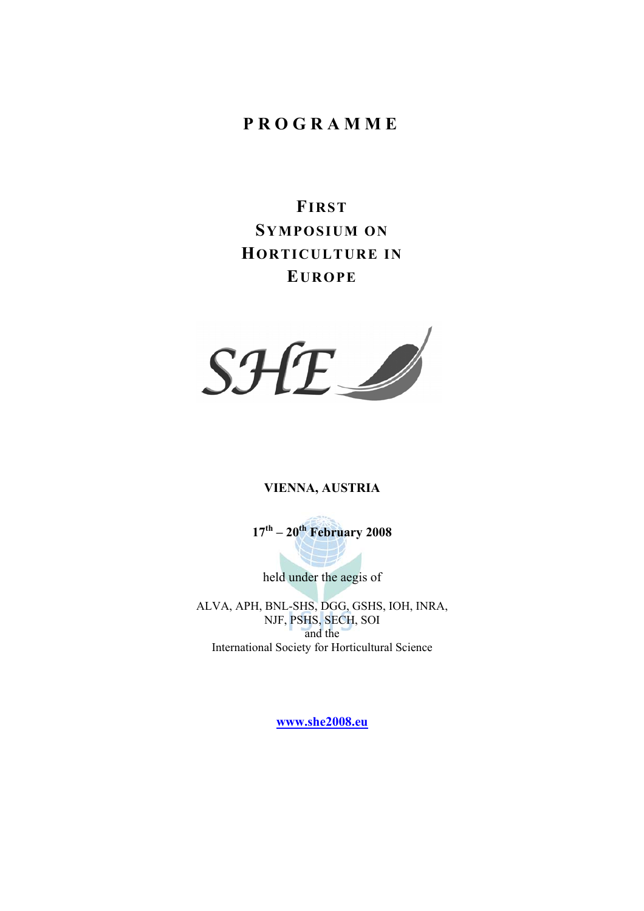# PROGRAMME

## FIRST SYMPOSIUM ON HORTICULTURE IN EUROPE

SHE

**VIENNA, AUSTRIA**

**17th – 20th February 2008**

held under the aegis of

ALVA, APH, BNL-SHS, DGG, GSHS, IOH, INRA, NJF, PSHS, SECH, SOI
and the
International Society for Horticultural Science

**www.she2008.eu**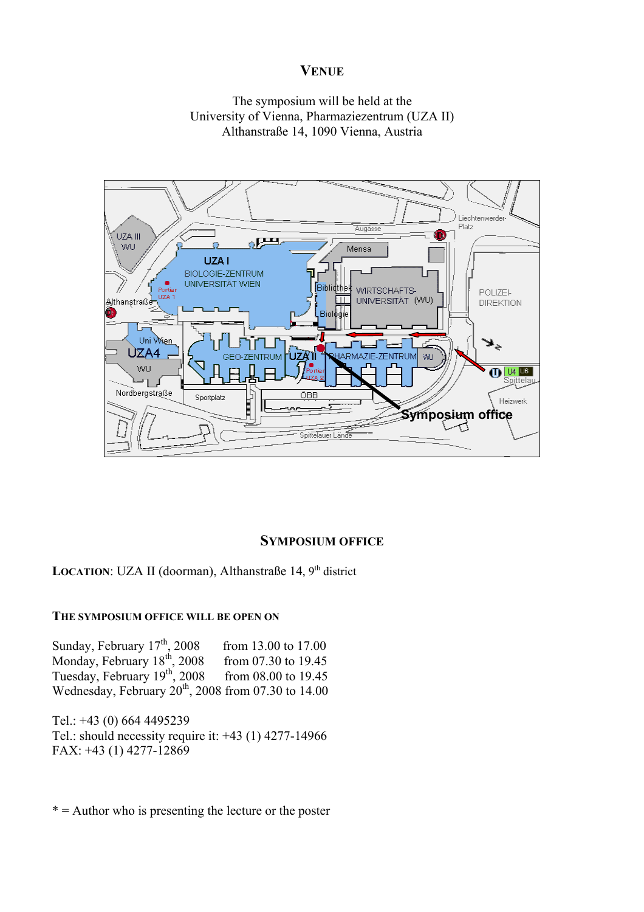## VENUE

The symposium will be held at the
University of Vienna, Pharmaziezentrum (UZA II)
Althanstraße 14, 1090 Vienna, Austria

UZA III
WU
UZA I
BIOLOGIE-ZENTRUM
UNIVERSITÄT WIEN
Portier
UZA 1
Althanstraße
Augasse
Mensa
Liechtenwerder-Platz
Bibliothek
WIRTSCHAFTS-UNIVERSITÄT (WU)
POLIZEI-DIREKTION
Biologie
Uni Wien
UZA4
WU
GEO-ZENTRUM
UZA II
PHARMAZIE-ZENTRUM
WU
Portier
UZA 2
U4 U6
Spittelau
Nordbergstraße
Sportplatz
ÖBB
Heizwerk
Symposium office
Spittelauer Lände

## SYMPOSIUM OFFICE

**LOCATION**: UZA II (doorman), Althanstraße 14, 9th district

**THE SYMPOSIUM OFFICE WILL BE OPEN ON**

Sunday, February 17th, 2008 from 13.00 to 17.00
Monday, February 18th, 2008 from 07.30 to 19.45
Tuesday, February 19th, 2008 from 08.00 to 19.45
Wednesday, February 20th, 2008 from 07.30 to 14.00

Tel.: +43 (0) 664 4495239
Tel.: should necessity require it: +43 (1) 4277-14966
FAX: +43 (1) 4277-12869

* = Author who is presenting the lecture or the poster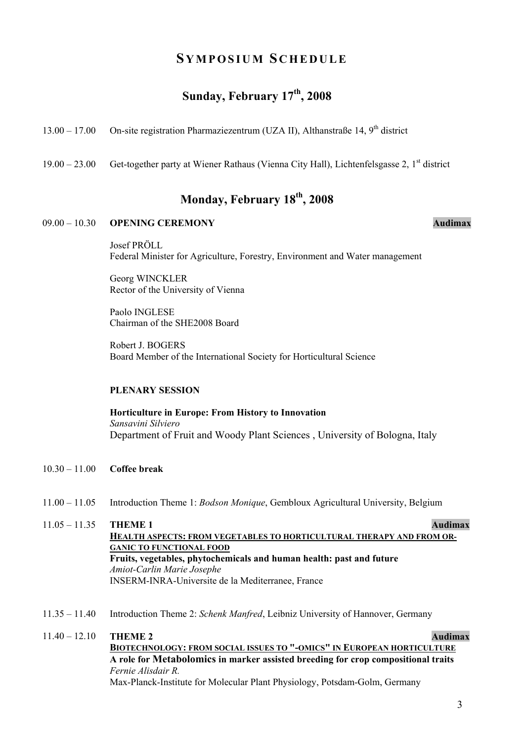# Symposium Schedule

## Sunday, February 17th, 2008

13.00 – 17.00 On-site registration Pharmaziezentrum (UZA II), Althanstraße 14, 9th district

19.00 – 23.00 Get-together party at Wiener Rathaus (Vienna City Hall), Lichtenfelsgasse 2, 1st district

## Monday, February 18th, 2008

09.00 – 10.30 **OPENING CEREMONY** **Audimax**

Josef PRÖLL
Federal Minister for Agriculture, Forestry, Environment and Water management

Georg WINCKLER
Rector of the University of Vienna

Paolo INGLESE
Chairman of the SHE2008 Board

Robert J. BOGERS
Board Member of the International Society for Horticultural Science

**PLENARY SESSION**

**Horticulture in Europe: From History to Innovation**
*Sansavini Silviero*
Department of Fruit and Woody Plant Sciences , University of Bologna, Italy

10.30 – 11.00 **Coffee break**

11.00 – 11.05 Introduction Theme 1: *Bodson Monique*, Gembloux Agricultural University, Belgium

11.05 – 11.35 **THEME 1** **Audimax**
**HEALTH ASPECTS: FROM VEGETABLES TO HORTICULTURAL THERAPY AND FROM ORGANIC TO FUNCTIONAL FOOD**
**Fruits, vegetables, phytochemicals and human health: past and future**
*Amiot-Carlin Marie Josephe*
INSERM-INRA-Universite de la Mediterranee, France

11.35 – 11.40 Introduction Theme 2: *Schenk Manfred*, Leibniz University of Hannover, Germany

11.40 – 12.10 **THEME 2** **Audimax**
**BIOTECHNOLOGY: FROM SOCIAL ISSUES TO "-OMICS" IN EUROPEAN HORTICULTURE**
**A role for Metabolomics in marker assisted breeding for crop compositional traits**
*Fernie Alisdair R.*
Max-Planck-Institute for Molecular Plant Physiology, Potsdam-Golm, Germany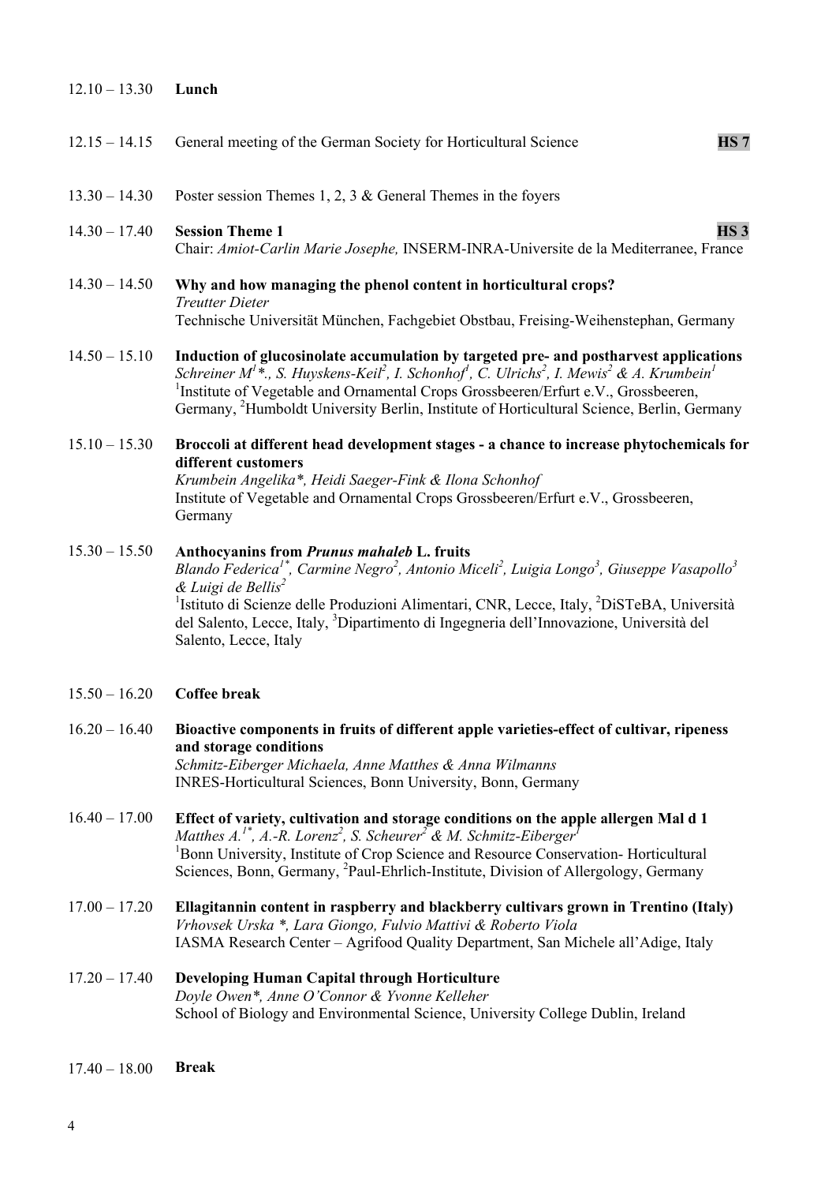12.10 – 13.30 **Lunch**

12.15 – 14.15 General meeting of the German Society for Horticultural Science **HS 7**

13.30 – 14.30 Poster session Themes 1, 2, 3 & General Themes in the foyers

14.30 – 17.40 **Session Theme 1** **HS 3**
Chair: *Amiot-Carlin Marie Josephe,* INSERM-INRA-Universite de la Mediterranee, France

14.30 – 14.50 **Why and how managing the phenol content in horticultural crops?**
*Treutter Dieter*
Technische Universität München, Fachgebiet Obstbau, Freising-Weihenstephan, Germany

14.50 – 15.10 **Induction of glucosinolate accumulation by targeted pre- and postharvest applications**
*Schreiner M[1]*., S. Huyskens-Keil[2], I. Schonhof[1], C. Ulrichs[2], I. Mewis[2] & A. Krumbein[1]*
[1]Institute of Vegetable and Ornamental Crops Grossbeeren/Erfurt e.V., Grossbeeren, Germany, [2]Humboldt University Berlin, Institute of Horticultural Science, Berlin, Germany

15.10 – 15.30 **Broccoli at different head development stages - a chance to increase phytochemicals for different customers**
*Krumbein Angelika*, Heidi Saeger-Fink & Ilona Schonhof*
Institute of Vegetable and Ornamental Crops Grossbeeren/Erfurt e.V., Grossbeeren, Germany

15.30 – 15.50 **Anthocyanins from *Prunus mahaleb* L. fruits**
*Blando Federica[1*], Carmine Negro[2], Antonio Miceli[2], Luigia Longo[3], Giuseppe Vasapollo[3] & Luigi de Bellis[2]*
[1]Istituto di Scienze delle Produzioni Alimentari, CNR, Lecce, Italy, [2]DiSTeBA, Università del Salento, Lecce, Italy, [3]Dipartimento di Ingegneria dell'Innovazione, Università del Salento, Lecce, Italy

15.50 – 16.20 **Coffee break**

16.20 – 16.40 **Bioactive components in fruits of different apple varieties-effect of cultivar, ripeness and storage conditions**
*Schmitz-Eiberger Michaela, Anne Matthes & Anna Wilmanns*
INRES-Horticultural Sciences, Bonn University, Bonn, Germany

16.40 – 17.00 **Effect of variety, cultivation and storage conditions on the apple allergen Mal d 1**
*Matthes A.[1*], A.-R. Lorenz[2], S. Scheurer[2] & M. Schmitz-Eiberger[1]*
[1]Bonn University, Institute of Crop Science and Resource Conservation- Horticultural Sciences, Bonn, Germany, [2]Paul-Ehrlich-Institute, Division of Allergology, Germany

17.00 – 17.20 **Ellagitannin content in raspberry and blackberry cultivars grown in Trentino (Italy)**
*Vrhovsek Urska *, Lara Giongo, Fulvio Mattivi & Roberto Viola*
IASMA Research Center – Agrifood Quality Department, San Michele all'Adige, Italy

17.20 – 17.40 **Developing Human Capital through Horticulture**
*Doyle Owen*, Anne O'Connor & Yvonne Kelleher*
School of Biology and Environmental Science, University College Dublin, Ireland

17.40 – 18.00 **Break**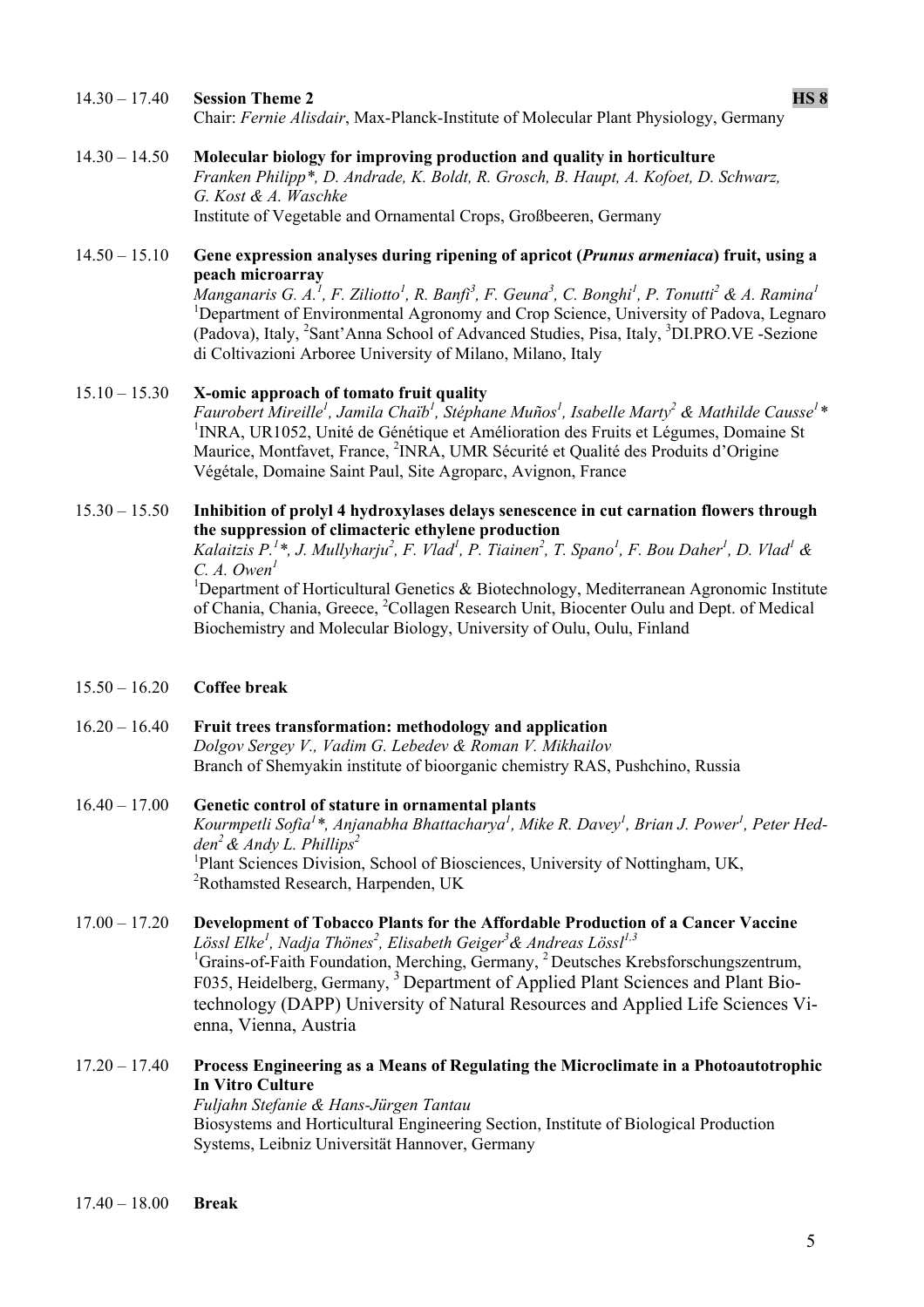14.30 – 17.40 **Session Theme 2** **HS 8**

Chair: *Fernie Alisdair*, Max-Planck-Institute of Molecular Plant Physiology, Germany

14.30 – 14.50 **Molecular biology for improving production and quality in horticulture**

*Franken Philipp*, D. Andrade, K. Boldt, R. Grosch, B. Haupt, A. Kofoet, D. Schwarz, G. Kost & A. Waschke*

Institute of Vegetable and Ornamental Crops, Großbeeren, Germany

14.50 – 15.10 **Gene expression analyses during ripening of apricot (*Prunus armeniaca*) fruit, using a peach microarray**

*Manganaris G. A.[1], F. Ziliotto[1], R. Banfi[3], F. Geuna[3], C. Bonghi[1], P. Tonutti[2] & A. Ramina[1]*

[1]Department of Environmental Agronomy and Crop Science, University of Padova, Legnaro (Padova), Italy, [2]Sant'Anna School of Advanced Studies, Pisa, Italy, [3]DI.PRO.VE -Sezione di Coltivazioni Arboree University of Milano, Milano, Italy

15.10 – 15.30 **X-omic approach of tomato fruit quality**

*Faurobert Mireille[1], Jamila Chaïb[1], Stéphane Muños[1], Isabelle Marty[2] & Mathilde Causse[1]**

[1]INRA, UR1052, Unité de Génétique et Amélioration des Fruits et Légumes, Domaine St Maurice, Montfavet, France, [2]INRA, UMR Sécurité et Qualité des Produits d'Origine Végétale, Domaine Saint Paul, Site Agroparc, Avignon, France

15.30 – 15.50 **Inhibition of prolyl 4 hydroxylases delays senescence in cut carnation flowers through the suppression of climacteric ethylene production**

*Kalaitzis P.[1]*, J. Mullyharju[2], F. Vlad[1], P. Tiainen[2], T. Spano[1], F. Bou Daher[1], D. Vlad[1] & C. A. Owen[1]*

[1]Department of Horticultural Genetics & Biotechnology, Mediterranean Agronomic Institute of Chania, Chania, Greece, [2]Collagen Research Unit, Biocenter Oulu and Dept. of Medical Biochemistry and Molecular Biology, University of Oulu, Oulu, Finland

15.50 – 16.20 **Coffee break**

16.20 – 16.40 **Fruit trees transformation: methodology and application**

*Dolgov Sergey V., Vadim G. Lebedev & Roman V. Mikhailov*

Branch of Shemyakin institute of bioorganic chemistry RAS, Pushchino, Russia

16.40 – 17.00 **Genetic control of stature in ornamental plants**

*Kourmpetli Sofia[1]*, Anjanabha Bhattacharya[1], Mike R. Davey[1], Brian J. Power[1], Peter Hedden[2] & Andy L. Phillips[2]*

[1]Plant Sciences Division, School of Biosciences, University of Nottingham, UK, [2]Rothamsted Research, Harpenden, UK

17.00 – 17.20 **Development of Tobacco Plants for the Affordable Production of a Cancer Vaccine**

*Lössl Elke[1], Nadja Thönes[2], Elisabeth Geiger[3] & Andreas Lössl[1,3]*

[1]Grains-of-Faith Foundation, Merching, Germany, [2]Deutsches Krebsforschungszentrum, F035, Heidelberg, Germany, [3]Department of Applied Plant Sciences and Plant Biotechnology (DAPP) University of Natural Resources and Applied Life Sciences Vienna, Vienna, Austria

17.20 – 17.40 **Process Engineering as a Means of Regulating the Microclimate in a Photoautotrophic In Vitro Culture**

*Fuljahn Stefanie & Hans-Jürgen Tantau*

Biosystems and Horticultural Engineering Section, Institute of Biological Production Systems, Leibniz Universität Hannover, Germany

17.40 – 18.00 **Break**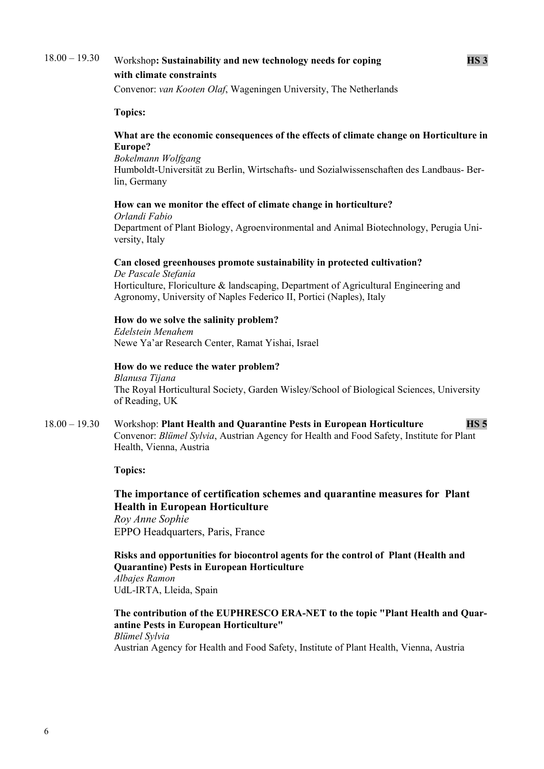18.00 – 19.30 Workshop**: Sustainability and new technology needs for coping with climate constraints** **HS 3**

Convenor: *van Kooten Olaf*, Wageningen University, The Netherlands

**Topics:**

**What are the economic consequences of the effects of climate change on Horticulture in Europe?**
*Bokelmann Wolfgang*
Humboldt-Universität zu Berlin, Wirtschafts- und Sozialwissenschaften des Landbaus- Berlin, Germany

**How can we monitor the effect of climate change in horticulture?**
*Orlandi Fabio*
Department of Plant Biology, Agroenvironmental and Animal Biotechnology, Perugia University, Italy

**Can closed greenhouses promote sustainability in protected cultivation?**
*De Pascale Stefania*
Horticulture, Floriculture & landscaping, Department of Agricultural Engineering and Agronomy, University of Naples Federico II, Portici (Naples), Italy

**How do we solve the salinity problem?**
*Edelstein Menahem*
Newe Ya'ar Research Center, Ramat Yishai, Israel

**How do we reduce the water problem?**
*Blanusa Tijana*
The Royal Horticultural Society, Garden Wisley/School of Biological Sciences, University of Reading, UK

18.00 – 19.30 Workshop: **Plant Health and Quarantine Pests in European Horticulture** **HS 5**

Convenor: *Blümel Sylvia*, Austrian Agency for Health and Food Safety, Institute for Plant Health, Vienna, Austria

**Topics:**

**The importance of certification schemes and quarantine measures for Plant Health in European Horticulture**
*Roy Anne Sophie*
EPPO Headquarters, Paris, France

**Risks and opportunities for biocontrol agents for the control of Plant (Health and Quarantine) Pests in European Horticulture**
*Albajes Ramon*
UdL-IRTA, Lleida, Spain

**The contribution of the EUPHRESCO ERA-NET to the topic "Plant Health and Quarantine Pests in European Horticulture"**
*Blümel Sylvia*
Austrian Agency for Health and Food Safety, Institute of Plant Health, Vienna, Austria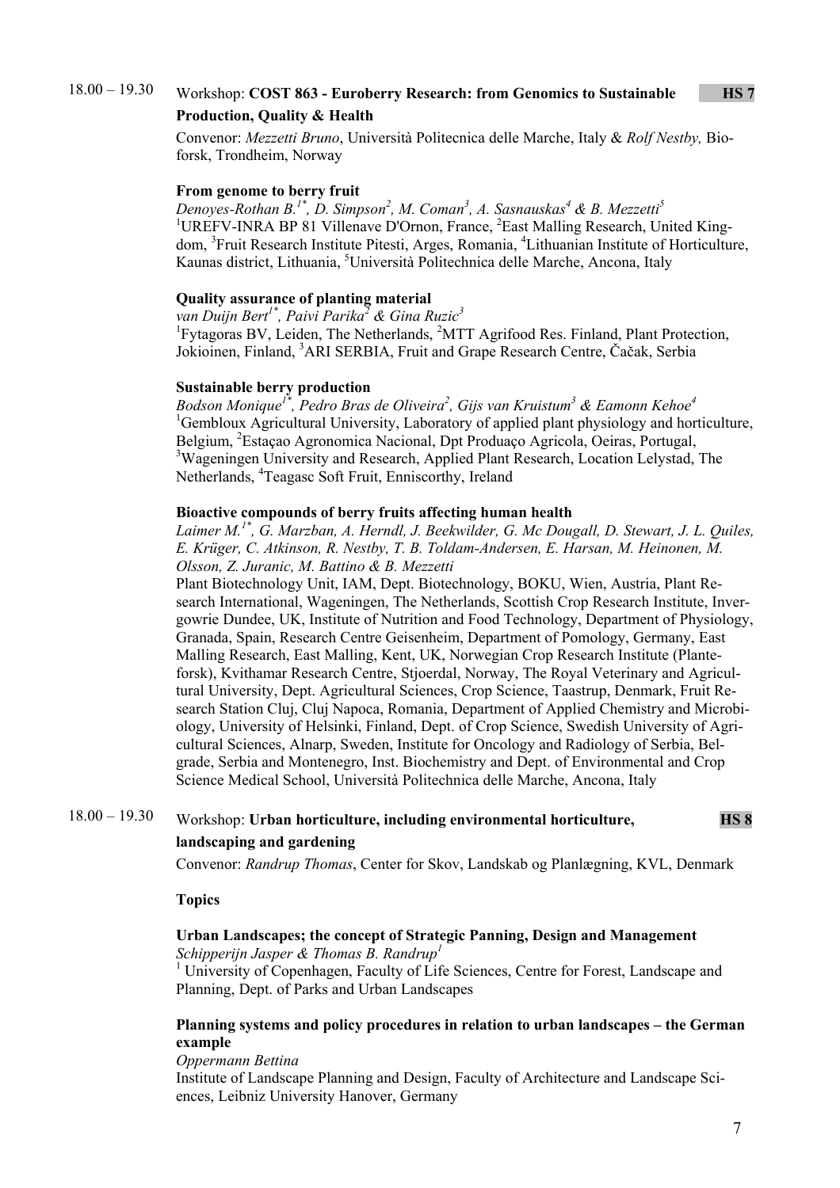18.00 – 19.30 Workshop: **COST 863 - Euroberry Research: from Genomics to Sustainable Production, Quality & Health** **HS 7**

Convenor: *Mezzetti Bruno*, Università Politecnica delle Marche, Italy & *Rolf Nestby,* Bioforsk, Trondheim, Norway

**From genome to berry fruit**

*Denoyes-Rothan B.[1*], D. Simpson[2], M. Coman[3], A. Sasnauskas[4] & B. Mezzetti[5]*

[1]UREFV-INRA BP 81 Villenave D'Ornon, France, [2]East Malling Research, United Kingdom, [3]Fruit Research Institute Pitesti, Arges, Romania, [4]Lithuanian Institute of Horticulture, Kaunas district, Lithuania, [5]Università Politechnica delle Marche, Ancona, Italy

**Quality assurance of planting material**

*van Duijn Bert[1*], Paivi Parika[2] & Gina Ruzic[3]*

[1]Fytagoras BV, Leiden, The Netherlands, [2]MTT Agrifood Res. Finland, Plant Protection, Jokioinen, Finland, [3]ARI SERBIA, Fruit and Grape Research Centre, Čačak, Serbia

**Sustainable berry production**

*Bodson Monique[1*], Pedro Bras de Oliveira[2], Gijs van Kruistum[3] & Eamonn Kehoe[4]*

[1]Gembloux Agricultural University, Laboratory of applied plant physiology and horticulture, Belgium, [2]Estaçao Agronomica Nacional, Dpt Produaço Agricola, Oeiras, Portugal, [3]Wageningen University and Research, Applied Plant Research, Location Lelystad, The Netherlands, [4]Teagasc Soft Fruit, Enniscorthy, Ireland

**Bioactive compounds of berry fruits affecting human health**

*Laimer M.[1*], G. Marzban, A. Herndl, J. Beekwilder, G. Mc Dougall, D. Stewart, J. L. Quiles, E. Krüger, C. Atkinson, R. Nestby, T. B. Toldam-Andersen, E. Harsan, M. Heinonen, M. Olsson, Z. Juranic, M. Battino & B. Mezzetti*

Plant Biotechnology Unit, IAM, Dept. Biotechnology, BOKU, Wien, Austria, Plant Research International, Wageningen, The Netherlands, Scottish Crop Research Institute, Invergowrie Dundee, UK, Institute of Nutrition and Food Technology, Department of Physiology, Granada, Spain, Research Centre Geisenheim, Department of Pomology, Germany, East Malling Research, East Malling, Kent, UK, Norwegian Crop Research Institute (Planteforsk), Kvithamar Research Centre, Stjoerdal, Norway, The Royal Veterinary and Agricultural University, Dept. Agricultural Sciences, Crop Science, Taastrup, Denmark, Fruit Research Station Cluj, Cluj Napoca, Romania, Department of Applied Chemistry and Microbiology, University of Helsinki, Finland, Dept. of Crop Science, Swedish University of Agricultural Sciences, Alnarp, Sweden, Institute for Oncology and Radiology of Serbia, Belgrade, Serbia and Montenegro, Inst. Biochemistry and Dept. of Environmental and Crop Science Medical School, Università Politechnica delle Marche, Ancona, Italy

18.00 – 19.30 Workshop: **Urban horticulture, including environmental horticulture, landscaping and gardening** **HS 8**

Convenor: *Randrup Thomas*, Center for Skov, Landskab og Planlægning, KVL, Denmark

**Topics**

**Urban Landscapes; the concept of Strategic Panning, Design and Management**

*Schipperijn Jasper & Thomas B. Randrup[1]*

[1] University of Copenhagen, Faculty of Life Sciences, Centre for Forest, Landscape and Planning, Dept. of Parks and Urban Landscapes

**Planning systems and policy procedures in relation to urban landscapes – the German example**

*Oppermann Bettina*

Institute of Landscape Planning and Design, Faculty of Architecture and Landscape Sciences, Leibniz University Hanover, Germany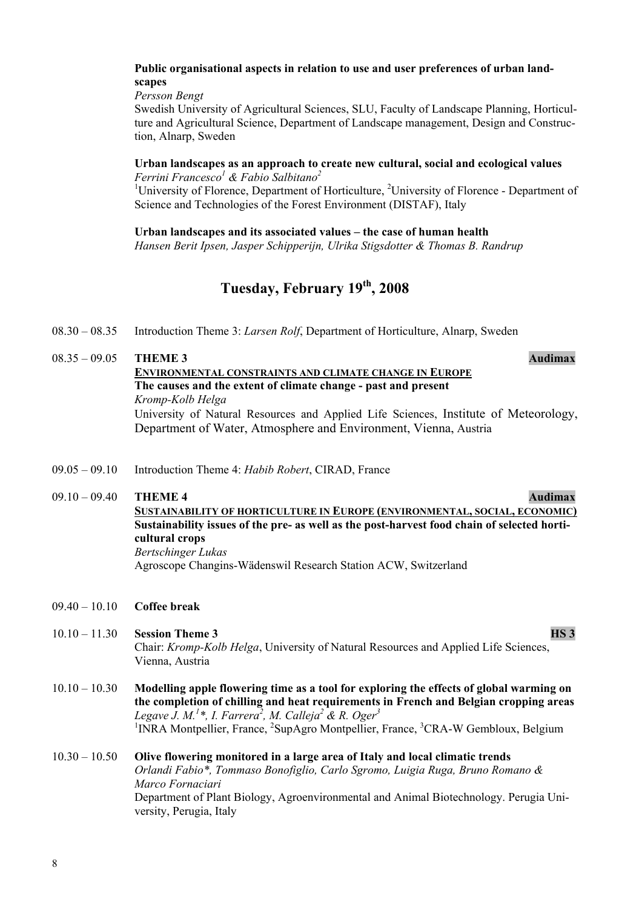**Public organisational aspects in relation to use and user preferences of urban landscapes**
*Persson Bengt*
Swedish University of Agricultural Sciences, SLU, Faculty of Landscape Planning, Horticulture and Agricultural Science, Department of Landscape management, Design and Construction, Alnarp, Sweden

**Urban landscapes as an approach to create new cultural, social and ecological values**
*Ferrini Francesco[1] & Fabio Salbitano[2]*
[1]University of Florence, Department of Horticulture, [2]University of Florence - Department of Science and Technologies of the Forest Environment (DISTAF), Italy

**Urban landscapes and its associated values – the case of human health**
*Hansen Berit Ipsen, Jasper Schipperijn, Ulrika Stigsdotter & Thomas B. Randrup*

## Tuesday, February 19th, 2008

08.30 – 08.35 Introduction Theme 3: *Larsen Rolf*, Department of Horticulture, Alnarp, Sweden

08.35 – 09.05 **THEME 3** **Audimax**
**ENVIRONMENTAL CONSTRAINTS AND CLIMATE CHANGE IN EUROPE**
**The causes and the extent of climate change - past and present**
*Kromp-Kolb Helga*
University of Natural Resources and Applied Life Sciences, Institute of Meteorology, Department of Water, Atmosphere and Environment, Vienna, Austria

09.05 – 09.10 Introduction Theme 4: *Habib Robert*, CIRAD, France

09.10 – 09.40 **THEME 4** **Audimax**
**SUSTAINABILITY OF HORTICULTURE IN EUROPE (ENVIRONMENTAL, SOCIAL, ECONOMIC)**
**Sustainability issues of the pre- as well as the post-harvest food chain of selected horticultural crops**
*Bertschinger Lukas*
Agroscope Changins-Wädenswil Research Station ACW, Switzerland

09.40 – 10.10 **Coffee break**

10.10 – 11.30 **Session Theme 3** **HS 3**
Chair: *Kromp-Kolb Helga*, University of Natural Resources and Applied Life Sciences, Vienna, Austria

10.10 – 10.30 **Modelling apple flowering time as a tool for exploring the effects of global warming on the completion of chilling and heat requirements in French and Belgian cropping areas**
*Legave J. M.[1]\*, I. Farrera[2], M. Calleja[2] & R. Oger[3]*
[1]INRA Montpellier, France, [2]SupAgro Montpellier, France, [3]CRA-W Gembloux, Belgium

10.30 – 10.50 **Olive flowering monitored in a large area of Italy and local climatic trends**
*Orlandi Fabio\*, Tommaso Bonofiglio, Carlo Sgromo, Luigia Ruga, Bruno Romano & Marco Fornaciari*
Department of Plant Biology, Agroenvironmental and Animal Biotechnology. Perugia University, Perugia, Italy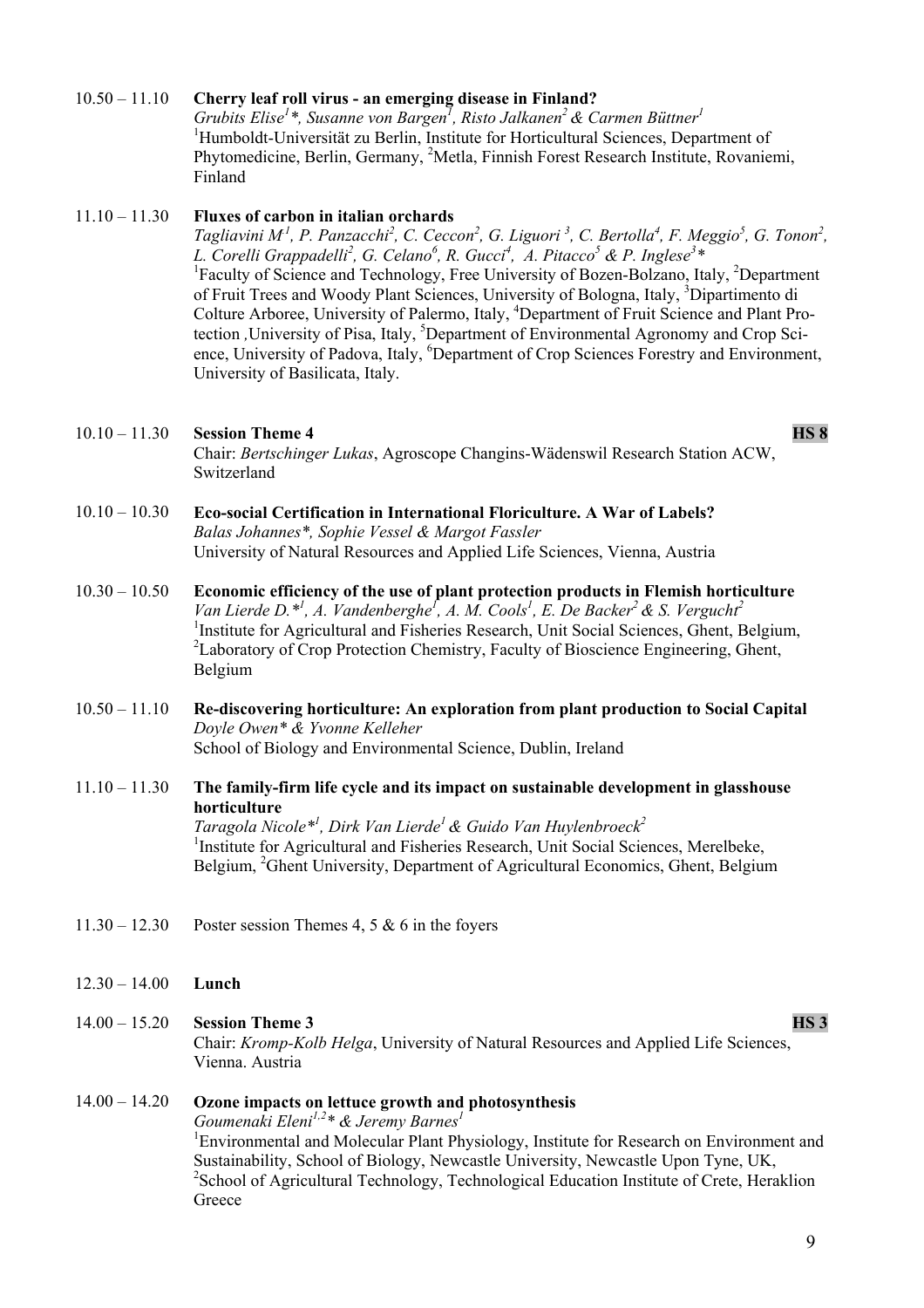10.50 – 11.10 **Cherry leaf roll virus - an emerging disease in Finland?**
*Grubits Elise[1]\*, Susanne von Bargen[1], Risto Jalkanen[2] & Carmen Büttner[1]*
[1]Humboldt-Universität zu Berlin, Institute for Horticultural Sciences, Department of Phytomedicine, Berlin, Germany, [2]Metla, Finnish Forest Research Institute, Rovaniemi, Finland

11.10 – 11.30 **Fluxes of carbon in italian orchards**
*Tagliavini M.[1], P. Panzacchi[2], C. Ceccon[2], G. Liguori [3], C. Bertolla[4], F. Meggio[5], G. Tonon[2], L. Corelli Grappadelli[2], G. Celano[6], R. Gucci[4], A. Pitacco[5] & P. Inglese[3]\**
[1]Faculty of Science and Technology, Free University of Bozen-Bolzano, Italy, [2]Department of Fruit Trees and Woody Plant Sciences, University of Bologna, Italy, [3]Dipartimento di Colture Arboree, University of Palermo, Italy, [4]Department of Fruit Science and Plant Protection ,University of Pisa, Italy, [5]Department of Environmental Agronomy and Crop Science, University of Padova, Italy, [6]Department of Crop Sciences Forestry and Environment, University of Basilicata, Italy.

10.10 – 11.30 **Session Theme 4** **HS 8**
Chair: *Bertschinger Lukas*, Agroscope Changins-Wädenswil Research Station ACW, Switzerland

10.10 – 10.30 **Eco-social Certification in International Floriculture. A War of Labels?**
*Balas Johannes\*, Sophie Vessel & Margot Fassler*
University of Natural Resources and Applied Life Sciences, Vienna, Austria

10.30 – 10.50 **Economic efficiency of the use of plant protection products in Flemish horticulture**
*Van Lierde D.\*[1], A. Vandenberghe[1], A. M. Cools[1], E. De Backer[2] & S. Vergucht[2]*
[1]Institute for Agricultural and Fisheries Research, Unit Social Sciences, Ghent, Belgium, [2]Laboratory of Crop Protection Chemistry, Faculty of Bioscience Engineering, Ghent, Belgium

10.50 – 11.10 **Re-discovering horticulture: An exploration from plant production to Social Capital**
*Doyle Owen\* & Yvonne Kelleher*
School of Biology and Environmental Science, Dublin, Ireland

11.10 – 11.30 **The family-firm life cycle and its impact on sustainable development in glasshouse horticulture**
*Taragola Nicole\*[1], Dirk Van Lierde[1] & Guido Van Huylenbroeck[2]*
[1]Institute for Agricultural and Fisheries Research, Unit Social Sciences, Merelbeke, Belgium, [2]Ghent University, Department of Agricultural Economics, Ghent, Belgium

11.30 – 12.30 Poster session Themes 4, 5 & 6 in the foyers

12.30 – 14.00 **Lunch**

14.00 – 15.20 **Session Theme 3** **HS 3**
Chair: *Kromp-Kolb Helga*, University of Natural Resources and Applied Life Sciences, Vienna. Austria

14.00 – 14.20 **Ozone impacts on lettuce growth and photosynthesis**
*Goumenaki Eleni[1,2]\* & Jeremy Barnes[1]*
[1]Environmental and Molecular Plant Physiology, Institute for Research on Environment and Sustainability, School of Biology, Newcastle University, Newcastle Upon Tyne, UK, [2]School of Agricultural Technology, Technological Education Institute of Crete, Heraklion Greece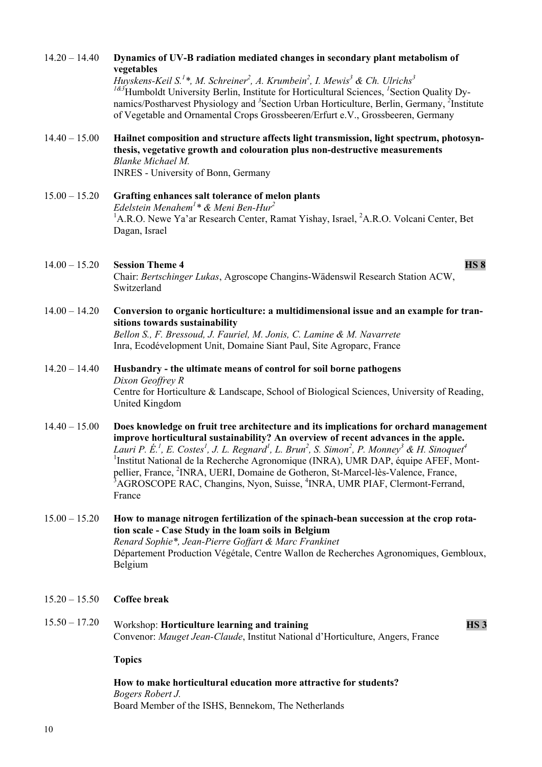14.20 – 14.40 **Dynamics of UV-B radiation mediated changes in secondary plant metabolism of vegetables**
*Huyskens-Keil S.[1]*, M. Schreiner[2], A. Krumbein[2], I. Mewis[3] & Ch. Ulrichs[3]*
[1&3]Humboldt University Berlin, Institute for Horticultural Sciences, [1]Section Quality Dynamics/Postharvest Physiology and [3]Section Urban Horticulture, Berlin, Germany, [2]Institute of Vegetable and Ornamental Crops Grossbeeren/Erfurt e.V., Grossbeeren, Germany

14.40 – 15.00 **Hailnet composition and structure affects light transmission, light spectrum, photosynthesis, vegetative growth and colouration plus non-destructive measurements**
*Blanke Michael M.*
INRES - University of Bonn, Germany

15.00 – 15.20 **Grafting enhances salt tolerance of melon plants**
*Edelstein Menahem[1]* & Meni Ben-Hur[2]*
[1]A.R.O. Newe Ya'ar Research Center, Ramat Yishay, Israel, [2]A.R.O. Volcani Center, Bet Dagan, Israel

14.00 – 15.20 **Session Theme 4** **HS 8**
Chair: *Bertschinger Lukas*, Agroscope Changins-Wädenswil Research Station ACW, Switzerland

14.00 – 14.20 **Conversion to organic horticulture: a multidimensional issue and an example for transitions towards sustainability**
*Bellon S., F. Bressoud, J. Fauriel, M. Jonis, C. Lamine & M. Navarrete*
Inra, Ecodévelopment Unit, Domaine Siant Paul, Site Agroparc, France

14.20 – 14.40 **Husbandry - the ultimate means of control for soil borne pathogens**
*Dixon Geoffrey R*
Centre for Horticulture & Landscape, School of Biological Sciences, University of Reading, United Kingdom

14.40 – 15.00 **Does knowledge on fruit tree architecture and its implications for orchard management improve horticultural sustainability? An overview of recent advances in the apple.**
*Lauri P. É.[1], E. Costes[1], J. L. Regnard[1], L. Brun[2], S. Simon[2], P. Monney[3] & H. Sinoquet[4]*
[1]Institut National de la Recherche Agronomique (INRA), UMR DAP, équipe AFEF, Montpellier, France, [2]INRA, UERI, Domaine de Gotheron, St-Marcel-lès-Valence, France, [3]AGROSCOPE RAC, Changins, Nyon, Suisse, [4]INRA, UMR PIAF, Clermont-Ferrand, France

15.00 – 15.20 **How to manage nitrogen fertilization of the spinach-bean succession at the crop rotation scale - Case Study in the loam soils in Belgium**
*Renard Sophie*, Jean-Pierre Goffart & Marc Frankinet*
Département Production Végétale, Centre Wallon de Recherches Agronomiques, Gembloux, Belgium

15.20 – 15.50 **Coffee break**

15.50 – 17.20 Workshop: **Horticulture learning and training** **HS 3**
Convenor: *Mauget Jean-Claude*, Institut National d'Horticulture, Angers, France

**Topics**

**How to make horticultural education more attractive for students?**
*Bogers Robert J.*
Board Member of the ISHS, Bennekom, The Netherlands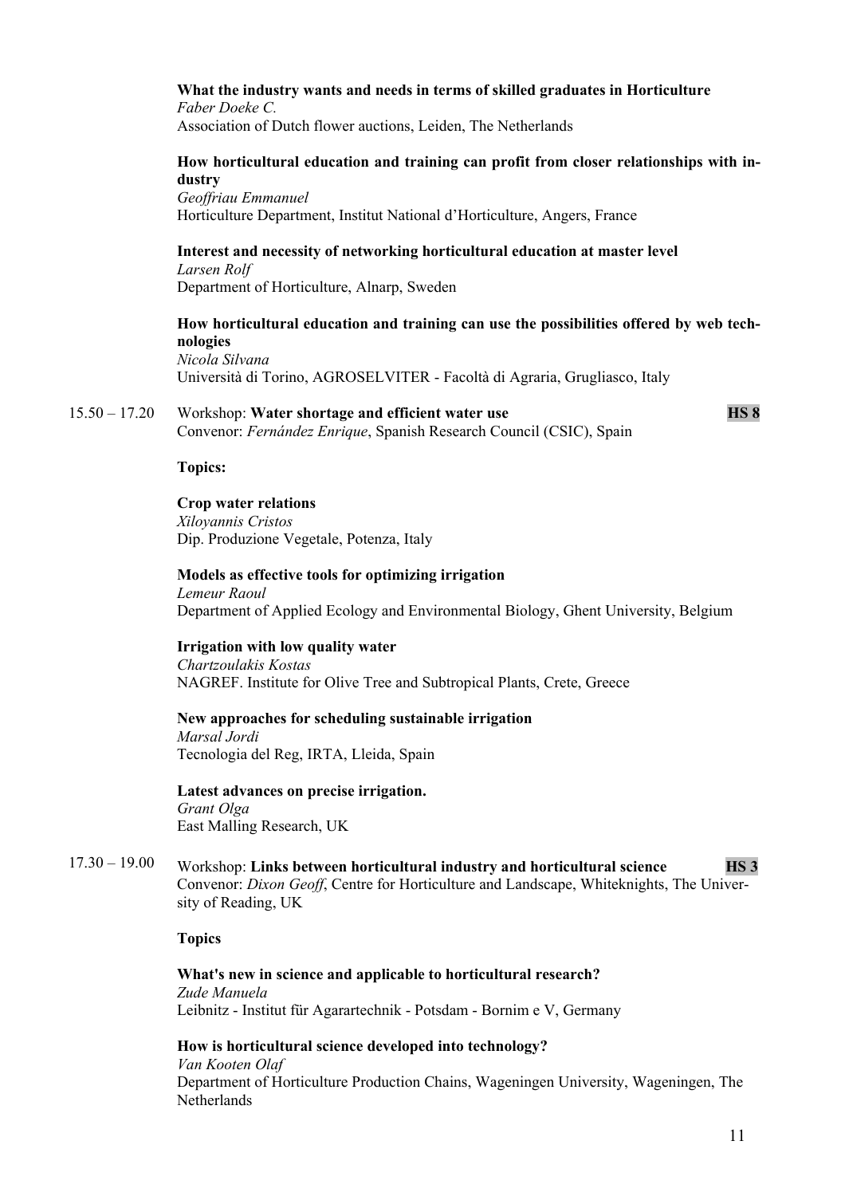**What the industry wants and needs in terms of skilled graduates in Horticulture**
*Faber Doeke C.*
Association of Dutch flower auctions, Leiden, The Netherlands

**How horticultural education and training can profit from closer relationships with industry**
*Geoffriau Emmanuel*
Horticulture Department, Institut National d'Horticulture, Angers, France

**Interest and necessity of networking horticultural education at master level**
*Larsen Rolf*
Department of Horticulture, Alnarp, Sweden

**How horticultural education and training can use the possibilities offered by web technologies**
*Nicola Silvana*
Università di Torino, AGROSELVITER - Facoltà di Agraria, Grugliasco, Italy

15.50 – 17.20 Workshop: **Water shortage and efficient water use** **HS 8**
Convenor: *Fernández Enrique*, Spanish Research Council (CSIC), Spain

**Topics:**

**Crop water relations**
*Xiloyannis Cristos*
Dip. Produzione Vegetale, Potenza, Italy

**Models as effective tools for optimizing irrigation**
*Lemeur Raoul*
Department of Applied Ecology and Environmental Biology, Ghent University, Belgium

**Irrigation with low quality water**
*Chartzoulakis Kostas*
NAGREF. Institute for Olive Tree and Subtropical Plants, Crete, Greece

**New approaches for scheduling sustainable irrigation**
*Marsal Jordi*
Tecnologia del Reg, IRTA, Lleida, Spain

**Latest advances on precise irrigation.**
*Grant Olga*
East Malling Research, UK

17.30 – 19.00 Workshop: **Links between horticultural industry and horticultural science** **HS 3**
Convenor: *Dixon Geoff*, Centre for Horticulture and Landscape, Whiteknights, The University of Reading, UK

**Topics**

**What's new in science and applicable to horticultural research?**
*Zude Manuela*
Leibnitz - Institut für Agarartechnik - Potsdam - Bornim e V, Germany

**How is horticultural science developed into technology?**
*Van Kooten Olaf*
Department of Horticulture Production Chains, Wageningen University, Wageningen, The Netherlands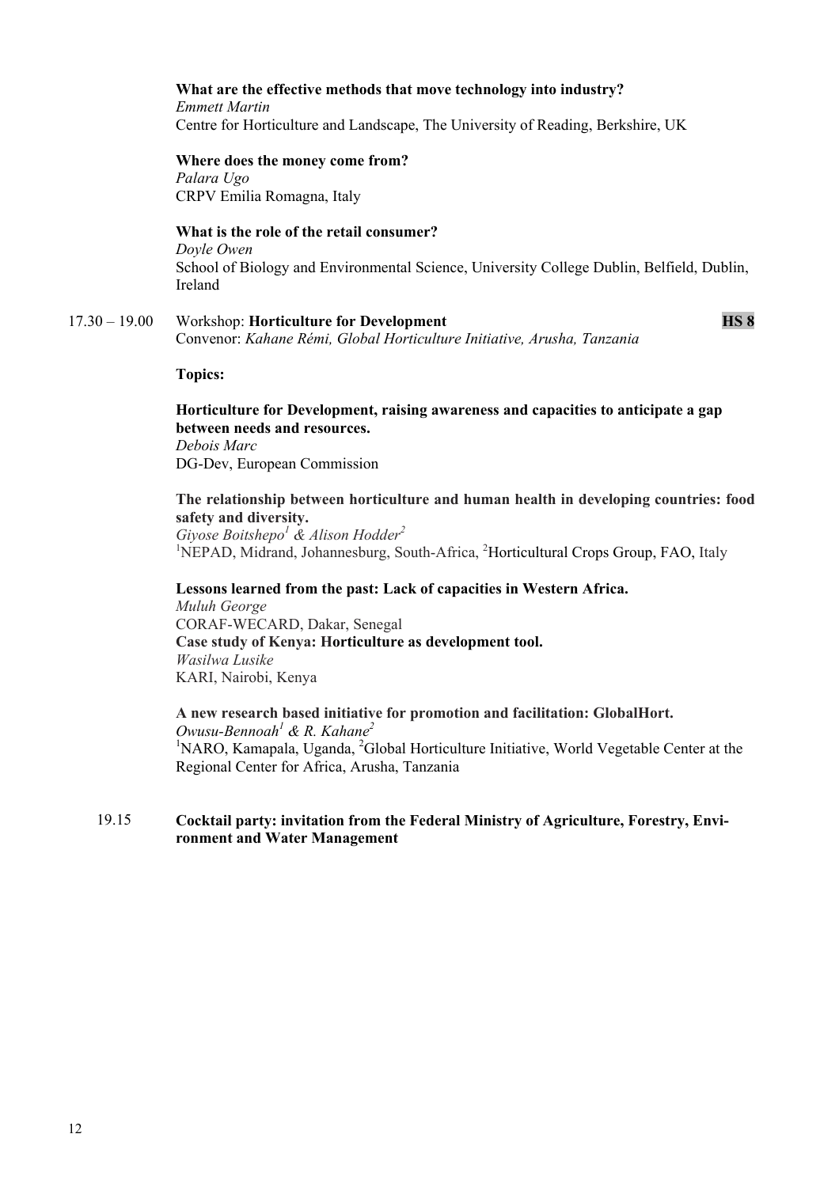**What are the effective methods that move technology into industry?**
*Emmett Martin*
Centre for Horticulture and Landscape, The University of Reading, Berkshire, UK

**Where does the money come from?**
*Palara Ugo*
CRPV Emilia Romagna, Italy

**What is the role of the retail consumer?**
*Doyle Owen*
School of Biology and Environmental Science, University College Dublin, Belfield, Dublin, Ireland

17.30 – 19.00 Workshop: **Horticulture for Development** **HS 8**
Convenor: *Kahane Rémi, Global Horticulture Initiative, Arusha, Tanzania*

**Topics:**

**Horticulture for Development, raising awareness and capacities to anticipate a gap between needs and resources.**
*Debois Marc*
DG-Dev, European Commission

**The relationship between horticulture and human health in developing countries: food safety and diversity.**
*Giyose Boitshepo[1] & Alison Hodder[2]*
[1]NEPAD, Midrand, Johannesburg, South-Africa, [2]Horticultural Crops Group, FAO, Italy

**Lessons learned from the past: Lack of capacities in Western Africa.**
*Muluh George*
CORAF-WECARD, Dakar, Senegal
**Case study of Kenya: Horticulture as development tool.**
*Wasilwa Lusike*
KARI, Nairobi, Kenya

**A new research based initiative for promotion and facilitation: GlobalHort.**
*Owusu-Bennoah[1] & R. Kahane[2]*
[1]NARO, Kamapala, Uganda, [2]Global Horticulture Initiative, World Vegetable Center at the Regional Center for Africa, Arusha, Tanzania

19.15 **Cocktail party: invitation from the Federal Ministry of Agriculture, Forestry, Environment and Water Management**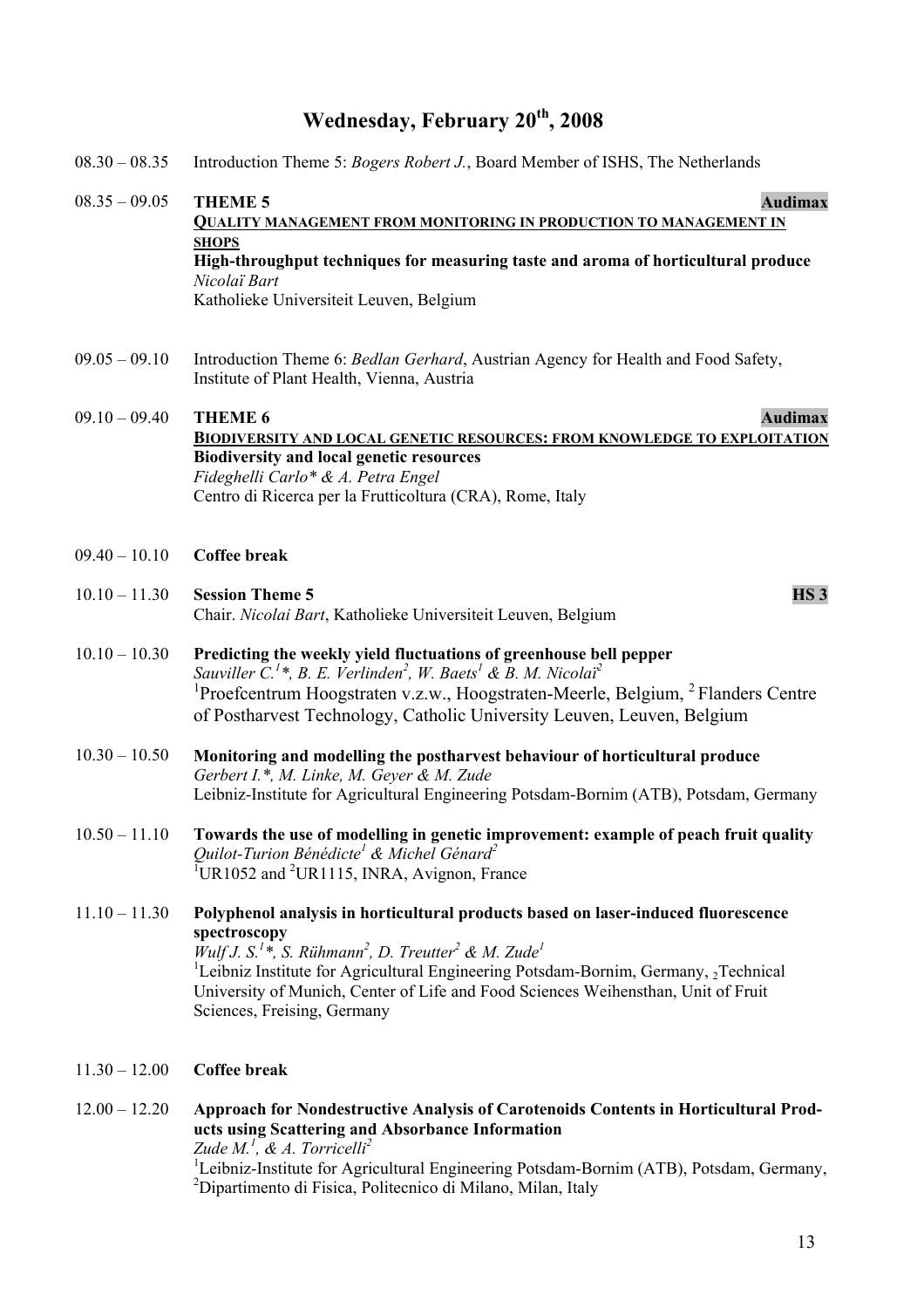# Wednesday, February 20th, 2008

08.30 – 08.35 Introduction Theme 5: *Bogers Robert J.*, Board Member of ISHS, The Netherlands

08.35 – 09.05 **THEME 5** **Audimax**
**QUALITY MANAGEMENT FROM MONITORING IN PRODUCTION TO MANAGEMENT IN SHOPS**
**High-throughput techniques for measuring taste and aroma of horticultural produce**
*Nicolaï Bart*
Katholieke Universiteit Leuven, Belgium

09.05 – 09.10 Introduction Theme 6: *Bedlan Gerhard*, Austrian Agency for Health and Food Safety, Institute of Plant Health, Vienna, Austria

09.10 – 09.40 **THEME 6** **Audimax**
**BIODIVERSITY AND LOCAL GENETIC RESOURCES: FROM KNOWLEDGE TO EXPLOITATION**
**Biodiversity and local genetic resources**
*Fideghelli Carlo\* & A. Petra Engel*
Centro di Ricerca per la Frutticoltura (CRA), Rome, Italy

09.40 – 10.10 **Coffee break**

10.10 – 11.30 **Session Theme 5** **HS 3**
Chair. *Nicolai Bart*, Katholieke Universiteit Leuven, Belgium

10.10 – 10.30 **Predicting the weekly yield fluctuations of greenhouse bell pepper**
*Sauviller C.[1]\*, B. E. Verlinden[2], W. Baets[1] & B. M. Nicolai[2]*
[1]Proefcentrum Hoogstraten v.z.w., Hoogstraten-Meerle, Belgium, [2] Flanders Centre of Postharvest Technology, Catholic University Leuven, Leuven, Belgium

10.30 – 10.50 **Monitoring and modelling the postharvest behaviour of horticultural produce**
*Gerbert I.\*, M. Linke, M. Geyer & M. Zude*
Leibniz-Institute for Agricultural Engineering Potsdam-Bornim (ATB), Potsdam, Germany

10.50 – 11.10 **Towards the use of modelling in genetic improvement: example of peach fruit quality**
*Quilot-Turion Bénédicte[1] & Michel Génard[2]*
[1]UR1052 and [2]UR1115, INRA, Avignon, France

11.10 – 11.30 **Polyphenol analysis in horticultural products based on laser-induced fluorescence spectroscopy**
*Wulf J. S.[1]\*, S. Rühmann[2], D. Treutter[2] & M. Zude[1]*
[1]Leibniz Institute for Agricultural Engineering Potsdam-Bornim, Germany, [2]Technical University of Munich, Center of Life and Food Sciences Weihensthan, Unit of Fruit Sciences, Freising, Germany

11.30 – 12.00 **Coffee break**

12.00 – 12.20 **Approach for Nondestructive Analysis of Carotenoids Contents in Horticultural Products using Scattering and Absorbance Information**
*Zude M.[1], & A. Torricelli[2]*
[1]Leibniz-Institute for Agricultural Engineering Potsdam-Bornim (ATB), Potsdam, Germany, [2]Dipartimento di Fisica, Politecnico di Milano, Milan, Italy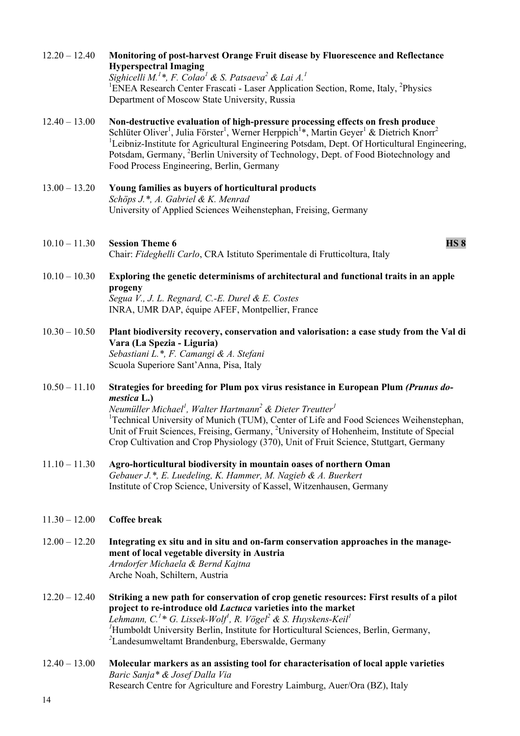12.20 – 12.40 **Monitoring of post-harvest Orange Fruit disease by Fluorescence and Reflectance Hyperspectral Imaging**
*Sighicelli M.[1]*, F. Colao[1] & S. Patsaeva[2] & Lai A.[1]*
[1]ENEA Research Center Frascati - Laser Application Section, Rome, Italy, [2]Physics Department of Moscow State University, Russia

12.40 – 13.00 **Non-destructive evaluation of high-pressure processing effects on fresh produce**
Schlüter Oliver[1], Julia Förster[1], Werner Herppich[1]*, Martin Geyer[1] & Dietrich Knorr[2]
[1]Leibniz-Institute for Agricultural Engineering Potsdam, Dept. Of Horticultural Engineering, Potsdam, Germany, [2]Berlin University of Technology, Dept. of Food Biotechnology and Food Process Engineering, Berlin, Germany

13.00 – 13.20 **Young families as buyers of horticultural products**
*Schöps J.*, A. Gabriel & K. Menrad*
University of Applied Sciences Weihenstephan, Freising, Germany

10.10 – 11.30 **Session Theme 6** **HS 8**
Chair: *Fideghelli Carlo*, CRA Istituto Sperimentale di Frutticoltura, Italy

10.10 – 10.30 **Exploring the genetic determinisms of architectural and functional traits in an apple progeny**
*Segua V., J. L. Regnard, C.-E. Durel & E. Costes*
INRA, UMR DAP, équipe AFEF, Montpellier, France

10.30 – 10.50 **Plant biodiversity recovery, conservation and valorisation: a case study from the Val di Vara (La Spezia - Liguria)**
*Sebastiani L.*, F. Camangi & A. Stefani*
Scuola Superiore Sant'Anna, Pisa, Italy

10.50 – 11.10 **Strategies for breeding for Plum pox virus resistance in European Plum *(Prunus domestica* L.)**
*Neumüller Michael[1], Walter Hartmann[2] & Dieter Treutter[1]*
[1]Technical University of Munich (TUM), Center of Life and Food Sciences Weihenstephan, Unit of Fruit Sciences, Freising, Germany, [2]University of Hohenheim, Institute of Special Crop Cultivation and Crop Physiology (370), Unit of Fruit Science, Stuttgart, Germany

11.10 – 11.30 **Agro-horticultural biodiversity in mountain oases of northern Oman**
*Gebauer J.*, E. Luedeling, K. Hammer, M. Nagieb & A. Buerkert*
Institute of Crop Science, University of Kassel, Witzenhausen, Germany

11.30 – 12.00 **Coffee break**

12.00 – 12.20 **Integrating ex situ and in situ and on-farm conservation approaches in the management of local vegetable diversity in Austria**
*Arndorfer Michaela & Bernd Kajtna*
Arche Noah, Schiltern, Austria

12.20 – 12.40 **Striking a new path for conservation of crop genetic resources: First results of a pilot project to re-introduce old *Lactuca* varieties into the market**
*Lehmann, C.[1]* G. Lissek-Wolf[1], R. Vögel[2] & S. Huyskens-Keil[1]*
[1]Humboldt University Berlin, Institute for Horticultural Sciences, Berlin, Germany,
[2]Landesumweltamt Brandenburg, Eberswalde, Germany

12.40 – 13.00 **Molecular markers as an assisting tool for characterisation of local apple varieties**
*Baric Sanja* & Josef Dalla Via*
Research Centre for Agriculture and Forestry Laimburg, Auer/Ora (BZ), Italy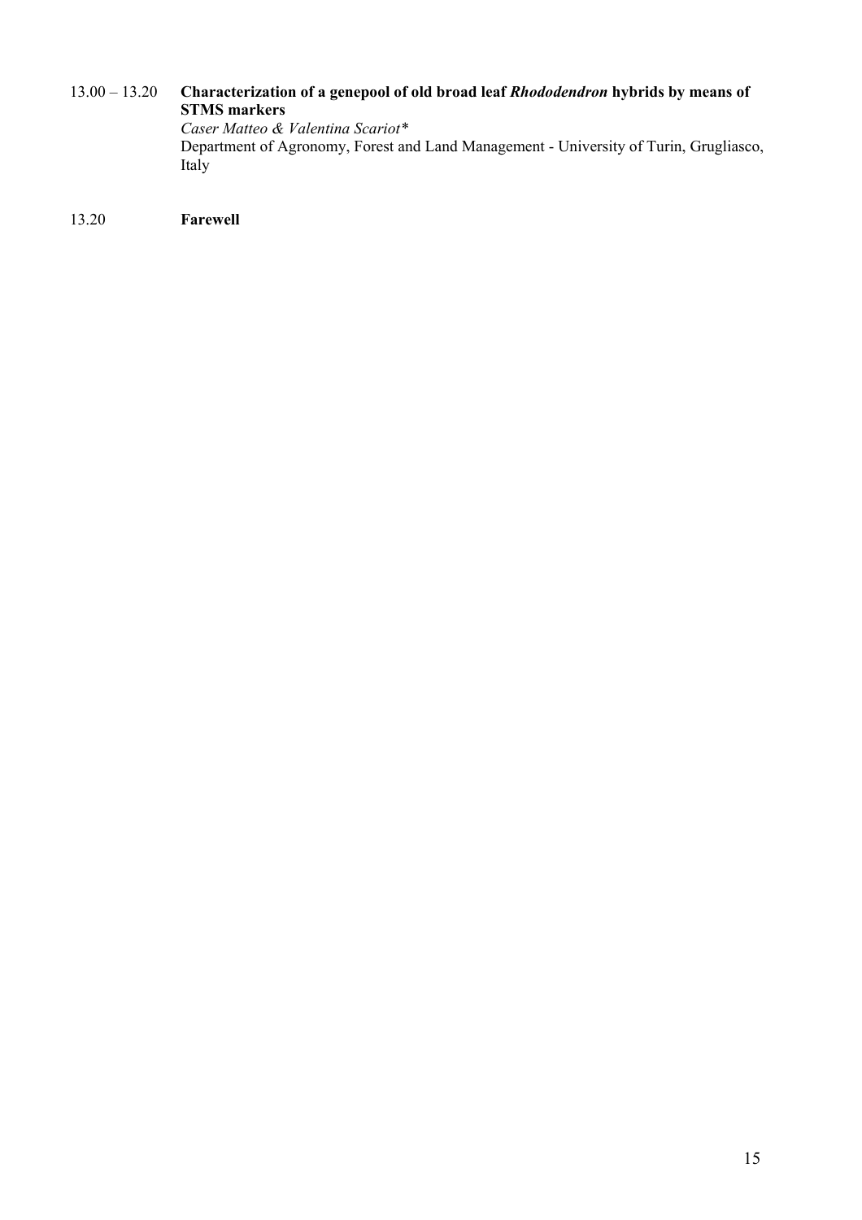13.00 – 13.20 **Characterization of a genepool of old broad leaf *Rhododendron* hybrids by means of STMS markers**
*Caser Matteo & Valentina Scariot**
Department of Agronomy, Forest and Land Management - University of Turin, Grugliasco, Italy

13.20 **Farewell**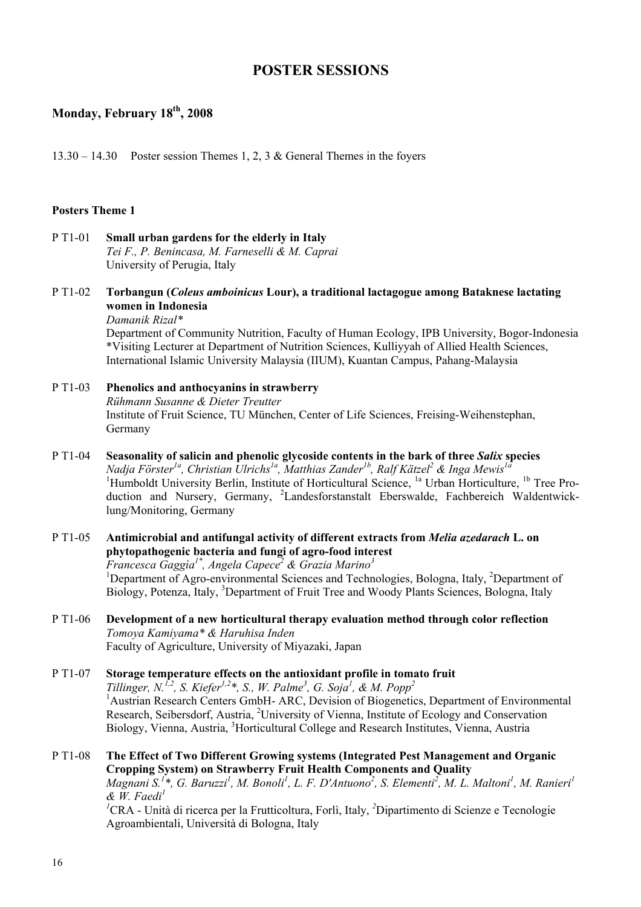# POSTER SESSIONS

## Monday, February 18th, 2008

13.30 – 14.30 Poster session Themes 1, 2, 3 & General Themes in the foyers

### Posters Theme 1

P T1-01 **Small urban gardens for the elderly in Italy**
*Tei F., P. Benincasa, M. Farneselli & M. Caprai*
University of Perugia, Italy

P T1-02 **Torbangun (*Coleus amboinicus* Lour), a traditional lactagogue among Bataknese lactating women in Indonesia**
*Damanik Rizal\**
Department of Community Nutrition, Faculty of Human Ecology, IPB University, Bogor-Indonesia
\*Visiting Lecturer at Department of Nutrition Sciences, Kulliyyah of Allied Health Sciences, International Islamic University Malaysia (IIUM), Kuantan Campus, Pahang-Malaysia

P T1-03 **Phenolics and anthocyanins in strawberry**
*Rühmann Susanne & Dieter Treutter*
Institute of Fruit Science, TU München, Center of Life Sciences, Freising-Weihenstephan, Germany

P T1-04 **Seasonality of salicin and phenolic glycoside contents in the bark of three *Salix* species**
*Nadja Förster[1a], Christian Ulrichs[1a], Matthias Zander[1b], Ralf Kätzel[2] & Inga Mewis[1a]*
[1]Humboldt University Berlin, Institute of Horticultural Science, [1a] Urban Horticulture, [1b] Tree Production and Nursery, Germany, [2]Landesforstanstalt Eberswalde, Fachbereich Waldentwicklung/Monitoring, Germany

P T1-05 **Antimicrobial and antifungal activity of different extracts from *Melia azedarach* L. on phytopathogenic bacteria and fungi of agro-food interest**
*Francesca Gaggìa[1\*], Angela Capece[2] & Grazia Marino[3]*
[1]Department of Agro-environmental Sciences and Technologies, Bologna, Italy, [2]Department of Biology, Potenza, Italy, [3]Department of Fruit Tree and Woody Plants Sciences, Bologna, Italy

P T1-06 **Development of a new horticultural therapy evaluation method through color reflection**
*Tomoya Kamiyama\* & Haruhisa Inden*
Faculty of Agriculture, University of Miyazaki, Japan

P T1-07 **Storage temperature effects on the antioxidant profile in tomato fruit**
*Tillinger, N.[1,2], S. Kiefer[1,2]\*, S., W. Palme[3], G. Soja[1], & M. Popp[2]*
[1]Austrian Research Centers GmbH- ARC, Devision of Biogenetics, Department of Environmental Research, Seibersdorf, Austria, [2]University of Vienna, Institute of Ecology and Conservation Biology, Vienna, Austria, [3]Horticultural College and Research Institutes, Vienna, Austria

P T1-08 **The Effect of Two Different Growing systems (Integrated Pest Management and Organic Cropping System) on Strawberry Fruit Health Components and Quality**
*Magnani S.[1]\*, G. Baruzzi[1], M. Bonoli[1], L. F. D'Antuono[2], S. Elementi[2], M. L. Maltoni[1], M. Ranieri[1] & W. Faedi[1]*
[1]CRA - Unità di ricerca per la Frutticoltura, Forlì, Italy, [2]Dipartimento di Scienze e Tecnologie Agroambientali, Università di Bologna, Italy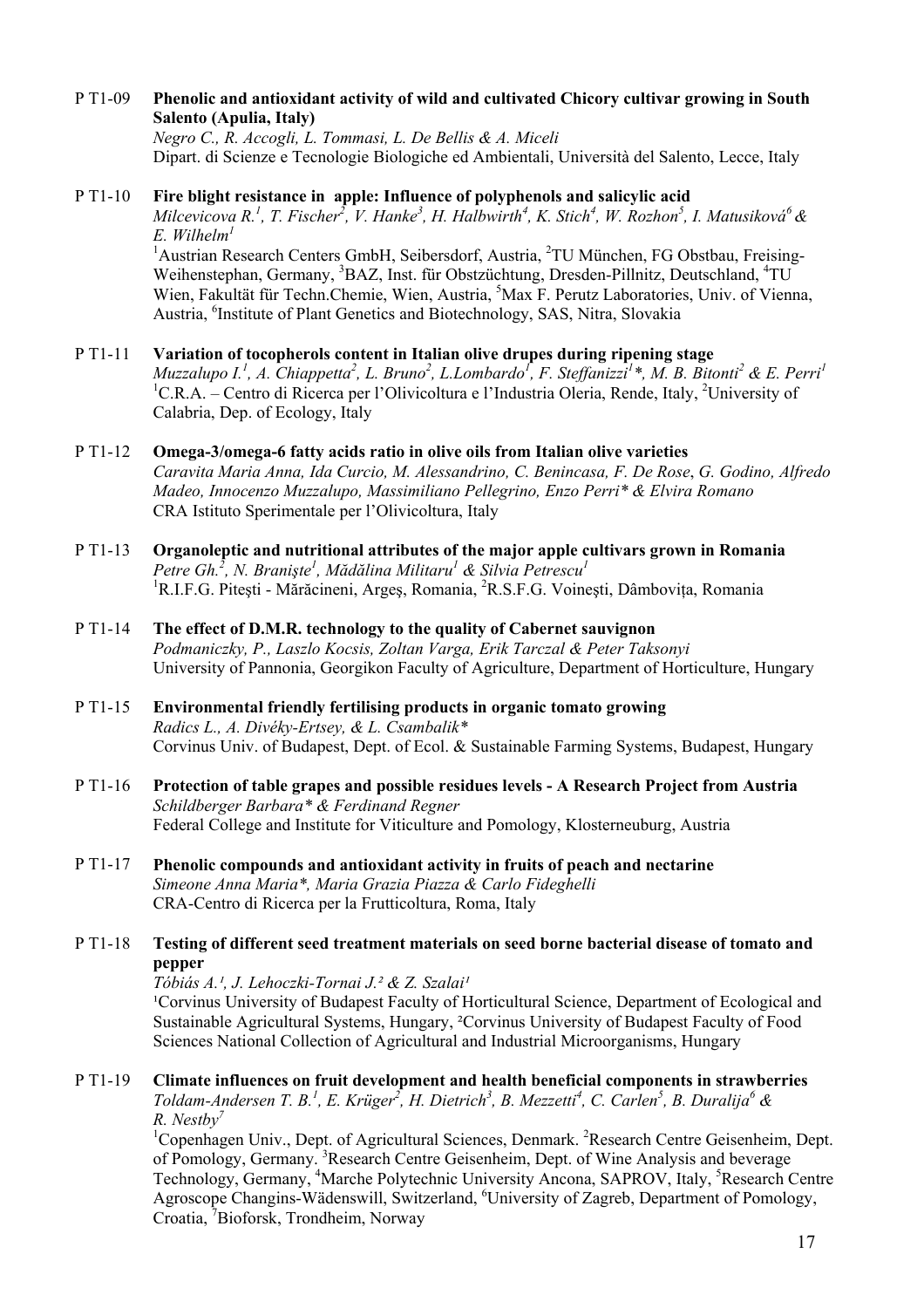P T1-09 **Phenolic and antioxidant activity of wild and cultivated Chicory cultivar growing in South Salento (Apulia, Italy)**
*Negro C., R. Accogli, L. Tommasi, L. De Bellis & A. Miceli*
Dipart. di Scienze e Tecnologie Biologiche ed Ambientali, Università del Salento, Lecce, Italy

P T1-10 **Fire blight resistance in apple: Influence of polyphenols and salicylic acid**
*Milcevicova R.[1], T. Fischer[2], V. Hanke[3], H. Halbwirth[4], K. Stich[4], W. Rozhon[5], I. Matusiková[6] & E. Wilhelm[1]*
[1]Austrian Research Centers GmbH, Seibersdorf, Austria, [2]TU München, FG Obstbau, Freising-Weihenstephan, Germany, [3]BAZ, Inst. für Obstzüchtung, Dresden-Pillnitz, Deutschland, [4]TU Wien, Fakultät für Techn.Chemie, Wien, Austria, [5]Max F. Perutz Laboratories, Univ. of Vienna, Austria, [6]Institute of Plant Genetics and Biotechnology, SAS, Nitra, Slovakia

P T1-11 **Variation of tocopherols content in Italian olive drupes during ripening stage**
*Muzzalupo I.[1], A. Chiappetta[2], L. Bruno[2], L.Lombardo[1], F. Steffanizzi[1]*, M. B. Bitonti[2] & E. Perri[1]*
[1]C.R.A. – Centro di Ricerca per l'Olivicoltura e l'Industria Oleria, Rende, Italy, [2]University of Calabria, Dep. of Ecology, Italy

P T1-12 **Omega-3/omega-6 fatty acids ratio in olive oils from Italian olive varieties**
*Caravita Maria Anna, Ida Curcio, M. Alessandrino, C. Benincasa, F. De Rose, G. Godino, Alfredo Madeo, Innocenzo Muzzalupo, Massimiliano Pellegrino, Enzo Perri* & Elvira Romano*
CRA Istituto Sperimentale per l'Olivicoltura, Italy

P T1-13 **Organoleptic and nutritional attributes of the major apple cultivars grown in Romania**
*Petre Gh.[2], N. Braniște[1], Mădălina Militaru[1] & Silvia Petrescu[1]*
[1]R.I.F.G. Pitești - Mărăcineni, Argeș, Romania, [2]R.S.F.G. Voinești, Dâmbovița, Romania

P T1-14 **The effect of D.M.R. technology to the quality of Cabernet sauvignon**
*Podmaniczky, P., Laszlo Kocsis, Zoltan Varga, Erik Tarczal & Peter Taksonyi*
University of Pannonia, Georgikon Faculty of Agriculture, Department of Horticulture, Hungary

P T1-15 **Environmental friendly fertilising products in organic tomato growing**
*Radics L., A. Divéky-Ertsey, & L. Csambalik**
Corvinus Univ. of Budapest, Dept. of Ecol. & Sustainable Farming Systems, Budapest, Hungary

P T1-16 **Protection of table grapes and possible residues levels - A Research Project from Austria**
*Schildberger Barbara* & Ferdinand Regner*
Federal College and Institute for Viticulture and Pomology, Klosterneuburg, Austria

P T1-17 **Phenolic compounds and antioxidant activity in fruits of peach and nectarine**
*Simeone Anna Maria*, Maria Grazia Piazza & Carlo Fideghelli*
CRA-Centro di Ricerca per la Frutticoltura, Roma, Italy

P T1-18 **Testing of different seed treatment materials on seed borne bacterial disease of tomato and pepper**
*Tóbiás A.[1], J. Lehoczki-Tornai J.[2] & Z. Szalai[1]*
[1]Corvinus University of Budapest Faculty of Horticultural Science, Department of Ecological and Sustainable Agricultural Systems, Hungary, [2]Corvinus University of Budapest Faculty of Food Sciences National Collection of Agricultural and Industrial Microorganisms, Hungary

P T1-19 **Climate influences on fruit development and health beneficial components in strawberries**
*Toldam-Andersen T. B.[1], E. Krüger[2], H. Dietrich[3], B. Mezzetti[4], C. Carlen[5], B. Duralija[6] & R. Nestby[7]*
[1]Copenhagen Univ., Dept. of Agricultural Sciences, Denmark. [2]Research Centre Geisenheim, Dept. of Pomology, Germany. [3]Research Centre Geisenheim, Dept. of Wine Analysis and beverage Technology, Germany, [4]Marche Polytechnic University Ancona, SAPROV, Italy, [5]Research Centre Agroscope Changins-Wädenswill, Switzerland, [6]University of Zagreb, Department of Pomology, Croatia, [7]Bioforsk, Trondheim, Norway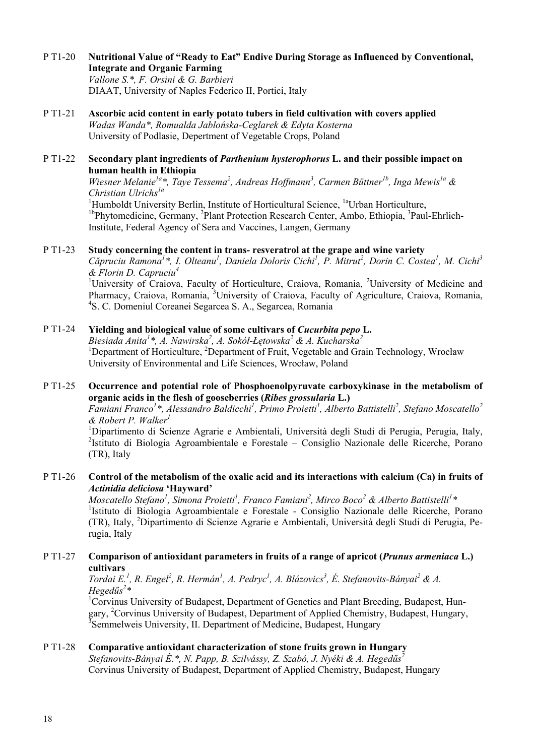P T1-20 **Nutritional Value of "Ready to Eat" Endive During Storage as Influenced by Conventional, Integrate and Organic Farming**
*Vallone S.\*, F. Orsini & G. Barbieri*
DIAAT, University of Naples Federico II, Portici, Italy

P T1-21 **Ascorbic acid content in early potato tubers in field cultivation with covers applied**
*Wadas Wanda\*, Romualda Jablońska-Ceglarek & Edyta Kosterna*
University of Podlasie, Depertment of Vegetable Crops, Poland

P T1-22 **Secondary plant ingredients of *Parthenium hysterophorus* L. and their possible impact on human health in Ethiopia**
*Wiesner Melanie[1a]\*, Taye Tessema[2], Andreas Hoffmann[3], Carmen Büttner[1b], Inga Mewis[1a] & Christian Ulrichs[1a]*
[1]Humboldt University Berlin, Institute of Horticultural Science, [1a]Urban Horticulture, [1b]Phytomedicine, Germany, [2]Plant Protection Research Center, Ambo, Ethiopia, [3]Paul-Ehrlich-Institute, Federal Agency of Sera and Vaccines, Langen, Germany

P T1-23 **Study concerning the content in trans- resveratrol at the grape and wine variety**
*Căpruciu Ramona[1]\*, I. Olteanu[1], Daniela Doloris Cichi[1], P. Mitruț[2], Dorin C. Costea[1], M. Cichi[3] & Florin D. Capruciu[4]*
[1]University of Craiova, Faculty of Horticulture, Craiova, Romania, [2]University of Medicine and Pharmacy, Craiova, Romania, [3]University of Craiova, Faculty of Agriculture, Craiova, Romania, [4]S. C. Domeniul Coreanei Segarcea S. A., Segarcea, Romania

P T1-24 **Yielding and biological value of some cultivars of *Cucurbita pepo* L.**
*Biesiada Anita[1]\*, A. Nawirska[2], A. Sokół-Łętowska[2] & A. Kucharska[2]*
[1]Department of Horticulture, [2]Department of Fruit, Vegetable and Grain Technology, Wrocław University of Environmental and Life Sciences, Wrocław, Poland

P T1-25 **Occurrence and potential role of Phosphoenolpyruvate carboxykinase in the metabolism of organic acids in the flesh of gooseberries (*Ribes grossularia* L.)**
*Famiani Franco[1]\*, Alessandro Baldicchi[1], Primo Proietti[1], Alberto Battistelli[2], Stefano Moscatello[2] & Robert P. Walker[1]*
[1]Dipartimento di Scienze Agrarie e Ambientali, Università degli Studi di Perugia, Perugia, Italy, [2]Istituto di Biologia Agroambientale e Forestale – Consiglio Nazionale delle Ricerche, Porano (TR), Italy

P T1-26 **Control of the metabolism of the oxalic acid and its interactions with calcium (Ca) in fruits of *Actinidia deliciosa* 'Hayward'**
*Moscatello Stefano[1], Simona Proietti[1], Franco Famiani[2], Mirco Boco[2] & Alberto Battistelli[1]\**
[1]Istituto di Biologia Agroambientale e Forestale - Consiglio Nazionale delle Ricerche, Porano (TR), Italy, [2]Dipartimento di Scienze Agrarie e Ambientali, Università degli Studi di Perugia, Perugia, Italy

P T1-27 **Comparison of antioxidant parameters in fruits of a range of apricot (*Prunus armeniaca* L.) cultivars**
*Tordai E.[1], R. Engel[2], R. Hermán[1], A. Pedryc[1], A. Blázovics[3], É. Stefanovits-Bányai[2] & A. Hegedűs[2]\**
[1]Corvinus University of Budapest, Department of Genetics and Plant Breeding, Budapest, Hungary, [2]Corvinus University of Budapest, Department of Applied Chemistry, Budapest, Hungary, [3]Semmelweis University, II. Department of Medicine, Budapest, Hungary

P T1-28 **Comparative antioxidant characterization of stone fruits grown in Hungary**
*Stefanovits-Bányai É.\*, N. Papp, B. Szilvássy, Z. Szabó, J. Nyéki & A. Hegedűs[2]*
Corvinus University of Budapest, Department of Applied Chemistry, Budapest, Hungary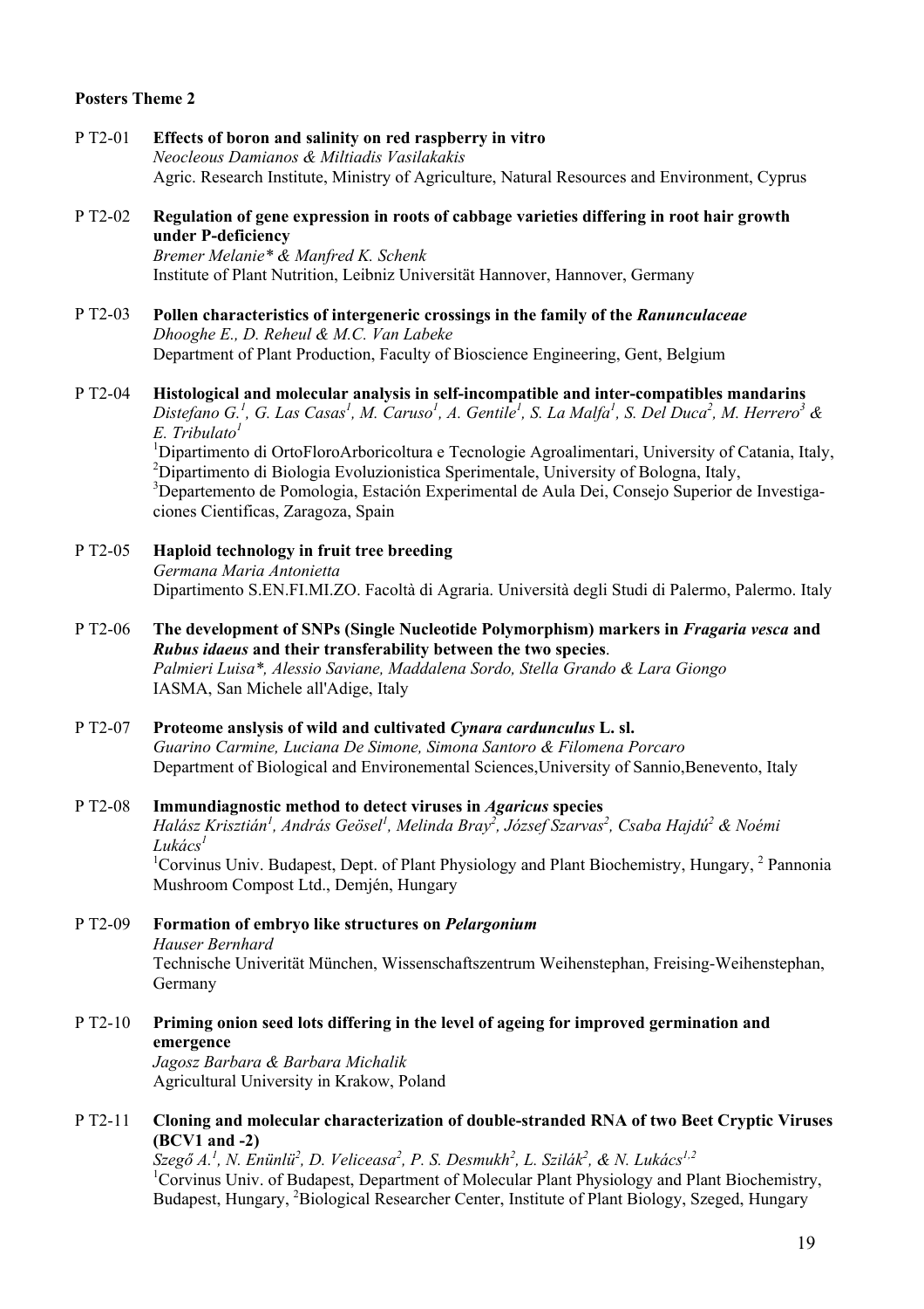**Posters Theme 2**

P T2-01 **Effects of boron and salinity on red raspberry in vitro**
*Neocleous Damianos & Miltiadis Vasilakakis*
Agric. Research Institute, Ministry of Agriculture, Natural Resources and Environment, Cyprus

P T2-02 **Regulation of gene expression in roots of cabbage varieties differing in root hair growth under P-deficiency**
*Bremer Melanie* & Manfred K. Schenk*
Institute of Plant Nutrition, Leibniz Universität Hannover, Hannover, Germany

P T2-03 **Pollen characteristics of intergeneric crossings in the family of the *Ranunculaceae***
*Dhooghe E., D. Reheul & M.C. Van Labeke*
Department of Plant Production, Faculty of Bioscience Engineering, Gent, Belgium

P T2-04 **Histological and molecular analysis in self-incompatible and inter-compatibles mandarins**
*Distefano G.[1], G. Las Casas[1], M. Caruso[1], A. Gentile[1], S. La Malfa[1], S. Del Duca[2], M. Herrero[3] & E. Tribulato[1]*
[1]Dipartimento di OrtoFloroArboricoltura e Tecnologie Agroalimentari, University of Catania, Italy,
[2]Dipartimento di Biologia Evoluzionistica Sperimentale, University of Bologna, Italy,
[3]Departemento de Pomologia, Estación Experimental de Aula Dei, Consejo Superior de Investigaciones Cientificas, Zaragoza, Spain

P T2-05 **Haploid technology in fruit tree breeding**
*Germana Maria Antonietta*
Dipartimento S.EN.FI.MI.ZO. Facoltà di Agraria. Università degli Studi di Palermo, Palermo. Italy

P T2-06 **The development of SNPs (Single Nucleotide Polymorphism) markers in *Fragaria vesca* and *Rubus idaeus* and their transferability between the two species**.
*Palmieri Luisa*, Alessio Saviane, Maddalena Sordo, Stella Grando & Lara Giongo*
IASMA, San Michele all'Adige, Italy

P T2-07 **Proteome anslysis of wild and cultivated *Cynara cardunculus* L. sl.**
*Guarino Carmine, Luciana De Simone, Simona Santoro & Filomena Porcaro*
Department of Biological and Environemental Sciences,University of Sannio,Benevento, Italy

P T2-08 **Immundiagnostic method to detect viruses in *Agaricus* species**
*Halász Krisztián[1], András Geösel[1], Melinda Bray[2], József Szarvas[2], Csaba Hajdú[2] & Noémi Lukács[1]*
[1]Corvinus Univ. Budapest, Dept. of Plant Physiology and Plant Biochemistry, Hungary, [2] Pannonia Mushroom Compost Ltd., Demjén, Hungary

P T2-09 **Formation of embryo like structures on *Pelargonium***
*Hauser Bernhard*
Technische Univerität München, Wissenschaftszentrum Weihenstephan, Freising-Weihenstephan, Germany

P T2-10 **Priming onion seed lots differing in the level of ageing for improved germination and emergence**
*Jagosz Barbara & Barbara Michalik*
Agricultural University in Krakow, Poland

P T2-11 **Cloning and molecular characterization of double-stranded RNA of two Beet Cryptic Viruses (BCV1 and -2)**
*Szegő A.[1], N. Enünlü[2], D. Veliceasa[2], P. S. Desmukh[2], L. Szilák[2], & N. Lukács[1,2]*
[1]Corvinus Univ. of Budapest, Department of Molecular Plant Physiology and Plant Biochemistry, Budapest, Hungary, [2]Biological Researcher Center, Institute of Plant Biology, Szeged, Hungary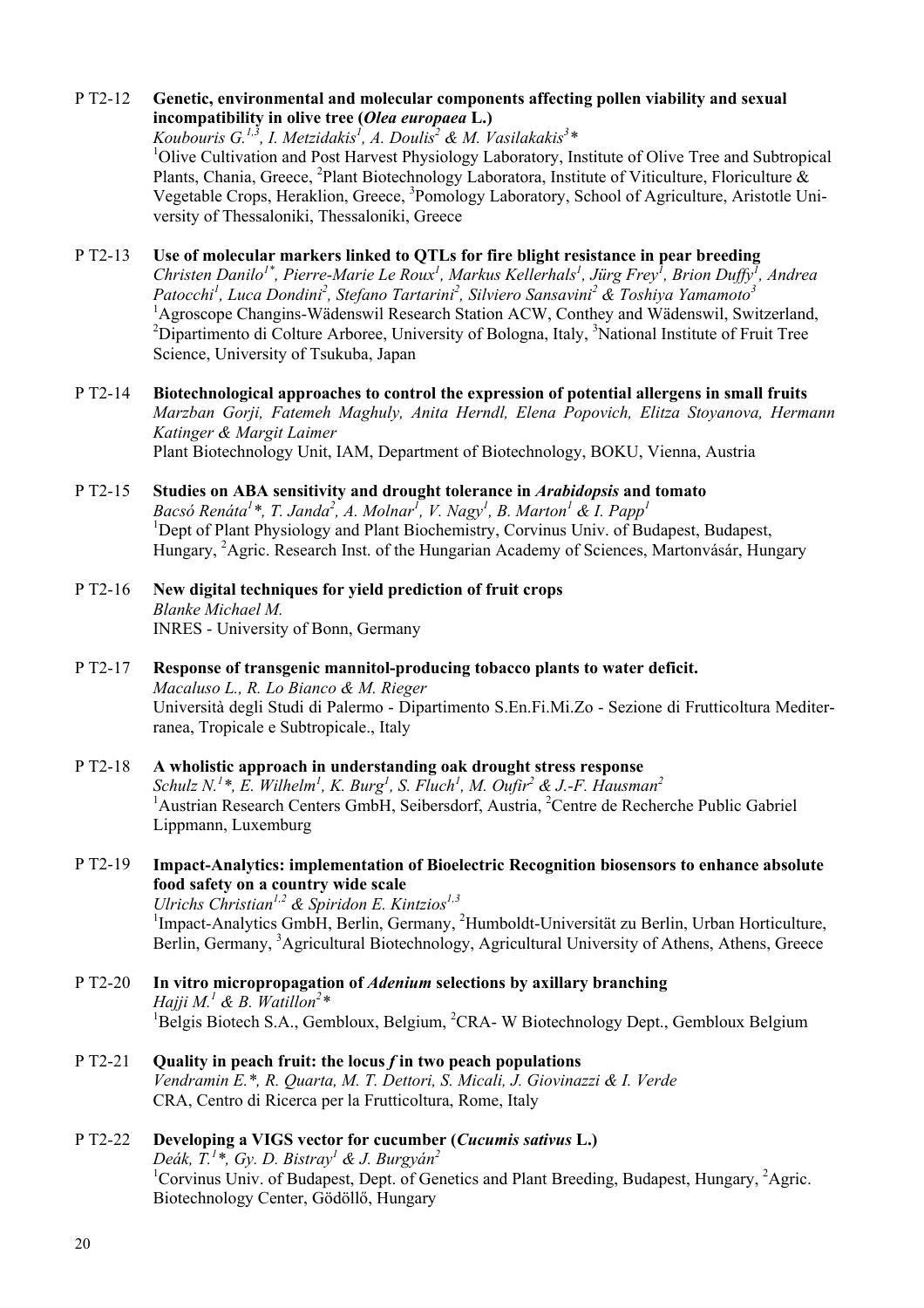P T2-12 **Genetic, environmental and molecular components affecting pollen viability and sexual incompatibility in olive tree (*Olea europaea* L.)**
*Koubouris G.[1,3], I. Metzidakis[1], A. Doulis[2] & M. Vasilakakis[3]\**
[1]Olive Cultivation and Post Harvest Physiology Laboratory, Institute of Olive Tree and Subtropical Plants, Chania, Greece, [2]Plant Biotechnology Laboratora, Institute of Viticulture, Floriculture & Vegetable Crops, Heraklion, Greece, [3]Pomology Laboratory, School of Agriculture, Aristotle University of Thessaloniki, Thessaloniki, Greece

P T2-13 **Use of molecular markers linked to QTLs for fire blight resistance in pear breeding**
*Christen Danilo[1\*], Pierre-Marie Le Roux[1], Markus Kellerhals[1], Jürg Frey[1], Brion Duffy[1], Andrea Patocchi[1], Luca Dondini[2], Stefano Tartarini[2], Silviero Sansavini[2] & Toshiya Yamamoto[3]*
[1]Agroscope Changins-Wädenswil Research Station ACW, Conthey and Wädenswil, Switzerland, [2]Dipartimento di Colture Arboree, University of Bologna, Italy, [3]National Institute of Fruit Tree Science, University of Tsukuba, Japan

P T2-14 **Biotechnological approaches to control the expression of potential allergens in small fruits**
*Marzban Gorji, Fatemeh Maghuly, Anita Herndl, Elena Popovich, Elitza Stoyanova, Hermann Katinger & Margit Laimer*
Plant Biotechnology Unit, IAM, Department of Biotechnology, BOKU, Vienna, Austria

P T2-15 **Studies on ABA sensitivity and drought tolerance in *Arabidopsis* and tomato**
*Bacsó Renáta[1]\*, T. Janda[2], A. Molnar[1], V. Nagy[1], B. Marton[1] & I. Papp[1]*
[1]Dept of Plant Physiology and Plant Biochemistry, Corvinus Univ. of Budapest, Budapest, Hungary, [2]Agric. Research Inst. of the Hungarian Academy of Sciences, Martonvásár, Hungary

P T2-16 **New digital techniques for yield prediction of fruit crops**
*Blanke Michael M.*
INRES - University of Bonn, Germany

P T2-17 **Response of transgenic mannitol-producing tobacco plants to water deficit.**
*Macaluso L., R. Lo Bianco & M. Rieger*
Università degli Studi di Palermo - Dipartimento S.En.Fi.Mi.Zo - Sezione di Frutticoltura Mediterranea, Tropicale e Subtropicale., Italy

P T2-18 **A wholistic approach in understanding oak drought stress response**
*Schulz N.[1]\*, E. Wilhelm[1], K. Burg[1], S. Fluch[1], M. Oufir[2] & J.-F. Hausman[2]*
[1]Austrian Research Centers GmbH, Seibersdorf, Austria, [2]Centre de Recherche Public Gabriel Lippmann, Luxemburg

P T2-19 **Impact-Analytics: implementation of Bioelectric Recognition biosensors to enhance absolute food safety on a country wide scale**
*Ulrichs Christian[1,2] & Spiridon E. Kintzios[1,3]*
[1]Impact-Analytics GmbH, Berlin, Germany, [2]Humboldt-Universität zu Berlin, Urban Horticulture, Berlin, Germany, [3]Agricultural Biotechnology, Agricultural University of Athens, Athens, Greece

P T2-20 **In vitro micropropagation of *Adenium* selections by axillary branching**
*Hajji M.[1] & B. Watillon[2]\**
[1]Belgis Biotech S.A., Gembloux, Belgium, [2]CRA- W Biotechnology Dept., Gembloux Belgium

P T2-21 **Quality in peach fruit: the locus *f* in two peach populations**
*Vendramin E.\*, R. Quarta, M. T. Dettori, S. Micali, J. Giovinazzi & I. Verde*
CRA, Centro di Ricerca per la Frutticoltura, Rome, Italy

P T2-22 **Developing a VIGS vector for cucumber (*Cucumis sativus* L.)**
*Deák, T.[1]\*, Gy. D. Bistray[1] & J. Burgyán[2]*
[1]Corvinus Univ. of Budapest, Dept. of Genetics and Plant Breeding, Budapest, Hungary, [2]Agric. Biotechnology Center, Gödöllő, Hungary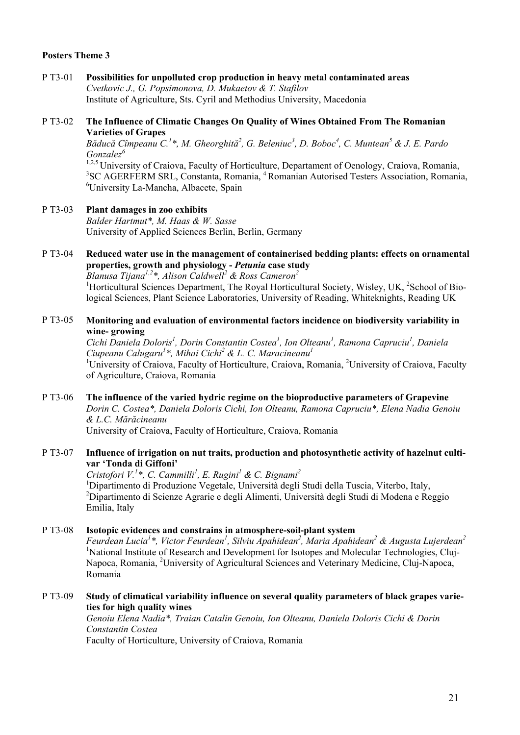**Posters Theme 3**

P T3-01 **Possibilities for unpolluted crop production in heavy metal contaminated areas**
*Cvetkovic J., G. Popsimonova, D. Mukaetov & T. Stafilov*
Institute of Agriculture, Sts. Cyril and Methodius University, Macedonia

P T3-02 **The Influence of Climatic Changes On Quality of Wines Obtained From The Romanian Varieties of Grapes**
*Băducă Cîmpeanu C.[1]\*, M. Gheorghită[2], G. Beleniuc[3], D. Boboc[4], C. Muntean[5] & J. E. Pardo Gonzalez[6]*
[1,2,5] University of Craiova, Faculty of Horticulture, Departament of Oenology, Craiova, Romania, [3]SC AGERFERM SRL, Constanta, Romania, [4] Romanian Autorised Testers Association, Romania, [6]University La-Mancha, Albacete, Spain

P T3-03 **Plant damages in zoo exhibits**
*Balder Hartmut\*, M. Haas & W. Sasse*
University of Applied Sciences Berlin, Berlin, Germany

P T3-04 **Reduced water use in the management of containerised bedding plants: effects on ornamental properties, growth and physiology - *Petunia* case study**
*Blanusa Tijana[1,2]\*, Alison Caldwell[2] & Ross Cameron[2]*
[1]Horticultural Sciences Department, The Royal Horticultural Society, Wisley, UK, [2]School of Biological Sciences, Plant Science Laboratories, University of Reading, Whiteknights, Reading UK

P T3-05 **Monitoring and evaluation of environmental factors incidence on biodiversity variability in wine- growing**
*Cichi Daniela Doloris[1], Dorin Constantin Costea[1], Ion Olteanu[1], Ramona Capruciu[1], Daniela Ciupeanu Calugaru[1]\*, Mihai Cichi[2] & L. C. Maracineanu[1]*
[1]University of Craiova, Faculty of Horticulture, Craiova, Romania, [2]University of Craiova, Faculty of Agriculture, Craiova, Romania

P T3-06 **The influence of the varied hydric regime on the bioproductive parameters of Grapevine**
*Dorin C. Costea\*, Daniela Doloris Cichi, Ion Olteanu, Ramona Capruciu\*, Elena Nadia Genoiu & L.C. Mărăcineanu*
University of Craiova, Faculty of Horticulture, Craiova, Romania

P T3-07 **Influence of irrigation on nut traits, production and photosynthetic activity of hazelnut cultivar 'Tonda di Giffoni'**
*Cristofori V.[1]\*, C. Cammilli[1], E. Rugini[1] & C. Bignami[2]*
[1]Dipartimento di Produzione Vegetale, Università degli Studi della Tuscia, Viterbo, Italy, [2]Dipartimento di Scienze Agrarie e degli Alimenti, Università degli Studi di Modena e Reggio Emilia, Italy

P T3-08 **Isotopic evidences and constrains in atmosphere-soil-plant system**
*Feurdean Lucia[1]\*, Victor Feurdean[1], Silviu Apahidean[2], Maria Apahidean[2] & Augusta Lujerdean[2]*
[1]National Institute of Research and Development for Isotopes and Molecular Technologies, Cluj-Napoca, Romania, [2]University of Agricultural Sciences and Veterinary Medicine, Cluj-Napoca, Romania

P T3-09 **Study of climatical variability influence on several quality parameters of black grapes varieties for high quality wines**
*Genoiu Elena Nadia\*, Traian Catalin Genoiu, Ion Olteanu, Daniela Doloris Cichi & Dorin Constantin Costea*
Faculty of Horticulture, University of Craiova, Romania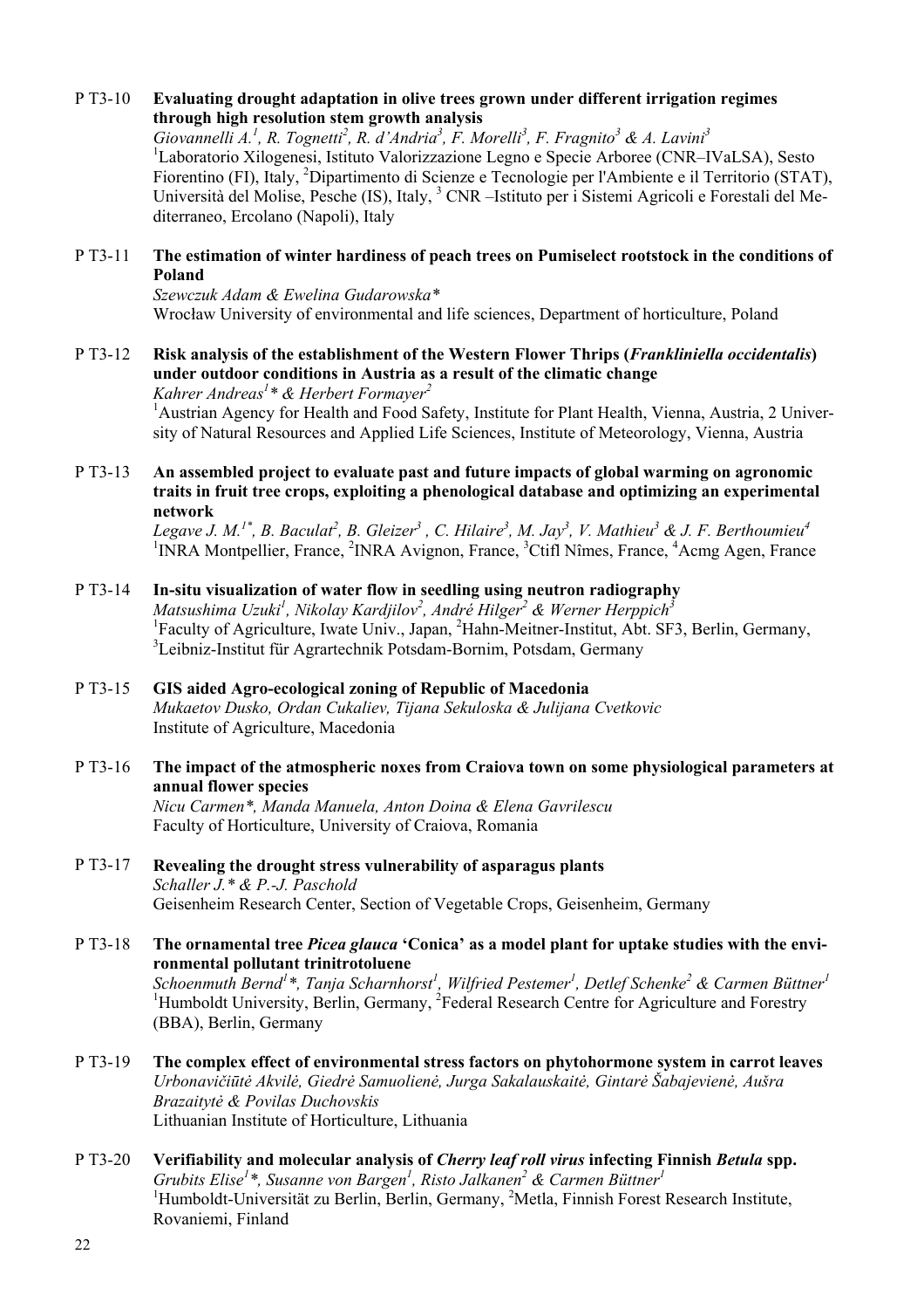P T3-10 **Evaluating drought adaptation in olive trees grown under different irrigation regimes through high resolution stem growth analysis**
*Giovannelli A.[1], R. Tognetti[2], R. d'Andria[3], F. Morelli[3], F. Fragnito[3] & A. Lavini[3]*
[1]Laboratorio Xilogenesi, Istituto Valorizzazione Legno e Specie Arboree (CNR–IVaLSA), Sesto Fiorentino (FI), Italy, [2]Dipartimento di Scienze e Tecnologie per l'Ambiente e il Territorio (STAT), Università del Molise, Pesche (IS), Italy, [3] CNR –Istituto per i Sistemi Agricoli e Forestali del Mediterraneo, Ercolano (Napoli), Italy

P T3-11 **The estimation of winter hardiness of peach trees on Pumiselect rootstock in the conditions of Poland**
*Szewczuk Adam & Ewelina Gudarowska**
Wrocław University of environmental and life sciences, Department of horticulture, Poland

P T3-12 **Risk analysis of the establishment of the Western Flower Thrips (*Frankliniella occidentalis*) under outdoor conditions in Austria as a result of the climatic change**
*Kahrer Andreas[1]* & Herbert Formayer[2]*
[1]Austrian Agency for Health and Food Safety, Institute for Plant Health, Vienna, Austria, 2 University of Natural Resources and Applied Life Sciences, Institute of Meteorology, Vienna, Austria

P T3-13 **An assembled project to evaluate past and future impacts of global warming on agronomic traits in fruit tree crops, exploiting a phenological database and optimizing an experimental network**
*Legave J. M.[1*], B. Baculat[2], B. Gleizer[3], C. Hilaire[3], M. Jay[3], V. Mathieu[3] & J. F. Berthoumieu[4]*
[1]INRA Montpellier, France, [2]INRA Avignon, France, [3]Ctifl Nîmes, France, [4]Acmg Agen, France

P T3-14 **In-situ visualization of water flow in seedling using neutron radiography**
*Matsushima Uzuki[1], Nikolay Kardjilov[2], André Hilger[2] & Werner Herppich[3]*
[1]Faculty of Agriculture, Iwate Univ., Japan, [2]Hahn-Meitner-Institut, Abt. SF3, Berlin, Germany, [3]Leibniz-Institut für Agrartechnik Potsdam-Bornim, Potsdam, Germany

P T3-15 **GIS aided Agro-ecological zoning of Republic of Macedonia**
*Mukaetov Dusko, Ordan Cukaliev, Tijana Sekuloska & Julijana Cvetkovic*
Institute of Agriculture, Macedonia

P T3-16 **The impact of the atmospheric noxes from Craiova town on some physiological parameters at annual flower species**
*Nicu Carmen*, Manda Manuela, Anton Doina & Elena Gavrilescu*
Faculty of Horticulture, University of Craiova, Romania

P T3-17 **Revealing the drought stress vulnerability of asparagus plants**
*Schaller J.* & P.-J. Paschold*
Geisenheim Research Center, Section of Vegetable Crops, Geisenheim, Germany

P T3-18 **The ornamental tree *Picea glauca* 'Conica' as a model plant for uptake studies with the environmental pollutant trinitrotoluene**
*Schoenmuth Bernd[1]*, Tanja Scharnhorst[1], Wilfried Pestemer[1], Detlef Schenke[2] & Carmen Büttner[1]*
[1]Humboldt University, Berlin, Germany, [2]Federal Research Centre for Agriculture and Forestry (BBA), Berlin, Germany

P T3-19 **The complex effect of environmental stress factors on phytohormone system in carrot leaves**
*Urbonavičiūtė Akvilė, Giedrė Samuolienė, Jurga Sakalauskaitė, Gintarė Šabajevienė, Aušra Brazaitytė & Povilas Duchovskis*
Lithuanian Institute of Horticulture, Lithuania

P T3-20 **Verifiability and molecular analysis of *Cherry leaf roll virus* infecting Finnish *Betula* spp.**
*Grubits Elise[1]*, Susanne von Bargen[1], Risto Jalkanen[2] & Carmen Büttner[1]*
[1]Humboldt-Universität zu Berlin, Berlin, Germany, [2]Metla, Finnish Forest Research Institute, Rovaniemi, Finland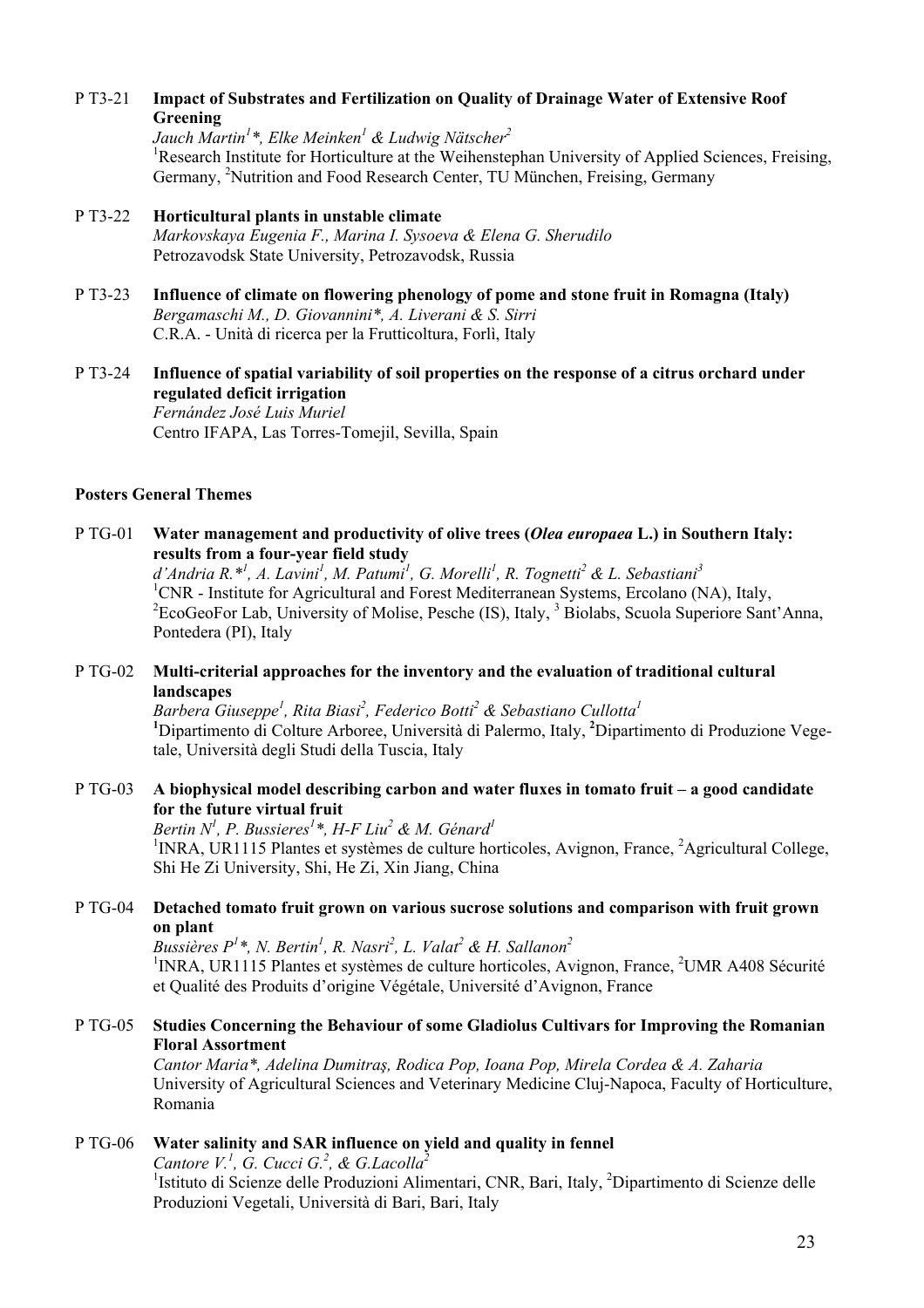P T3-21 **Impact of Substrates and Fertilization on Quality of Drainage Water of Extensive Roof Greening**
*Jauch Martin[1]\*, Elke Meinken[1] & Ludwig Nätscher[2]*
[1]Research Institute for Horticulture at the Weihenstephan University of Applied Sciences, Freising, Germany, [2]Nutrition and Food Research Center, TU München, Freising, Germany

P T3-22 **Horticultural plants in unstable climate**
*Markovskaya Eugenia F., Marina I. Sysoeva & Elena G. Sherudilo*
Petrozavodsk State University, Petrozavodsk, Russia

P T3-23 **Influence of climate on flowering phenology of pome and stone fruit in Romagna (Italy)**
*Bergamaschi M., D. Giovannini\*, A. Liverani & S. Sirri*
C.R.A. - Unità di ricerca per la Frutticoltura, Forlì, Italy

P T3-24 **Influence of spatial variability of soil properties on the response of a citrus orchard under regulated deficit irrigation**
*Fernández José Luis Muriel*
Centro IFAPA, Las Torres-Tomejil, Sevilla, Spain

**Posters General Themes**

P TG-01 **Water management and productivity of olive trees (*Olea europaea* L.) in Southern Italy: results from a four-year field study**
*d'Andria R.\*[1], A. Lavini[1], M. Patumi[1], G. Morelli[1], R. Tognetti[2] & L. Sebastiani[3]*
[1]CNR - Institute for Agricultural and Forest Mediterranean Systems, Ercolano (NA), Italy, [2]EcoGeoFor Lab, University of Molise, Pesche (IS), Italy, [3] Biolabs, Scuola Superiore Sant'Anna, Pontedera (PI), Italy

P TG-02 **Multi-criterial approaches for the inventory and the evaluation of traditional cultural landscapes**
*Barbera Giuseppe[1], Rita Biasi[2], Federico Botti[2] & Sebastiano Cullotta[1]*
[1]Dipartimento di Colture Arboree, Università di Palermo, Italy, [2]Dipartimento di Produzione Vegetale, Università degli Studi della Tuscia, Italy

P TG-03 **A biophysical model describing carbon and water fluxes in tomato fruit – a good candidate for the future virtual fruit**
*Bertin N[1], P. Bussieres[1]\*, H-F Liu[2] & M. Génard[1]*
[1]INRA, UR1115 Plantes et systèmes de culture horticoles, Avignon, France, [2]Agricultural College, Shi He Zi University, Shi, He Zi, Xin Jiang, China

P TG-04 **Detached tomato fruit grown on various sucrose solutions and comparison with fruit grown on plant**
*Bussières P[1]\*, N. Bertin[1], R. Nasri[2], L. Valat[2] & H. Sallanon[2]*
[1]INRA, UR1115 Plantes et systèmes de culture horticoles, Avignon, France, [2]UMR A408 Sécurité et Qualité des Produits d'origine Végétale, Université d'Avignon, France

P TG-05 **Studies Concerning the Behaviour of some Gladiolus Cultivars for Improving the Romanian Floral Assortment**
*Cantor Maria\*, Adelina Dumitraş, Rodica Pop, Ioana Pop, Mirela Cordea & A. Zaharia*
University of Agricultural Sciences and Veterinary Medicine Cluj-Napoca, Faculty of Horticulture, Romania

P TG-06 **Water salinity and SAR influence on yield and quality in fennel**
*Cantore V.[1], G. Cucci G.[2], & G.Lacolla[2]*
[1]Istituto di Scienze delle Produzioni Alimentari, CNR, Bari, Italy, [2]Dipartimento di Scienze delle Produzioni Vegetali, Università di Bari, Bari, Italy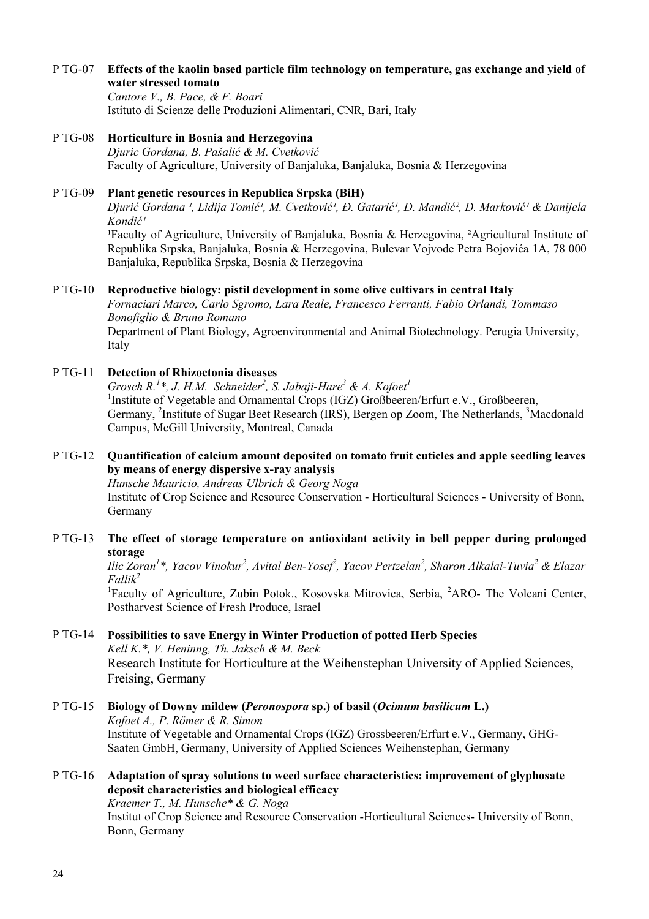P TG-07 **Effects of the kaolin based particle film technology on temperature, gas exchange and yield of water stressed tomato**
*Cantore V., B. Pace, & F. Boari*
Istituto di Scienze delle Produzioni Alimentari, CNR, Bari, Italy

P TG-08 **Horticulture in Bosnia and Herzegovina**
*Djuric Gordana, B. Pašalić & M. Cvetković*
Faculty of Agriculture, University of Banjaluka, Banjaluka, Bosnia & Herzegovina

P TG-09 **Plant genetic resources in Republica Srpska (BiH)**
*Djurić Gordana [1], Lidija Tomić[1], M. Cvetković[1], Đ. Gatarić[1], D. Mandić[2], D. Marković[1] & Danijela Kondić[1]*
[1]Faculty of Agriculture, University of Banjaluka, Bosnia & Herzegovina, [2]Agricultural Institute of Republika Srpska, Banjaluka, Bosnia & Herzegovina, Bulevar Vojvode Petra Bojovića 1A, 78 000 Banjaluka, Republika Srpska, Bosnia & Herzegovina

P TG-10 **Reproductive biology: pistil development in some olive cultivars in central Italy**
*Fornaciari Marco, Carlo Sgromo, Lara Reale, Francesco Ferranti, Fabio Orlandi, Tommaso Bonofiglio & Bruno Romano*
Department of Plant Biology, Agroenvironmental and Animal Biotechnology. Perugia University, Italy

P TG-11 **Detection of Rhizoctonia diseases**
*Grosch R.[1]*, J. H.M. Schneider[2], S. Jabaji-Hare[3] & A. Kofoet[1]*
[1]Institute of Vegetable and Ornamental Crops (IGZ) Großbeeren/Erfurt e.V., Großbeeren, Germany, [2]Institute of Sugar Beet Research (IRS), Bergen op Zoom, The Netherlands, [3]Macdonald Campus, McGill University, Montreal, Canada

P TG-12 **Quantification of calcium amount deposited on tomato fruit cuticles and apple seedling leaves by means of energy dispersive x-ray analysis**
*Hunsche Mauricio, Andreas Ulbrich & Georg Noga*
Institute of Crop Science and Resource Conservation - Horticultural Sciences - University of Bonn, Germany

P TG-13 **The effect of storage temperature on antioxidant activity in bell pepper during prolonged storage**
*Ilic Zoran[1]*, Yacov Vinokur[2], Avital Ben-Yosef[2], Yacov Pertzelan[2], Sharon Alkalai-Tuvia[2] & Elazar Fallik[2]*
[1]Faculty of Agriculture, Zubin Potok., Kosovska Mitrovica, Serbia, [2]ARO- The Volcani Center, Postharvest Science of Fresh Produce, Israel

P TG-14 **Possibilities to save Energy in Winter Production of potted Herb Species**
*Kell K.*, V. Heninng, Th. Jaksch & M. Beck*
Research Institute for Horticulture at the Weihenstephan University of Applied Sciences, Freising, Germany

P TG-15 **Biology of Downy mildew (*Peronospora* sp.) of basil (*Ocimum basilicum* L.)**
*Kofoet A., P. Römer & R. Simon*
Institute of Vegetable and Ornamental Crops (IGZ) Grossbeeren/Erfurt e.V., Germany, GHG-Saaten GmbH, Germany, University of Applied Sciences Weihenstephan, Germany

P TG-16 **Adaptation of spray solutions to weed surface characteristics: improvement of glyphosate deposit characteristics and biological efficacy**
*Kraemer T., M. Hunsche* & G. Noga*
Institut of Crop Science and Resource Conservation -Horticultural Sciences- University of Bonn, Bonn, Germany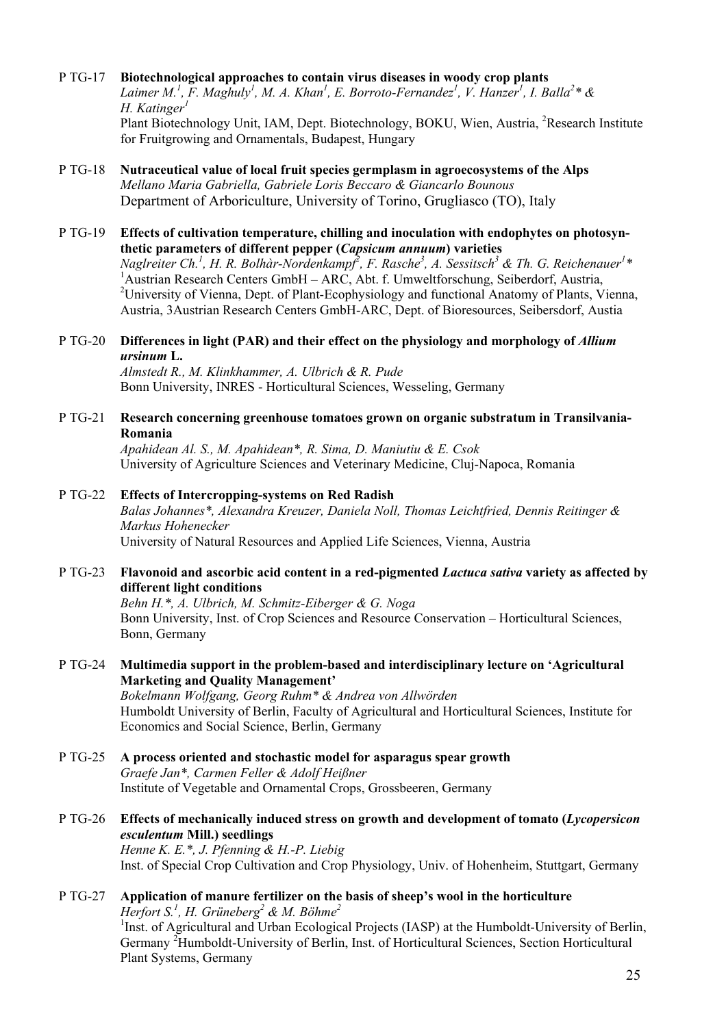P TG-17 **Biotechnological approaches to contain virus diseases in woody crop plants**
*Laimer M.[1], F. Maghuly[1], M. A. Khan[1], E. Borroto-Fernandez[1], V. Hanzer[1], I. Balla[2]* & H. Katinger[1]*
Plant Biotechnology Unit, IAM, Dept. Biotechnology, BOKU, Wien, Austria, [2]Research Institute for Fruitgrowing and Ornamentals, Budapest, Hungary

P TG-18 **Nutraceutical value of local fruit species germplasm in agroecosystems of the Alps**
*Mellano Maria Gabriella, Gabriele Loris Beccaro & Giancarlo Bounous*
Department of Arboriculture, University of Torino, Grugliasco (TO), Italy

P TG-19 **Effects of cultivation temperature, chilling and inoculation with endophytes on photosynthetic parameters of different pepper (*Capsicum annuum*) varieties**
*Naglreiter Ch.[1], H. R. Bolhàr-Nordenkampf[2], F. Rasche[3], A. Sessitsch[3] & Th. G. Reichenauer[1]**
[1]Austrian Research Centers GmbH – ARC, Abt. f. Umweltforschung, Seiberdorf, Austria, [2]University of Vienna, Dept. of Plant-Ecophysiology and functional Anatomy of Plants, Vienna, Austria, 3Austrian Research Centers GmbH-ARC, Dept. of Bioresources, Seibersdorf, Austia

P TG-20 **Differences in light (PAR) and their effect on the physiology and morphology of *Allium ursinum* L.**
*Almstedt R., M. Klinkhammer, A. Ulbrich & R. Pude*
Bonn University, INRES - Horticultural Sciences, Wesseling, Germany

P TG-21 **Research concerning greenhouse tomatoes grown on organic substratum in Transilvania-Romania**
*Apahidean Al. S., M. Apahidean*, R. Sima, D. Maniutiu & E. Csok*
University of Agriculture Sciences and Veterinary Medicine, Cluj-Napoca, Romania

P TG-22 **Effects of Intercropping-systems on Red Radish**
*Balas Johannes*, Alexandra Kreuzer, Daniela Noll, Thomas Leichtfried, Dennis Reitinger & Markus Hohenecker*
University of Natural Resources and Applied Life Sciences, Vienna, Austria

P TG-23 **Flavonoid and ascorbic acid content in a red-pigmented *Lactuca sativa* variety as affected by different light conditions**
*Behn H.*, A. Ulbrich, M. Schmitz-Eiberger & G. Noga*
Bonn University, Inst. of Crop Sciences and Resource Conservation – Horticultural Sciences, Bonn, Germany

P TG-24 **Multimedia support in the problem-based and interdisciplinary lecture on 'Agricultural Marketing and Quality Management'**
*Bokelmann Wolfgang, Georg Ruhm* & Andrea von Allwörden*
Humboldt University of Berlin, Faculty of Agricultural and Horticultural Sciences, Institute for Economics and Social Science, Berlin, Germany

P TG-25 **A process oriented and stochastic model for asparagus spear growth**
*Graefe Jan*, Carmen Feller & Adolf Heißner*
Institute of Vegetable and Ornamental Crops, Grossbeeren, Germany

P TG-26 **Effects of mechanically induced stress on growth and development of tomato (*Lycopersicon esculentum* Mill.) seedlings**
*Henne K. E.*, J. Pfenning & H.-P. Liebig*
Inst. of Special Crop Cultivation and Crop Physiology, Univ. of Hohenheim, Stuttgart, Germany

P TG-27 **Application of manure fertilizer on the basis of sheep's wool in the horticulture**
*Herfort S.[1], H. Grüneberg[2] & M. Böhme[2]*
[1]Inst. of Agricultural and Urban Ecological Projects (IASP) at the Humboldt-University of Berlin, Germany [2]Humboldt-University of Berlin, Inst. of Horticultural Sciences, Section Horticultural Plant Systems, Germany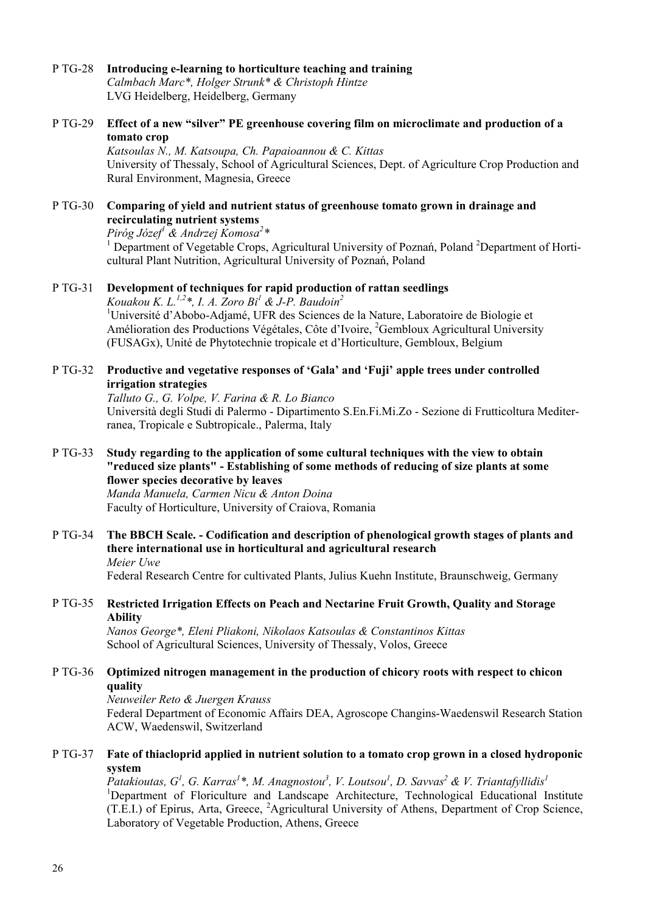P TG-28 **Introducing e-learning to horticulture teaching and training**
*Calmbach Marc*, Holger Strunk* & Christoph Hintze*
LVG Heidelberg, Heidelberg, Germany

P TG-29 **Effect of a new "silver" PE greenhouse covering film on microclimate and production of a tomato crop**
*Katsoulas N., M. Katsoupa, Ch. Papaioannou & C. Kittas*
University of Thessaly, School of Agricultural Sciences, Dept. of Agriculture Crop Production and Rural Environment, Magnesia, Greece

P TG-30 **Comparing of yield and nutrient status of greenhouse tomato grown in drainage and recirculating nutrient systems**
*Piróg Józef[1] & Andrzej Komosa[2]**
[1] Department of Vegetable Crops, Agricultural University of Poznań, Poland [2]Department of Horticultural Plant Nutrition, Agricultural University of Poznań, Poland

P TG-31 **Development of techniques for rapid production of rattan seedlings**
*Kouakou K. L.[1,2]*, I. A. Zoro Bi[1] & J-P. Baudoin[2]*
[1]Université d'Abobo-Adjamé, UFR des Sciences de la Nature, Laboratoire de Biologie et Amélioration des Productions Végétales, Côte d'Ivoire, [2]Gembloux Agricultural University (FUSAGx), Unité de Phytotechnie tropicale et d'Horticulture, Gembloux, Belgium

P TG-32 **Productive and vegetative responses of 'Gala' and 'Fuji' apple trees under controlled irrigation strategies**
*Talluto G., G. Volpe, V. Farina & R. Lo Bianco*
Università degli Studi di Palermo - Dipartimento S.En.Fi.Mi.Zo - Sezione di Frutticoltura Mediterranea, Tropicale e Subtropicale., Palerma, Italy

P TG-33 **Study regarding to the application of some cultural techniques with the view to obtain "reduced size plants" - Establishing of some methods of reducing of size plants at some flower species decorative by leaves**
*Manda Manuela, Carmen Nicu & Anton Doina*
Faculty of Horticulture, University of Craiova, Romania

P TG-34 **The BBCH Scale. - Codification and description of phenological growth stages of plants and there international use in horticultural and agricultural research**
*Meier Uwe*
Federal Research Centre for cultivated Plants, Julius Kuehn Institute, Braunschweig, Germany

P TG-35 **Restricted Irrigation Effects on Peach and Nectarine Fruit Growth, Quality and Storage Ability**
*Nanos George*, Eleni Pliakoni, Nikolaos Katsoulas & Constantinos Kittas*
School of Agricultural Sciences, University of Thessaly, Volos, Greece

P TG-36 **Optimized nitrogen management in the production of chicory roots with respect to chicon quality**
*Neuweiler Reto & Juergen Krauss*
Federal Department of Economic Affairs DEA, Agroscope Changins-Waedenswil Research Station ACW, Waedenswil, Switzerland

P TG-37 **Fate of thiacloprid applied in nutrient solution to a tomato crop grown in a closed hydroponic system**
*Patakioutas, G[1], G. Karras[1]*, M. Anagnostou[3], V. Loutsou[1], D. Savvas[2] & V. Triantafyllidis[1]*
[1]Department of Floriculture and Landscape Architecture, Technological Educational Institute (T.E.I.) of Epirus, Arta, Greece, [2]Agricultural University of Athens, Department of Crop Science, Laboratory of Vegetable Production, Athens, Greece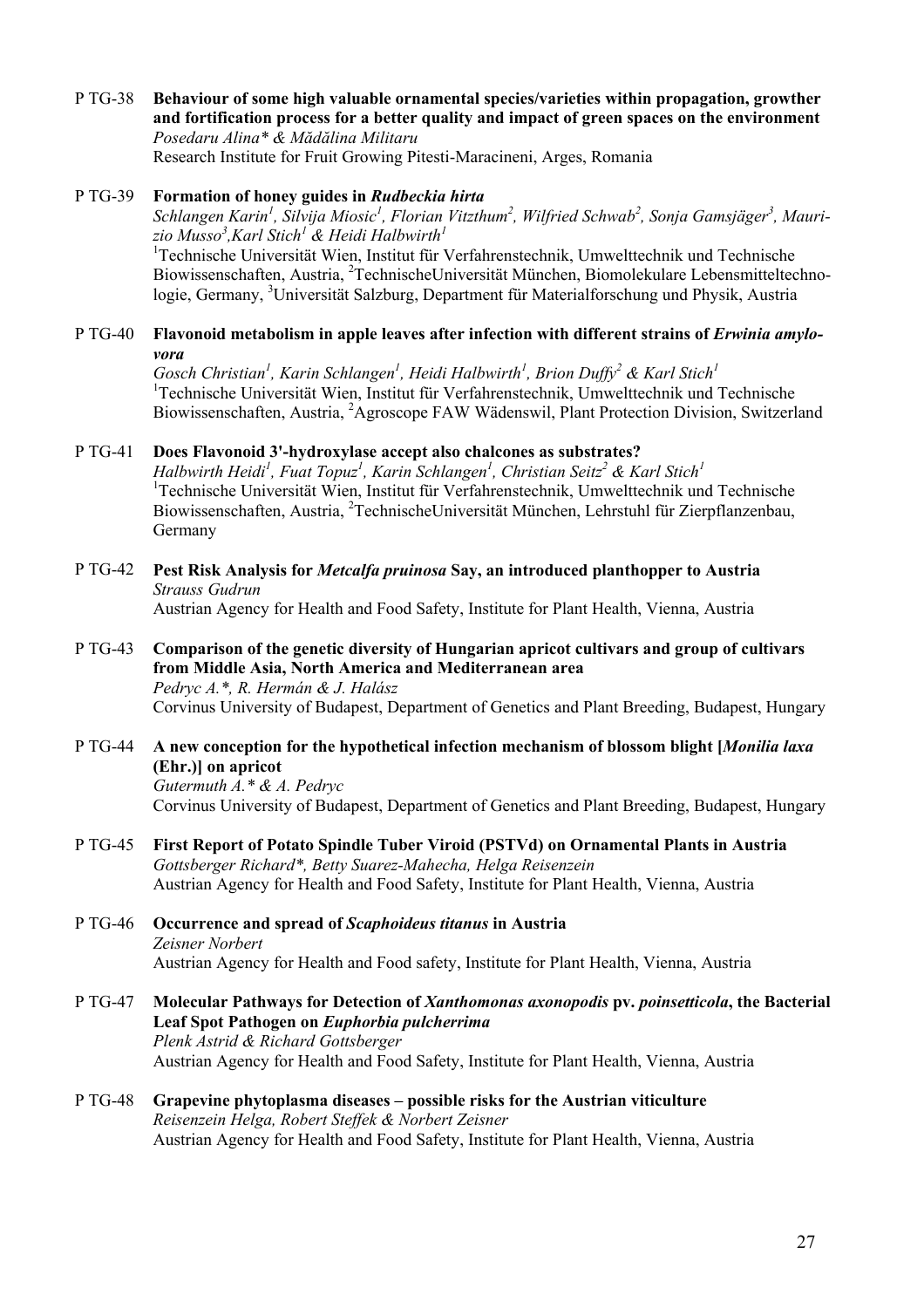P TG-38 **Behaviour of some high valuable ornamental species/varieties within propagation, growther and fortification process for a better quality and impact of green spaces on the environment**
*Posedaru Alina\* & Mădălina Militaru*
Research Institute for Fruit Growing Pitesti-Maracineni, Arges, Romania

P TG-39 **Formation of honey guides in *Rudbeckia hirta***
*Schlangen Karin[1], Silvija Miosic[1], Florian Vitzthum[2], Wilfried Schwab[2], Sonja Gamsjäger[3], Maurizio Musso[3], Karl Stich[1] & Heidi Halbwirth[1]*
[1]Technische Universität Wien, Institut für Verfahrenstechnik, Umwelttechnik und Technische Biowissenschaften, Austria, [2]TechnischeUniversität München, Biomolekulare Lebensmitteltechnologie, Germany, [3]Universität Salzburg, Department für Materialforschung und Physik, Austria

P TG-40 **Flavonoid metabolism in apple leaves after infection with different strains of *Erwinia amylovora***
*Gosch Christian[1], Karin Schlangen[1], Heidi Halbwirth[1], Brion Duffy[2] & Karl Stich[1]*
[1]Technische Universität Wien, Institut für Verfahrenstechnik, Umwelttechnik und Technische Biowissenschaften, Austria, [2]Agroscope FAW Wädenswil, Plant Protection Division, Switzerland

P TG-41 **Does Flavonoid 3'-hydroxylase accept also chalcones as substrates?**
*Halbwirth Heidi[1], Fuat Topuz[1], Karin Schlangen[1], Christian Seitz[2] & Karl Stich[1]*
[1]Technische Universität Wien, Institut für Verfahrenstechnik, Umwelttechnik und Technische Biowissenschaften, Austria, [2]TechnischeUniversität München, Lehrstuhl für Zierpflanzenbau, Germany

P TG-42 **Pest Risk Analysis for *Metcalfa pruinosa* Say, an introduced planthopper to Austria**
*Strauss Gudrun*
Austrian Agency for Health and Food Safety, Institute for Plant Health, Vienna, Austria

P TG-43 **Comparison of the genetic diversity of Hungarian apricot cultivars and group of cultivars from Middle Asia, North America and Mediterranean area**
*Pedryc A.\*, R. Hermán & J. Halász*
Corvinus University of Budapest, Department of Genetics and Plant Breeding, Budapest, Hungary

P TG-44 **A new conception for the hypothetical infection mechanism of blossom blight [*Monilia laxa* (Ehr.)] on apricot**
*Gutermuth A.\* & A. Pedryc*
Corvinus University of Budapest, Department of Genetics and Plant Breeding, Budapest, Hungary

P TG-45 **First Report of Potato Spindle Tuber Viroid (PSTVd) on Ornamental Plants in Austria**
*Gottsberger Richard\*, Betty Suarez-Mahecha, Helga Reisenzein*
Austrian Agency for Health and Food Safety, Institute for Plant Health, Vienna, Austria

P TG-46 **Occurrence and spread of *Scaphoideus titanus* in Austria**
*Zeisner Norbert*
Austrian Agency for Health and Food safety, Institute for Plant Health, Vienna, Austria

P TG-47 **Molecular Pathways for Detection of *Xanthomonas axonopodis* pv. *poinsetticola*, the Bacterial Leaf Spot Pathogen on *Euphorbia pulcherrima***
*Plenk Astrid & Richard Gottsberger*
Austrian Agency for Health and Food Safety, Institute for Plant Health, Vienna, Austria

P TG-48 **Grapevine phytoplasma diseases – possible risks for the Austrian viticulture**
*Reisenzein Helga, Robert Steffek & Norbert Zeisner*
Austrian Agency for Health and Food Safety, Institute for Plant Health, Vienna, Austria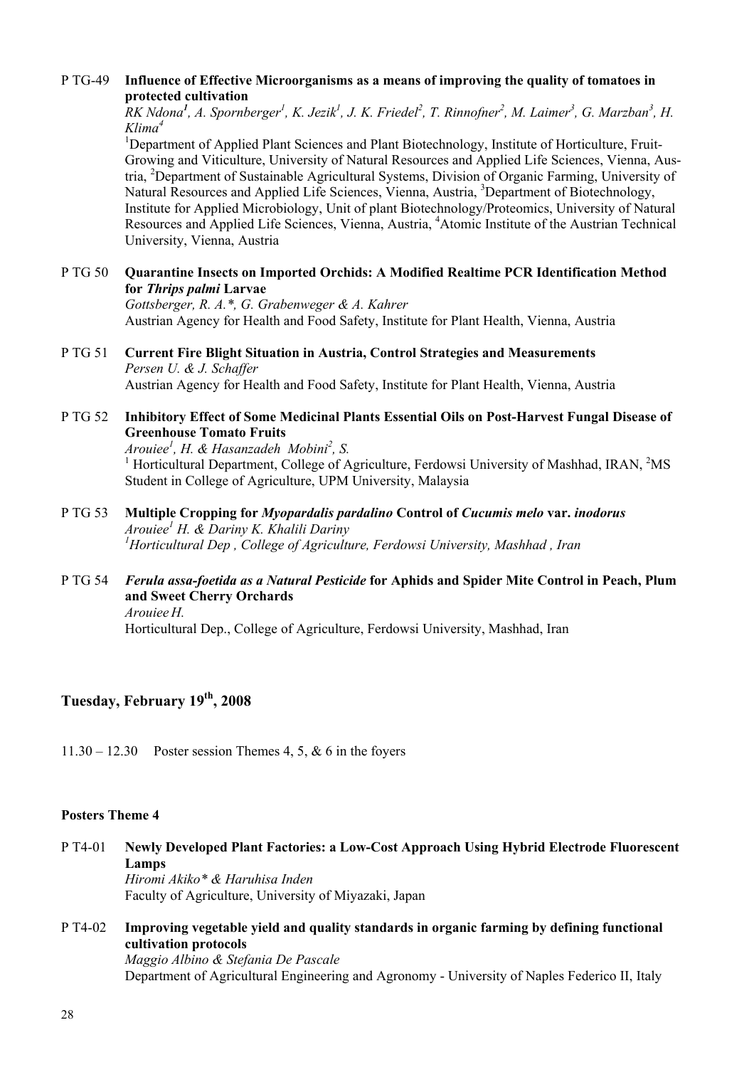P TG-49 **Influence of Effective Microorganisms as a means of improving the quality of tomatoes in protected cultivation**
*RK Ndona[1], A. Spornberger[1], K. Jezik[1], J. K. Friedel[2], T. Rinnofner[2], M. Laimer[3], G. Marzban[3], H. Klima[4]*
[1]Department of Applied Plant Sciences and Plant Biotechnology, Institute of Horticulture, Fruit-Growing and Viticulture, University of Natural Resources and Applied Life Sciences, Vienna, Austria, [2]Department of Sustainable Agricultural Systems, Division of Organic Farming, University of Natural Resources and Applied Life Sciences, Vienna, Austria, [3]Department of Biotechnology, Institute for Applied Microbiology, Unit of plant Biotechnology/Proteomics, University of Natural Resources and Applied Life Sciences, Vienna, Austria, [4]Atomic Institute of the Austrian Technical University, Vienna, Austria

P TG 50 **Quarantine Insects on Imported Orchids: A Modified Realtime PCR Identification Method for *Thrips palmi* Larvae**
*Gottsberger, R. A.*, G. Grabenweger & A. Kahrer*
Austrian Agency for Health and Food Safety, Institute for Plant Health, Vienna, Austria

P TG 51 **Current Fire Blight Situation in Austria, Control Strategies and Measurements**
*Persen U. & J. Schaffer*
Austrian Agency for Health and Food Safety, Institute for Plant Health, Vienna, Austria

P TG 52 **Inhibitory Effect of Some Medicinal Plants Essential Oils on Post-Harvest Fungal Disease of Greenhouse Tomato Fruits**
*Arouiee[1], H. & Hasanzadeh Mobini[2], S.*
[1] Horticultural Department, College of Agriculture, Ferdowsi University of Mashhad, IRAN, [2]MS Student in College of Agriculture, UPM University, Malaysia

P TG 53 **Multiple Cropping for *Myopardalis pardalino* Control of *Cucumis melo* var. *inodorus***
*Arouiee[1] H. & Dariny K. Khalili Dariny*
*[1]Horticultural Dep , College of Agriculture, Ferdowsi University, Mashhad , Iran*

P TG 54 ***Ferula assa-foetida as a Natural Pesticide* for Aphids and Spider Mite Control in Peach, Plum and Sweet Cherry Orchards**
*Arouiee H.*
Horticultural Dep., College of Agriculture, Ferdowsi University, Mashhad, Iran

## Tuesday, February 19th, 2008

11.30 – 12.30 Poster session Themes 4, 5, & 6 in the foyers

### Posters Theme 4

P T4-01 **Newly Developed Plant Factories: a Low-Cost Approach Using Hybrid Electrode Fluorescent Lamps**
*Hiromi Akiko* & Haruhisa Inden*
Faculty of Agriculture, University of Miyazaki, Japan

P T4-02 **Improving vegetable yield and quality standards in organic farming by defining functional cultivation protocols**
*Maggio Albino & Stefania De Pascale*
Department of Agricultural Engineering and Agronomy - University of Naples Federico II, Italy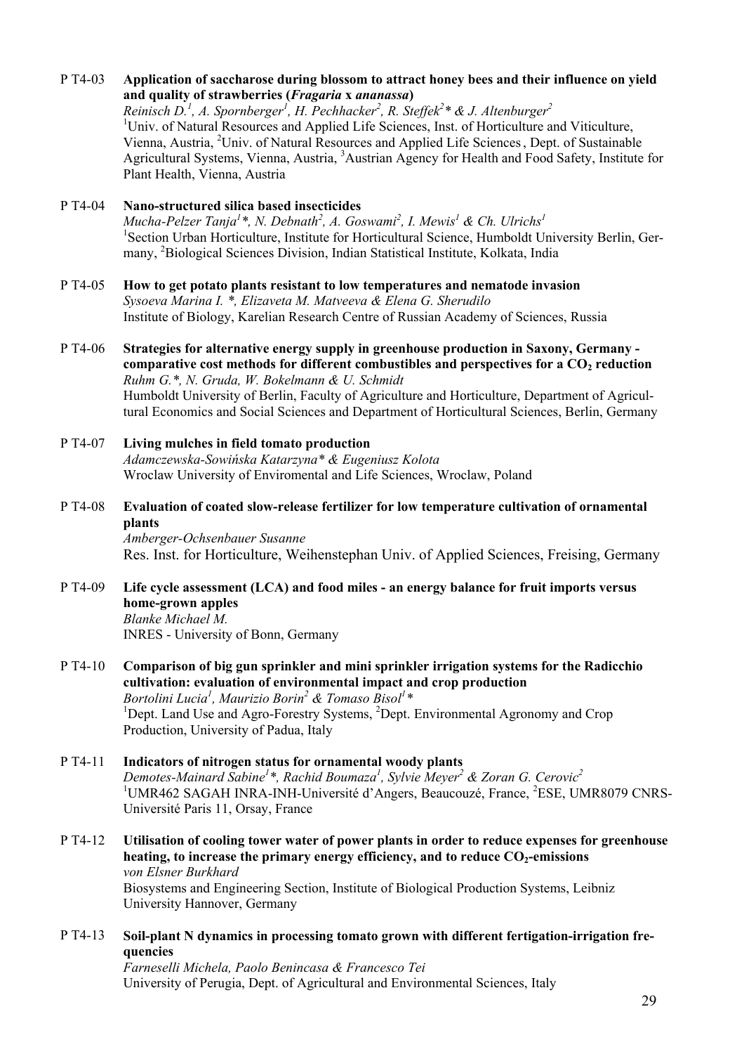P T4-03 **Application of saccharose during blossom to attract honey bees and their influence on yield and quality of strawberries (*Fragaria* x *ananassa*)**
*Reinisch D.[1], A. Spornberger[1], H. Pechhacker[2], R. Steffek[2]* & J. Altenburger[2]*
[1]Univ. of Natural Resources and Applied Life Sciences, Inst. of Horticulture and Viticulture, Vienna, Austria, [2]Univ. of Natural Resources and Applied Life Sciences, Dept. of Sustainable Agricultural Systems, Vienna, Austria, [3]Austrian Agency for Health and Food Safety, Institute for Plant Health, Vienna, Austria

P T4-04 **Nano-structured silica based insecticides**
*Mucha-Pelzer Tanja[1]*, N. Debnath[2], A. Goswami[2], I. Mewis[1] & Ch. Ulrichs[1]*
[1]Section Urban Horticulture, Institute for Horticultural Science, Humboldt University Berlin, Germany, [2]Biological Sciences Division, Indian Statistical Institute, Kolkata, India

P T4-05 **How to get potato plants resistant to low temperatures and nematode invasion**
*Sysoeva Marina I. *, Elizaveta M. Matveeva & Elena G. Sherudilo*
Institute of Biology, Karelian Research Centre of Russian Academy of Sciences, Russia

P T4-06 **Strategies for alternative energy supply in greenhouse production in Saxony, Germany - comparative cost methods for different combustibles and perspectives for a $CO_2$ reduction**
*Ruhm G.*, N. Gruda, W. Bokelmann & U. Schmidt*
Humboldt University of Berlin, Faculty of Agriculture and Horticulture, Department of Agricultural Economics and Social Sciences and Department of Horticultural Sciences, Berlin, Germany

P T4-07 **Living mulches in field tomato production**
*Adamczewska-Sowińska Katarzyna* & Eugeniusz Kolota*
Wroclaw University of Enviromental and Life Sciences, Wroclaw, Poland

P T4-08 **Evaluation of coated slow-release fertilizer for low temperature cultivation of ornamental plants**
*Amberger-Ochsenbauer Susanne*
Res. Inst. for Horticulture, Weihenstephan Univ. of Applied Sciences, Freising, Germany

P T4-09 **Life cycle assessment (LCA) and food miles - an energy balance for fruit imports versus home-grown apples**
*Blanke Michael M.*
INRES - University of Bonn, Germany

P T4-10 **Comparison of big gun sprinkler and mini sprinkler irrigation systems for the Radicchio cultivation: evaluation of environmental impact and crop production**
*Bortolini Lucia[1], Maurizio Borin[2] & Tomaso Bisol[1]*
[1]Dept. Land Use and Agro-Forestry Systems, [2]Dept. Environmental Agronomy and Crop Production, University of Padua, Italy

P T4-11 **Indicators of nitrogen status for ornamental woody plants**
*Demotes-Mainard Sabine[1]*, Rachid Boumaza[1], Sylvie Meyer[2] & Zoran G. Cerovic[2]*
[1]UMR462 SAGAH INRA-INH-Université d'Angers, Beaucouzé, France, [2]ESE, UMR8079 CNRS-Université Paris 11, Orsay, France

P T4-12 **Utilisation of cooling tower water of power plants in order to reduce expenses for greenhouse heating, to increase the primary energy efficiency, and to reduce $CO_2$-emissions**
*von Elsner Burkhard*
Biosystems and Engineering Section, Institute of Biological Production Systems, Leibniz University Hannover, Germany

P T4-13 **Soil-plant N dynamics in processing tomato grown with different fertigation-irrigation frequencies**
*Farneselli Michela, Paolo Benincasa & Francesco Tei*
University of Perugia, Dept. of Agricultural and Environmental Sciences, Italy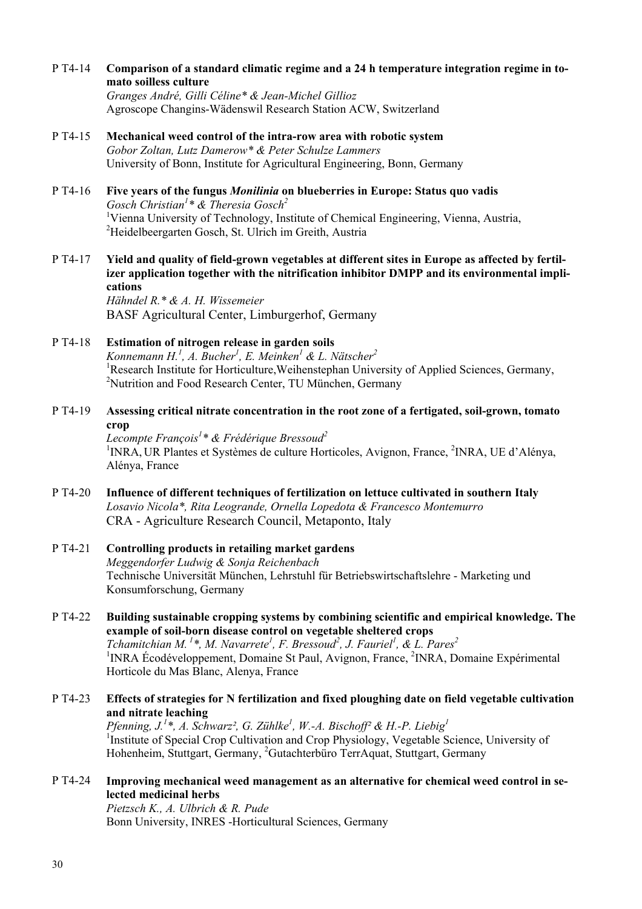P T4-14 **Comparison of a standard climatic regime and a 24 h temperature integration regime in tomato soilless culture**
*Granges André, Gilli Céline* & Jean-Michel Gillioz*
Agroscope Changins-Wädenswil Research Station ACW, Switzerland

P T4-15 **Mechanical weed control of the intra-row area with robotic system**
*Gobor Zoltan, Lutz Damerow* & Peter Schulze Lammers*
University of Bonn, Institute for Agricultural Engineering, Bonn, Germany

P T4-16 **Five years of the fungus *Monilinia* on blueberries in Europe: Status quo vadis**
*Gosch Christian[1]* & Theresia Gosch[2]*
[1]Vienna University of Technology, Institute of Chemical Engineering, Vienna, Austria,
[2]Heidelbeergarten Gosch, St. Ulrich im Greith, Austria

P T4-17 **Yield and quality of field-grown vegetables at different sites in Europe as affected by fertilizer application together with the nitrification inhibitor DMPP and its environmental implications**
*Hähndel R.* & A. H. Wissemeier*
BASF Agricultural Center, Limburgerhof, Germany

P T4-18 **Estimation of nitrogen release in garden soils**
*Konnemann H.[1], A. Bucher[1], E. Meinken[1] & L. Nätscher[2]*
[1]Research Institute for Horticulture, Weihenstephan University of Applied Sciences, Germany,
[2]Nutrition and Food Research Center, TU München, Germany

P T4-19 **Assessing critical nitrate concentration in the root zone of a fertigated, soil-grown, tomato crop**
*Lecompte François[1]* & Frédérique Bressoud[2]*
[1]INRA, UR Plantes et Systèmes de culture Horticoles, Avignon, France, [2]INRA, UE d'Alénya, Alénya, France

P T4-20 **Influence of different techniques of fertilization on lettuce cultivated in southern Italy**
*Losavio Nicola*, Rita Leogrande, Ornella Lopedota & Francesco Montemurro*
CRA - Agriculture Research Council, Metaponto, Italy

P T4-21 **Controlling products in retailing market gardens**
*Meggendorfer Ludwig & Sonja Reichenbach*
Technische Universität München, Lehrstuhl für Betriebswirtschaftslehre - Marketing und Konsumforschung, Germany

P T4-22 **Building sustainable cropping systems by combining scientific and empirical knowledge. The example of soil-born disease control on vegetable sheltered crops**
*Tchamitchian M.[1]*, M. Navarrete[1], F. Bressoud[2], J. Fauriel[1], & L. Pares[2]*
[1]INRA Écodéveloppement, Domaine St Paul, Avignon, France, [2]INRA, Domaine Expérimental Horticole du Mas Blanc, Alenya, France

P T4-23 **Effects of strategies for N fertilization and fixed ploughing date on field vegetable cultivation and nitrate leaching**
*Pfenning, J.[1]*, A. Schwarz[2], G. Zühlke[1], W.-A. Bischoff[2] & H.-P. Liebig[1]*
[1]Institute of Special Crop Cultivation and Crop Physiology, Vegetable Science, University of Hohenheim, Stuttgart, Germany, [2]Gutachterbüro TerrAquat, Stuttgart, Germany

P T4-24 **Improving mechanical weed management as an alternative for chemical weed control in selected medicinal herbs**
*Pietzsch K., A. Ulbrich & R. Pude*
Bonn University, INRES -Horticultural Sciences, Germany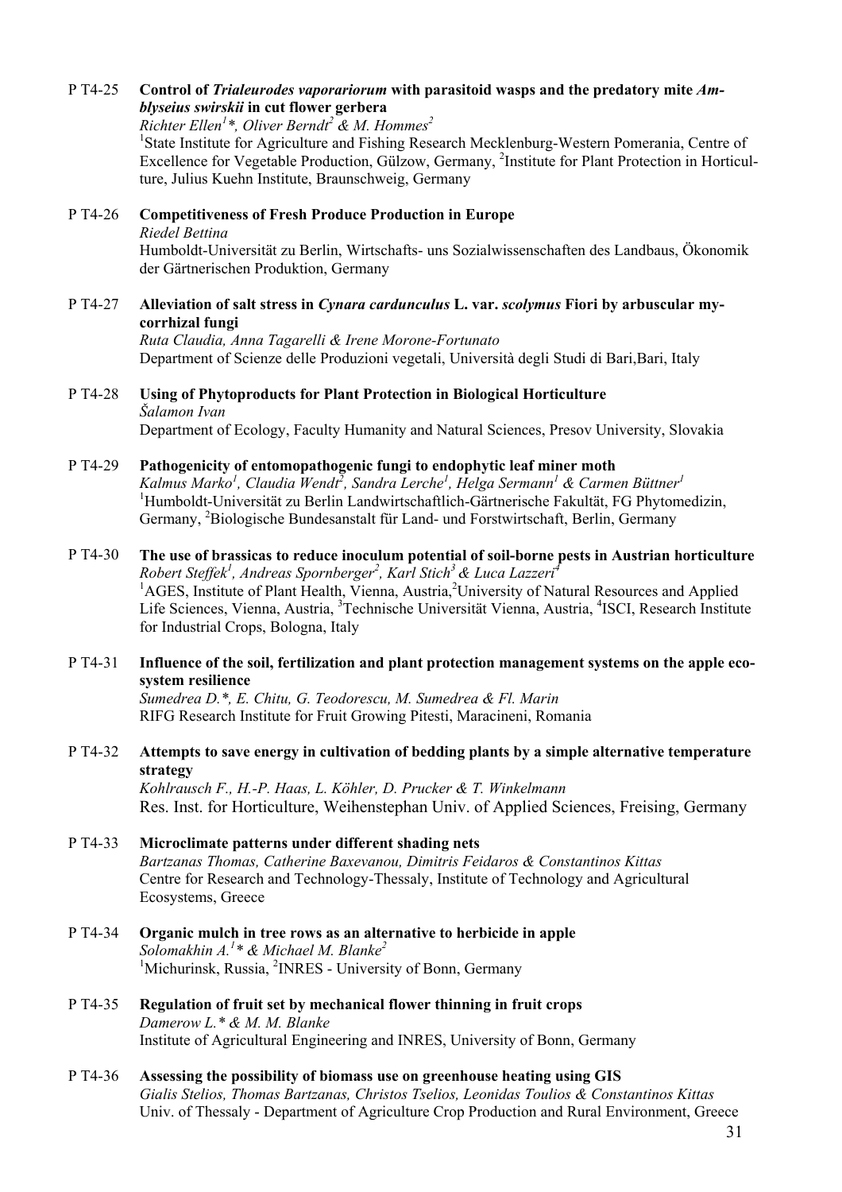P T4-25 **Control of *Trialeurodes vaporariorum* with parasitoid wasps and the predatory mite *Amblyseius swirskii* in cut flower gerbera**
*Richter Ellen[1]*, Oliver Berndt[2] & M. Hommes[2]*
[1]State Institute for Agriculture and Fishing Research Mecklenburg-Western Pomerania, Centre of Excellence for Vegetable Production, Gülzow, Germany, [2]Institute for Plant Protection in Horticulture, Julius Kuehn Institute, Braunschweig, Germany

P T4-26 **Competitiveness of Fresh Produce Production in Europe**
*Riedel Bettina*
Humboldt-Universität zu Berlin, Wirtschafts- uns Sozialwissenschaften des Landbaus, Ökonomik der Gärtnerischen Produktion, Germany

P T4-27 **Alleviation of salt stress in *Cynara cardunculus* L. var. *scolymus* Fiori by arbuscular mycorrhizal fungi**
*Ruta Claudia, Anna Tagarelli & Irene Morone-Fortunato*
Department of Scienze delle Produzioni vegetali, Università degli Studi di Bari,Bari, Italy

P T4-28 **Using of Phytoproducts for Plant Protection in Biological Horticulture**
*Šalamon Ivan*
Department of Ecology, Faculty Humanity and Natural Sciences, Presov University, Slovakia

P T4-29 **Pathogenicity of entomopathogenic fungi to endophytic leaf miner moth**
*Kalmus Marko[1], Claudia Wendt[2], Sandra Lerche[1], Helga Sermann[1] & Carmen Büttner[1]*
[1]Humboldt-Universität zu Berlin Landwirtschaftlich-Gärtnerische Fakultät, FG Phytomedizin, Germany, [2]Biologische Bundesanstalt für Land- und Forstwirtschaft, Berlin, Germany

P T4-30 **The use of brassicas to reduce inoculum potential of soil-borne pests in Austrian horticulture**
*Robert Steffek[1], Andreas Spornberger[2], Karl Stich[3] & Luca Lazzeri[4]*
[1]AGES, Institute of Plant Health, Vienna, Austria,[2]University of Natural Resources and Applied Life Sciences, Vienna, Austria, [3]Technische Universität Vienna, Austria, [4]ISCI, Research Institute for Industrial Crops, Bologna, Italy

P T4-31 **Influence of the soil, fertilization and plant protection management systems on the apple ecosystem resilience**
*Sumedrea D.*, E. Chitu, G. Teodorescu, M. Sumedrea & Fl. Marin*
RIFG Research Institute for Fruit Growing Pitesti, Maracineni, Romania

P T4-32 **Attempts to save energy in cultivation of bedding plants by a simple alternative temperature strategy**
*Kohlrausch F., H.-P. Haas, L. Köhler, D. Prucker & T. Winkelmann*
Res. Inst. for Horticulture, Weihenstephan Univ. of Applied Sciences, Freising, Germany

P T4-33 **Microclimate patterns under different shading nets**
*Bartzanas Thomas, Catherine Baxevanou, Dimitris Feidaros & Constantinos Kittas*
Centre for Research and Technology-Thessaly, Institute of Technology and Agricultural Ecosystems, Greece

P T4-34 **Organic mulch in tree rows as an alternative to herbicide in apple**
*Solomakhin A.[1]* & Michael M. Blanke[2]*
[1]Michurinsk, Russia, [2]INRES - University of Bonn, Germany

P T4-35 **Regulation of fruit set by mechanical flower thinning in fruit crops**
*Damerow L.* & M. M. Blanke*
Institute of Agricultural Engineering and INRES, University of Bonn, Germany

P T4-36 **Assessing the possibility of biomass use on greenhouse heating using GIS**
*Gialis Stelios, Thomas Bartzanas, Christos Tselios, Leonidas Toulios & Constantinos Kittas*
Univ. of Thessaly - Department of Agriculture Crop Production and Rural Environment, Greece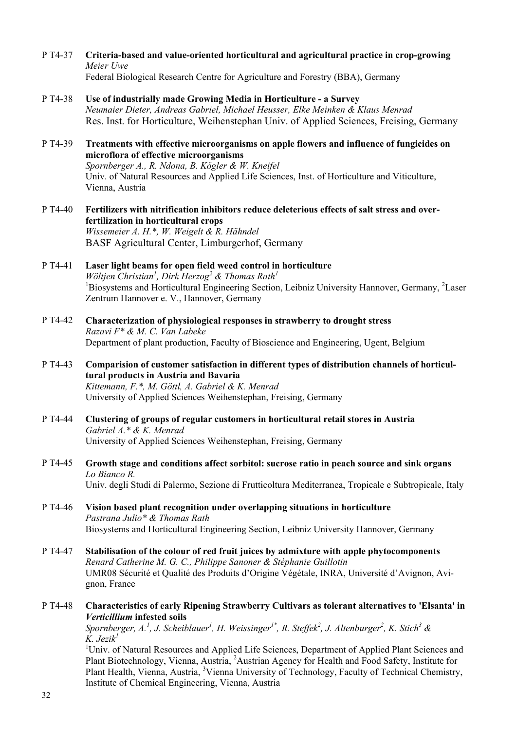P T4-37 **Criteria-based and value-oriented horticultural and agricultural practice in crop-growing**
*Meier Uwe*
Federal Biological Research Centre for Agriculture and Forestry (BBA), Germany

P T4-38 **Use of industrially made Growing Media in Horticulture - a Survey**
*Neumaier Dieter, Andreas Gabriel, Michael Heusser, Elke Meinken & Klaus Menrad*
Res. Inst. for Horticulture, Weihenstephan Univ. of Applied Sciences, Freising, Germany

P T4-39 **Treatments with effective microorganisms on apple flowers and influence of fungicides on microflora of effective microorganisms**
*Spornberger A., R. Ndona, B. Kögler & W. Kneifel*
Univ. of Natural Resources and Applied Life Sciences, Inst. of Horticulture and Viticulture, Vienna, Austria

P T4-40 **Fertilizers with nitrification inhibitors reduce deleterious effects of salt stress and over-fertilization in horticultural crops**
*Wissemeier A. H.*, W. Weigelt & R. Hähndel*
BASF Agricultural Center, Limburgerhof, Germany

P T4-41 **Laser light beams for open field weed control in horticulture**
*Wöltjen Christian[1], Dirk Herzog[2] & Thomas Rath[1]*
[1]Biosystems and Horticultural Engineering Section, Leibniz University Hannover, Germany, [2]Laser Zentrum Hannover e. V., Hannover, Germany

P T4-42 **Characterization of physiological responses in strawberry to drought stress**
*Razavi F* & M. C. Van Labeke*
Department of plant production, Faculty of Bioscience and Engineering, Ugent, Belgium

P T4-43 **Comparision of customer satisfaction in different types of distribution channels of horticultural products in Austria and Bavaria**
*Kittemann, F.*, M. Göttl, A. Gabriel & K. Menrad*
University of Applied Sciences Weihenstephan, Freising, Germany

P T4-44 **Clustering of groups of regular customers in horticultural retail stores in Austria**
*Gabriel A.* & K. Menrad*
University of Applied Sciences Weihenstephan, Freising, Germany

P T4-45 **Growth stage and conditions affect sorbitol: sucrose ratio in peach source and sink organs**
*Lo Bianco R.*
Univ. degli Studi di Palermo, Sezione di Frutticoltura Mediterranea, Tropicale e Subtropicale, Italy

P T4-46 **Vision based plant recognition under overlapping situations in horticulture**
*Pastrana Julio* & Thomas Rath*
Biosystems and Horticultural Engineering Section, Leibniz University Hannover, Germany

P T4-47 **Stabilisation of the colour of red fruit juices by admixture with apple phytocomponents**
*Renard Catherine M. G. C., Philippe Sanoner & Stéphanie Guillotin*
UMR08 Sécurité et Qualité des Produits d'Origine Végétale, INRA, Université d'Avignon, Avignon, France

P T4-48 **Characteristics of early Ripening Strawberry Cultivars as tolerant alternatives to 'Elsanta' in *Verticillium* infested soils**
*Spornberger, A.[1], J. Scheiblauer[1], H. Weissinger[1*], R. Steffek[2], J. Altenburger[2], K. Stich[3] & K. Jezik[1]*
[1]Univ. of Natural Resources and Applied Life Sciences, Department of Applied Plant Sciences and Plant Biotechnology, Vienna, Austria, [2]Austrian Agency for Health and Food Safety, Institute for Plant Health, Vienna, Austria, [3]Vienna University of Technology, Faculty of Technical Chemistry, Institute of Chemical Engineering, Vienna, Austria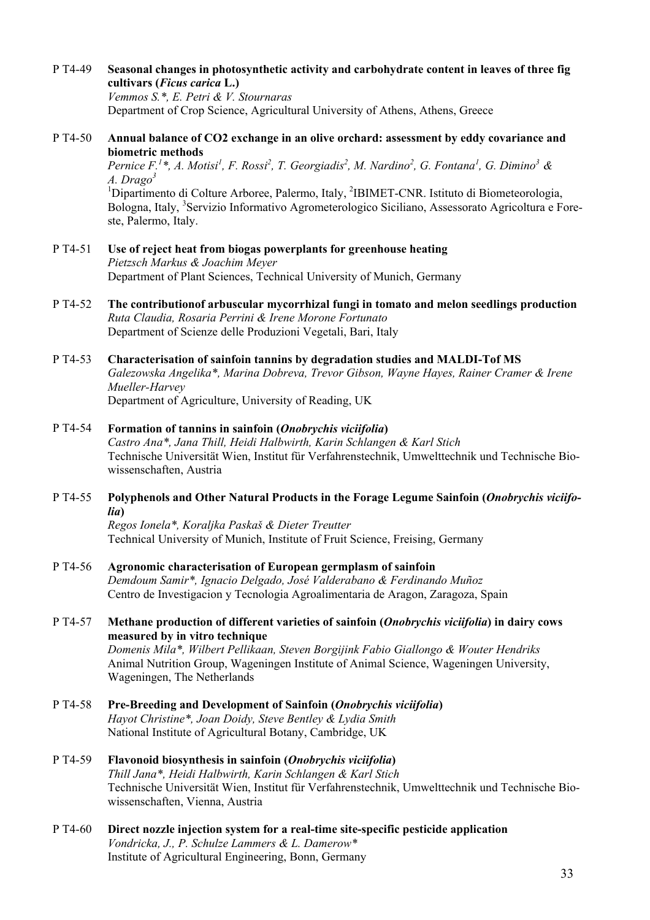P T4-49 **Seasonal changes in photosynthetic activity and carbohydrate content in leaves of three fig cultivars (*Ficus carica* L.)**
*Vemmos S.*, E. Petri & V. Stournaras*
Department of Crop Science, Agricultural University of Athens, Athens, Greece

P T4-50 **Annual balance of CO2 exchange in an olive orchard: assessment by eddy covariance and biometric methods**
*Pernice F.[1]*, A. Motisi[1], F. Rossi[2], T. Georgiadis[2], M. Nardino[2], G. Fontana[1], G. Dimino[3] & A. Drago[3]*
[1]Dipartimento di Colture Arboree, Palermo, Italy, [2]IBIMET-CNR. Istituto di Biometeorologia, Bologna, Italy, [3]Servizio Informativo Agrometerologico Siciliano, Assessorato Agricoltura e Foreste, Palermo, Italy.

P T4-51 **Use of reject heat from biogas powerplants for greenhouse heating**
*Pietzsch Markus & Joachim Meyer*
Department of Plant Sciences, Technical University of Munich, Germany

P T4-52 **The contributionof arbuscular mycorrhizal fungi in tomato and melon seedlings production**
*Ruta Claudia, Rosaria Perrini & Irene Morone Fortunato*
Department of Scienze delle Produzioni Vegetali, Bari, Italy

P T4-53 **Characterisation of sainfoin tannins by degradation studies and MALDI-Tof MS**
*Galezowska Angelika*, Marina Dobreva, Trevor Gibson, Wayne Hayes, Rainer Cramer & Irene Mueller-Harvey*
Department of Agriculture, University of Reading, UK

P T4-54 **Formation of tannins in sainfoin (*Onobrychis viciifolia*)**
*Castro Ana*, Jana Thill, Heidi Halbwirth, Karin Schlangen & Karl Stich*
Technische Universität Wien, Institut für Verfahrenstechnik, Umwelttechnik und Technische Biowissenschaften, Austria

P T4-55 **Polyphenols and Other Natural Products in the Forage Legume Sainfoin (*Onobrychis viciifolia*)**
*Regos Ionela*, Koraljka Paskaš & Dieter Treutter*
Technical University of Munich, Institute of Fruit Science, Freising, Germany

P T4-56 **Agronomic characterisation of European germplasm of sainfoin**
*Demdoum Samir*, Ignacio Delgado, José Valderabano & Ferdinando Muñoz*
Centro de Investigacion y Tecnologia Agroalimentaria de Aragon, Zaragoza, Spain

P T4-57 **Methane production of different varieties of sainfoin (*Onobrychis viciifolia*) in dairy cows measured by in vitro technique**
*Domenis Mila*, Wilbert Pellikaan, Steven Borgijink Fabio Giallongo & Wouter Hendriks*
Animal Nutrition Group, Wageningen Institute of Animal Science, Wageningen University, Wageningen, The Netherlands

P T4-58 **Pre-Breeding and Development of Sainfoin (*Onobrychis viciifolia*)**
*Hayot Christine*, Joan Doidy, Steve Bentley & Lydia Smith*
National Institute of Agricultural Botany, Cambridge, UK

P T4-59 **Flavonoid biosynthesis in sainfoin (*Onobrychis viciifolia*)**
*Thill Jana*, Heidi Halbwirth, Karin Schlangen & Karl Stich*
Technische Universität Wien, Institut für Verfahrenstechnik, Umwelttechnik und Technische Biowissenschaften, Vienna, Austria

P T4-60 **Direct nozzle injection system for a real-time site-specific pesticide application**
*Vondricka, J., P. Schulze Lammers & L. Damerow**
Institute of Agricultural Engineering, Bonn, Germany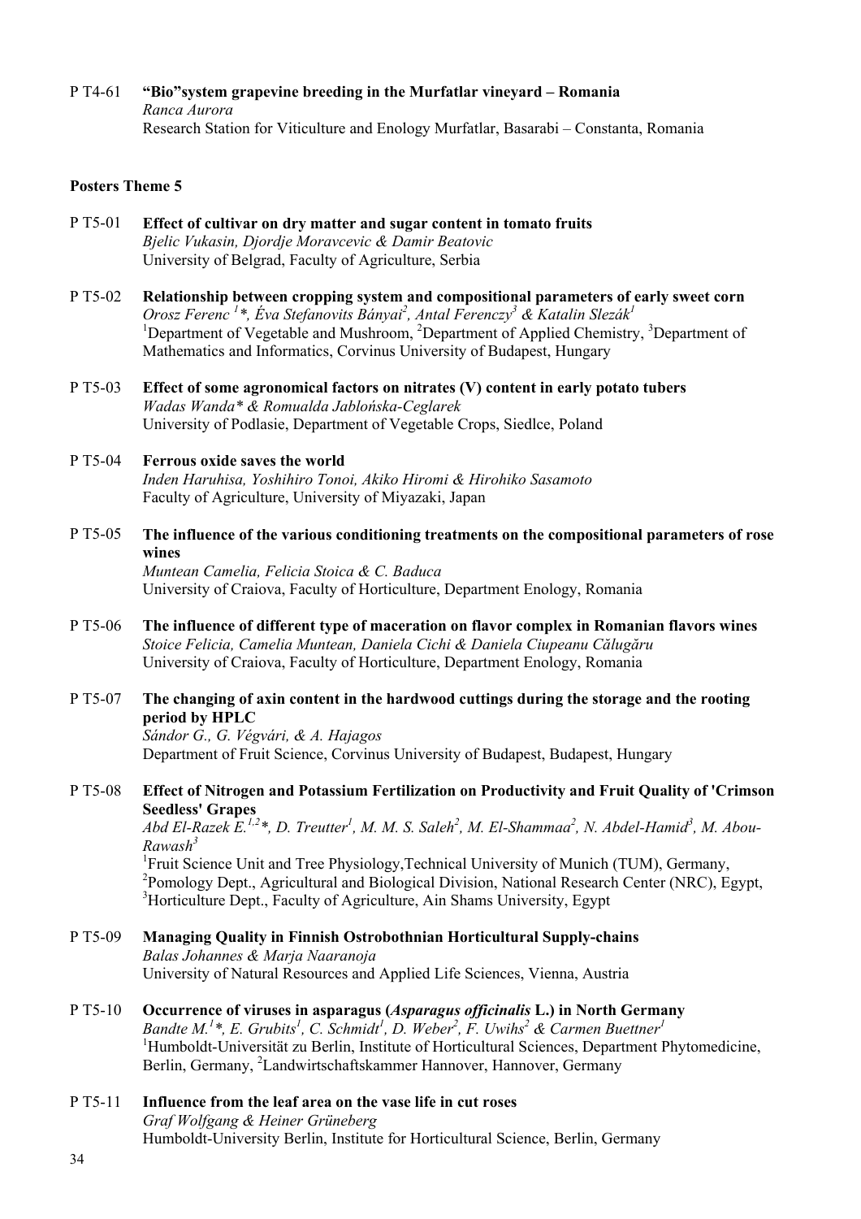P T4-61 **"Bio"system grapevine breeding in the Murfatlar vineyard – Romania**
*Ranca Aurora*
Research Station for Viticulture and Enology Murfatlar, Basarabi – Constanta, Romania

## Posters Theme 5

P T5-01 **Effect of cultivar on dry matter and sugar content in tomato fruits**
*Bjelic Vukasin, Djordje Moravcevic & Damir Beatovic*
University of Belgrad, Faculty of Agriculture, Serbia

P T5-02 **Relationship between cropping system and compositional parameters of early sweet corn**
*Orosz Ferenc [1]\*, Éva Stefanovits Bányai[2], Antal Ferenczy[3] & Katalin Slezák[1]*
[1]Department of Vegetable and Mushroom, [2]Department of Applied Chemistry, [3]Department of Mathematics and Informatics, Corvinus University of Budapest, Hungary

P T5-03 **Effect of some agronomical factors on nitrates (V) content in early potato tubers**
*Wadas Wanda\* & Romualda Jabłońska-Ceglarek*
University of Podlasie, Department of Vegetable Crops, Siedlce, Poland

P T5-04 **Ferrous oxide saves the world**
*Inden Haruhisa, Yoshihiro Tonoi, Akiko Hiromi & Hirohiko Sasamoto*
Faculty of Agriculture, University of Miyazaki, Japan

P T5-05 **The influence of the various conditioning treatments on the compositional parameters of rose wines**
*Muntean Camelia, Felicia Stoica & C. Baduca*
University of Craiova, Faculty of Horticulture, Department Enology, Romania

P T5-06 **The influence of different type of maceration on flavor complex in Romanian flavors wines**
*Stoice Felicia, Camelia Muntean, Daniela Cichi & Daniela Ciupeanu Călugăru*
University of Craiova, Faculty of Horticulture, Department Enology, Romania

P T5-07 **The changing of axin content in the hardwood cuttings during the storage and the rooting period by HPLC**
*Sándor G., G. Végvári, & A. Hajagos*
Department of Fruit Science, Corvinus University of Budapest, Budapest, Hungary

P T5-08 **Effect of Nitrogen and Potassium Fertilization on Productivity and Fruit Quality of 'Crimson Seedless' Grapes**
*Abd El-Razek E.[1,2]\*, D. Treutter[1], M. M. S. Saleh[2], M. El-Shammaa[2], N. Abdel-Hamid[3], M. Abou-Rawash[3]*
[1]Fruit Science Unit and Tree Physiology,Technical University of Munich (TUM), Germany, [2]Pomology Dept., Agricultural and Biological Division, National Research Center (NRC), Egypt, [3]Horticulture Dept., Faculty of Agriculture, Ain Shams University, Egypt

P T5-09 **Managing Quality in Finnish Ostrobothnian Horticultural Supply-chains**
*Balas Johannes & Marja Naaranoja*
University of Natural Resources and Applied Life Sciences, Vienna, Austria

P T5-10 **Occurrence of viruses in asparagus (*Asparagus officinalis* L.) in North Germany**
*Bandte M.[1]\*, E. Grubits[1], C. Schmidt[1], D. Weber[2], F. Uwihs[2] & Carmen Buettner[1]*
[1]Humboldt-Universität zu Berlin, Institute of Horticultural Sciences, Department Phytomedicine, Berlin, Germany, [2]Landwirtschaftskammer Hannover, Hannover, Germany

P T5-11 **Influence from the leaf area on the vase life in cut roses**
*Graf Wolfgang & Heiner Grüneberg*
Humboldt-University Berlin, Institute for Horticultural Science, Berlin, Germany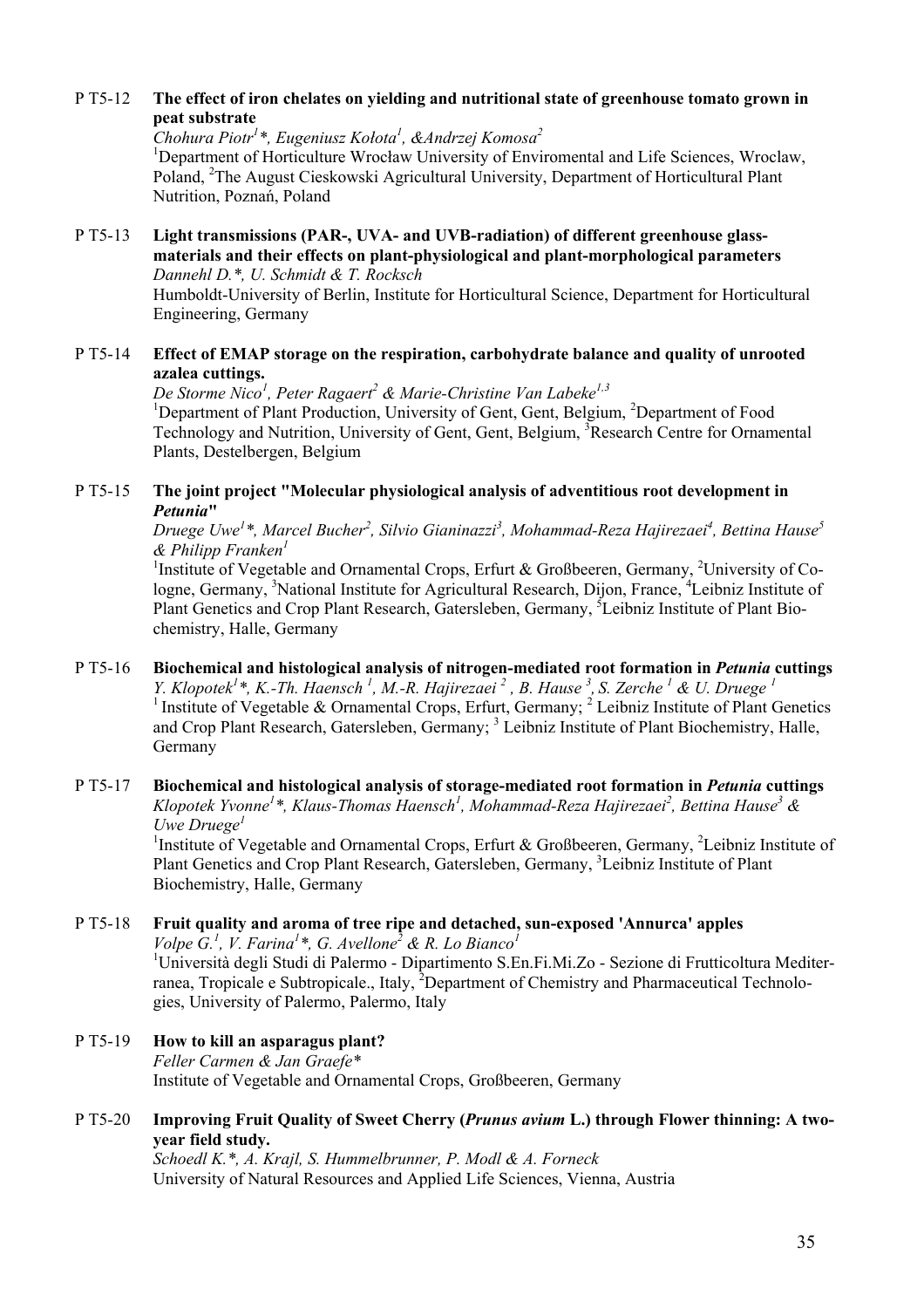P T5-12 **The effect of iron chelates on yielding and nutritional state of greenhouse tomato grown in peat substrate**
*Chohura Piotr[1]\*, Eugeniusz Kołota[1], &Andrzej Komosa[2]*
[1]Department of Horticulture Wrocław University of Enviromental and Life Sciences, Wroclaw, Poland, [2]The August Cieskowski Agricultural University, Department of Horticultural Plant Nutrition, Poznań, Poland

P T5-13 **Light transmissions (PAR-, UVA- and UVB-radiation) of different greenhouse glass-materials and their effects on plant-physiological and plant-morphological parameters**
*Dannehl D.\*, U. Schmidt & T. Rocksch*
Humboldt-University of Berlin, Institute for Horticultural Science, Department for Horticultural Engineering, Germany

P T5-14 **Effect of EMAP storage on the respiration, carbohydrate balance and quality of unrooted azalea cuttings.**
*De Storme Nico[1], Peter Ragaert[2] & Marie-Christine Van Labeke[1,3]*
[1]Department of Plant Production, University of Gent, Gent, Belgium, [2]Department of Food Technology and Nutrition, University of Gent, Gent, Belgium, [3]Research Centre for Ornamental Plants, Destelbergen, Belgium

P T5-15 **The joint project "Molecular physiological analysis of adventitious root development in *Petunia*"**
*Druege Uwe[1]\*, Marcel Bucher[2], Silvio Gianinazzi[3], Mohammad-Reza Hajirezaei[4], Bettina Hause[5] & Philipp Franken[1]*
[1]Institute of Vegetable and Ornamental Crops, Erfurt & Großbeeren, Germany, [2]University of Cologne, Germany, [3]National Institute for Agricultural Research, Dijon, France, [4]Leibniz Institute of Plant Genetics and Crop Plant Research, Gatersleben, Germany, [5]Leibniz Institute of Plant Biochemistry, Halle, Germany

P T5-16 **Biochemical and histological analysis of nitrogen-mediated root formation in *Petunia* cuttings**
*Y. Klopotek[1]\*, K.-Th. Haensch [1], M.-R. Hajirezaei [2], B. Hause [3], S. Zerche [1] & U. Druege [1]*
[1] Institute of Vegetable & Ornamental Crops, Erfurt, Germany; [2] Leibniz Institute of Plant Genetics and Crop Plant Research, Gatersleben, Germany; [3] Leibniz Institute of Plant Biochemistry, Halle, Germany

P T5-17 **Biochemical and histological analysis of storage-mediated root formation in *Petunia* cuttings**
*Klopotek Yvonne[1]\*, Klaus-Thomas Haensch[1], Mohammad-Reza Hajirezaei[2], Bettina Hause[3] & Uwe Druege[1]*
[1]Institute of Vegetable and Ornamental Crops, Erfurt & Großbeeren, Germany, [2]Leibniz Institute of Plant Genetics and Crop Plant Research, Gatersleben, Germany, [3]Leibniz Institute of Plant Biochemistry, Halle, Germany

P T5-18 **Fruit quality and aroma of tree ripe and detached, sun-exposed 'Annurca' apples**
*Volpe G.[1], V. Farina[1]\*, G. Avellone[2] & R. Lo Bianco[1]*
[1]Università degli Studi di Palermo - Dipartimento S.En.Fi.Mi.Zo - Sezione di Frutticoltura Mediterranea, Tropicale e Subtropicale., Italy, [2]Department of Chemistry and Pharmaceutical Technologies, University of Palermo, Palermo, Italy

P T5-19 **How to kill an asparagus plant?**
*Feller Carmen & Jan Graefe\**
Institute of Vegetable and Ornamental Crops, Großbeeren, Germany

P T5-20 **Improving Fruit Quality of Sweet Cherry (*Prunus avium* L.) through Flower thinning: A two-year field study.**
*Schoedl K.\*, A. Krajl, S. Hummelbrunner, P. Modl & A. Forneck*
University of Natural Resources and Applied Life Sciences, Vienna, Austria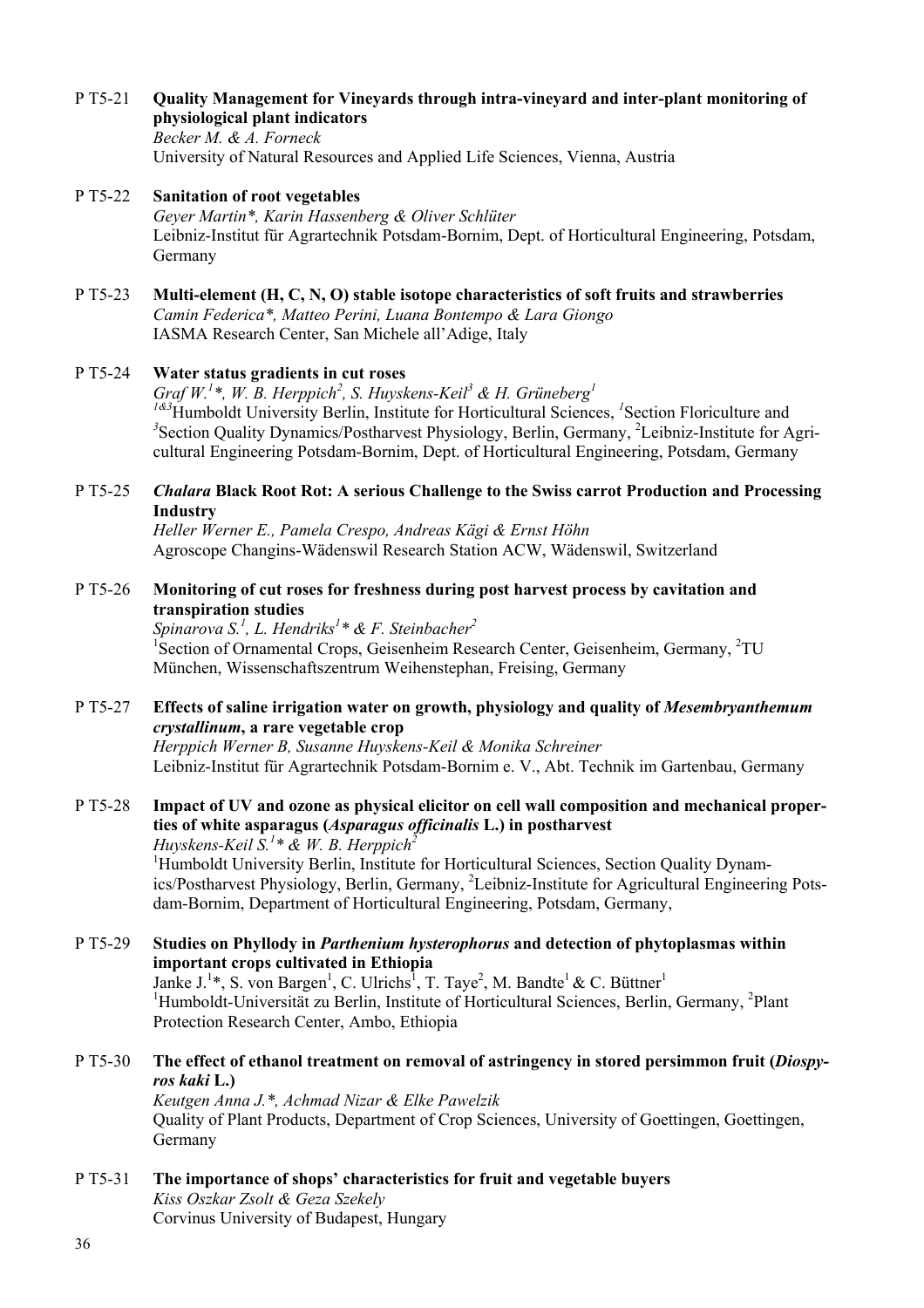P T5-21 **Quality Management for Vineyards through intra-vineyard and inter-plant monitoring of physiological plant indicators**
*Becker M. & A. Forneck*
University of Natural Resources and Applied Life Sciences, Vienna, Austria

P T5-22 **Sanitation of root vegetables**
*Geyer Martin*, Karin Hassenberg & Oliver Schlüter*
Leibniz-Institut für Agrartechnik Potsdam-Bornim, Dept. of Horticultural Engineering, Potsdam, Germany

P T5-23 **Multi-element (H, C, N, O) stable isotope characteristics of soft fruits and strawberries**
*Camin Federica*, Matteo Perini, Luana Bontempo & Lara Giongo*
IASMA Research Center, San Michele all'Adige, Italy

P T5-24 **Water status gradients in cut roses**
*Graf W.[1]*, W. B. Herppich[2], S. Huyskens-Keil[3] & H. Grüneberg[1]*
[1&3]Humboldt University Berlin, Institute for Horticultural Sciences, [1]Section Floriculture and [3]Section Quality Dynamics/Postharvest Physiology, Berlin, Germany, [2]Leibniz-Institute for Agricultural Engineering Potsdam-Bornim, Dept. of Horticultural Engineering, Potsdam, Germany

P T5-25 ***Chalara* Black Root Rot: A serious Challenge to the Swiss carrot Production and Processing Industry**
*Heller Werner E., Pamela Crespo, Andreas Kägi & Ernst Höhn*
Agroscope Changins-Wädenswil Research Station ACW, Wädenswil, Switzerland

P T5-26 **Monitoring of cut roses for freshness during post harvest process by cavitation and transpiration studies**
*Spinarova S.[1], L. Hendriks[1]* & F. Steinbacher[2]*
[1]Section of Ornamental Crops, Geisenheim Research Center, Geisenheim, Germany, [2]TU München, Wissenschaftszentrum Weihenstephan, Freising, Germany

P T5-27 **Effects of saline irrigation water on growth, physiology and quality of *Mesembryanthemum crystallinum*, a rare vegetable crop**
*Herppich Werner B, Susanne Huyskens-Keil & Monika Schreiner*
Leibniz-Institut für Agrartechnik Potsdam-Bornim e. V., Abt. Technik im Gartenbau, Germany

P T5-28 **Impact of UV and ozone as physical elicitor on cell wall composition and mechanical properties of white asparagus (*Asparagus officinalis* L.) in postharvest**
*Huyskens-Keil S.[1]* & W. B. Herppich[2]*
[1]Humboldt University Berlin, Institute for Horticultural Sciences, Section Quality Dynamics/Postharvest Physiology, Berlin, Germany, [2]Leibniz-Institute for Agricultural Engineering Potsdam-Bornim, Department of Horticultural Engineering, Potsdam, Germany,

P T5-29 **Studies on Phyllody in *Parthenium hysterophorus* and detection of phytoplasmas within important crops cultivated in Ethiopia**
Janke J.[1]*, S. von Bargen[1], C. Ulrichs[1], T. Taye[2], M. Bandte[1] & C. Büttner[1]
[1]Humboldt-Universität zu Berlin, Institute of Horticultural Sciences, Berlin, Germany, [2]Plant Protection Research Center, Ambo, Ethiopia

P T5-30 **The effect of ethanol treatment on removal of astringency in stored persimmon fruit (*Diospyros kaki* L.)**
*Keutgen Anna J.*, Achmad Nizar & Elke Pawelzik*
Quality of Plant Products, Department of Crop Sciences, University of Goettingen, Goettingen, Germany

P T5-31 **The importance of shops' characteristics for fruit and vegetable buyers**
*Kiss Oszkar Zsolt & Geza Szekely*
Corvinus University of Budapest, Hungary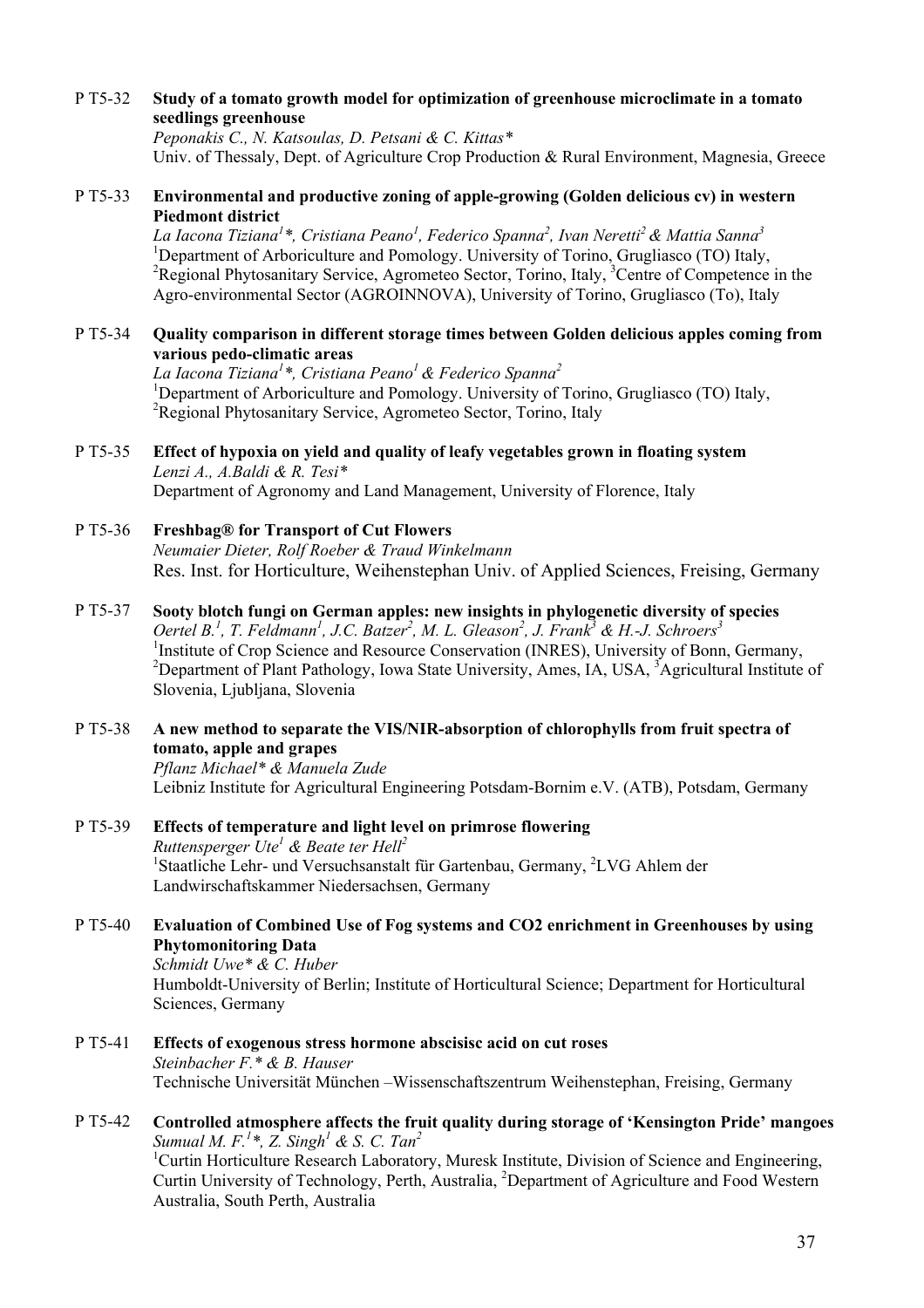P T5-32 **Study of a tomato growth model for optimization of greenhouse microclimate in a tomato seedlings greenhouse**
*Peponakis C., N. Katsoulas, D. Petsani & C. Kittas**
Univ. of Thessaly, Dept. of Agriculture Crop Production & Rural Environment, Magnesia, Greece

P T5-33 **Environmental and productive zoning of apple-growing (Golden delicious cv) in western Piedmont district**
*La Iacona Tiziana[1]*, Cristiana Peano[1], Federico Spanna[2], Ivan Neretti[2] & Mattia Sanna[3]*
[1]Department of Arboriculture and Pomology. University of Torino, Grugliasco (TO) Italy, [2]Regional Phytosanitary Service, Agrometeo Sector, Torino, Italy, [3]Centre of Competence in the Agro-environmental Sector (AGROINNOVA), University of Torino, Grugliasco (To), Italy

P T5-34 **Quality comparison in different storage times between Golden delicious apples coming from various pedo-climatic areas**
*La Iacona Tiziana[1]*, Cristiana Peano[1] & Federico Spanna[2]*
[1]Department of Arboriculture and Pomology. University of Torino, Grugliasco (TO) Italy, [2]Regional Phytosanitary Service, Agrometeo Sector, Torino, Italy

P T5-35 **Effect of hypoxia on yield and quality of leafy vegetables grown in floating system**
*Lenzi A., A.Baldi & R. Tesi**
Department of Agronomy and Land Management, University of Florence, Italy

P T5-36 **Freshbag® for Transport of Cut Flowers**
*Neumaier Dieter, Rolf Roeber & Traud Winkelmann*
Res. Inst. for Horticulture, Weihenstephan Univ. of Applied Sciences, Freising, Germany

P T5-37 **Sooty blotch fungi on German apples: new insights in phylogenetic diversity of species**
*Oertel B.[1], T. Feldmann[1], J.C. Batzer[2], M. L. Gleason[2], J. Frank[3] & H.-J. Schroers[3]*
[1]Institute of Crop Science and Resource Conservation (INRES), University of Bonn, Germany, [2]Department of Plant Pathology, Iowa State University, Ames, IA, USA, [3]Agricultural Institute of Slovenia, Ljubljana, Slovenia

P T5-38 **A new method to separate the VIS/NIR-absorption of chlorophylls from fruit spectra of tomato, apple and grapes**
*Pflanz Michael* & Manuela Zude*
Leibniz Institute for Agricultural Engineering Potsdam-Bornim e.V. (ATB), Potsdam, Germany

P T5-39 **Effects of temperature and light level on primrose flowering**
*Ruttensperger Ute[1] & Beate ter Hell[2]*
[1]Staatliche Lehr- und Versuchsanstalt für Gartenbau, Germany, [2]LVG Ahlem der Landwirtschaftskammer Niedersachsen, Germany

P T5-40 **Evaluation of Combined Use of Fog systems and CO2 enrichment in Greenhouses by using Phytomonitoring Data**
*Schmidt Uwe* & C. Huber*
Humboldt-University of Berlin; Institute of Horticultural Science; Department for Horticultural Sciences, Germany

P T5-41 **Effects of exogenous stress hormone abscisisc acid on cut roses**
*Steinbacher F.* & B. Hauser*
Technische Universität München –Wissenschaftszentrum Weihenstephan, Freising, Germany

P T5-42 **Controlled atmosphere affects the fruit quality during storage of 'Kensington Pride' mangoes**
*Sumual M. F.[1]*, Z. Singh[1] & S. C. Tan[2]*
[1]Curtin Horticulture Research Laboratory, Muresk Institute, Division of Science and Engineering, Curtin University of Technology, Perth, Australia, [2]Department of Agriculture and Food Western Australia, South Perth, Australia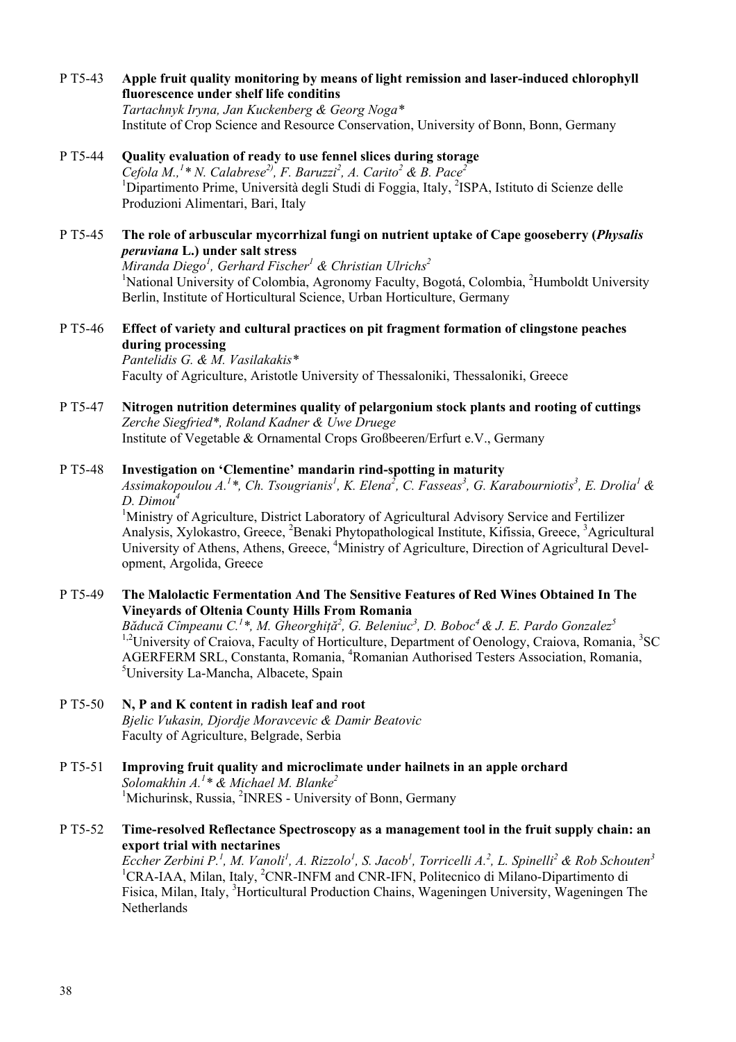P T5-43 **Apple fruit quality monitoring by means of light remission and laser-induced chlorophyll fluorescence under shelf life conditins**
*Tartachnyk Iryna, Jan Kuckenberg & Georg Noga**
Institute of Crop Science and Resource Conservation, University of Bonn, Bonn, Germany

P T5-44 **Quality evaluation of ready to use fennel slices during storage**
*Cefola M.,[1]* N. Calabrese[2)], F. Baruzzi[2], A. Carito[2] & B. Pace[2]*
[1]Dipartimento Prime, Università degli Studi di Foggia, Italy, [2]ISPA, Istituto di Scienze delle Produzioni Alimentari, Bari, Italy

P T5-45 **The role of arbuscular mycorrhizal fungi on nutrient uptake of Cape gooseberry (*Physalis peruviana* L.) under salt stress**
*Miranda Diego[1], Gerhard Fischer[1] & Christian Ulrichs[2]*
[1]National University of Colombia, Agronomy Faculty, Bogotá, Colombia, [2]Humboldt University Berlin, Institute of Horticultural Science, Urban Horticulture, Germany

P T5-46 **Effect of variety and cultural practices on pit fragment formation of clingstone peaches during processing**
*Pantelidis G. & M. Vasilakakis**
Faculty of Agriculture, Aristotle University of Thessaloniki, Thessaloniki, Greece

P T5-47 **Nitrogen nutrition determines quality of pelargonium stock plants and rooting of cuttings**
*Zerche Siegfried*, Roland Kadner & Uwe Druege*
Institute of Vegetable & Ornamental Crops Großbeeren/Erfurt e.V., Germany

P T5-48 **Investigation on 'Clementine' mandarin rind-spotting in maturity**
*Assimakopoulou A.[1]*, Ch. Tsougrianis[1], K. Elena[2], C. Fasseas[3], G. Karabourniotis[3], E. Drolia[1] & D. Dimou[4]*
[1]Ministry of Agriculture, District Laboratory of Agricultural Advisory Service and Fertilizer Analysis, Xylokastro, Greece, [2]Benaki Phytopathological Institute, Kifissia, Greece, [3]Agricultural University of Athens, Athens, Greece, [4]Ministry of Agriculture, Direction of Agricultural Development, Argolida, Greece

P T5-49 **The Malolactic Fermentation And The Sensitive Features of Red Wines Obtained In The Vineyards of Oltenia County Hills From Romania**
*Băducă Cîmpeanu C.[1]*, M. Gheorghiță[2], G. Beleniuc[3], D. Boboc[4] & J. E. Pardo Gonzalez[5]*
[1,2]University of Craiova, Faculty of Horticulture, Department of Oenology, Craiova, Romania, [3]SC AGERFERM SRL, Constanta, Romania, [4]Romanian Authorised Testers Association, Romania, [5]University La-Mancha, Albacete, Spain

P T5-50 **N, P and K content in radish leaf and root**
*Bjelic Vukasin, Djordje Moravcevic & Damir Beatovic*
Faculty of Agriculture, Belgrade, Serbia

P T5-51 **Improving fruit quality and microclimate under hailnets in an apple orchard**
*Solomakhin A.[1]* & Michael M. Blanke[2]*
[1]Michurinsk, Russia, [2]INRES - University of Bonn, Germany

P T5-52 **Time-resolved Reflectance Spectroscopy as a management tool in the fruit supply chain: an export trial with nectarines**
*Eccher Zerbini P.[1], M. Vanoli[1], A. Rizzolo[1], S. Jacob[1], Torricelli A.[2], L. Spinelli[2] & Rob Schouten[3]*
[1]CRA-IAA, Milan, Italy, [2]CNR-INFM and CNR-IFN, Politecnico di Milano-Dipartimento di Fisica, Milan, Italy, [3]Horticultural Production Chains, Wageningen University, Wageningen The Netherlands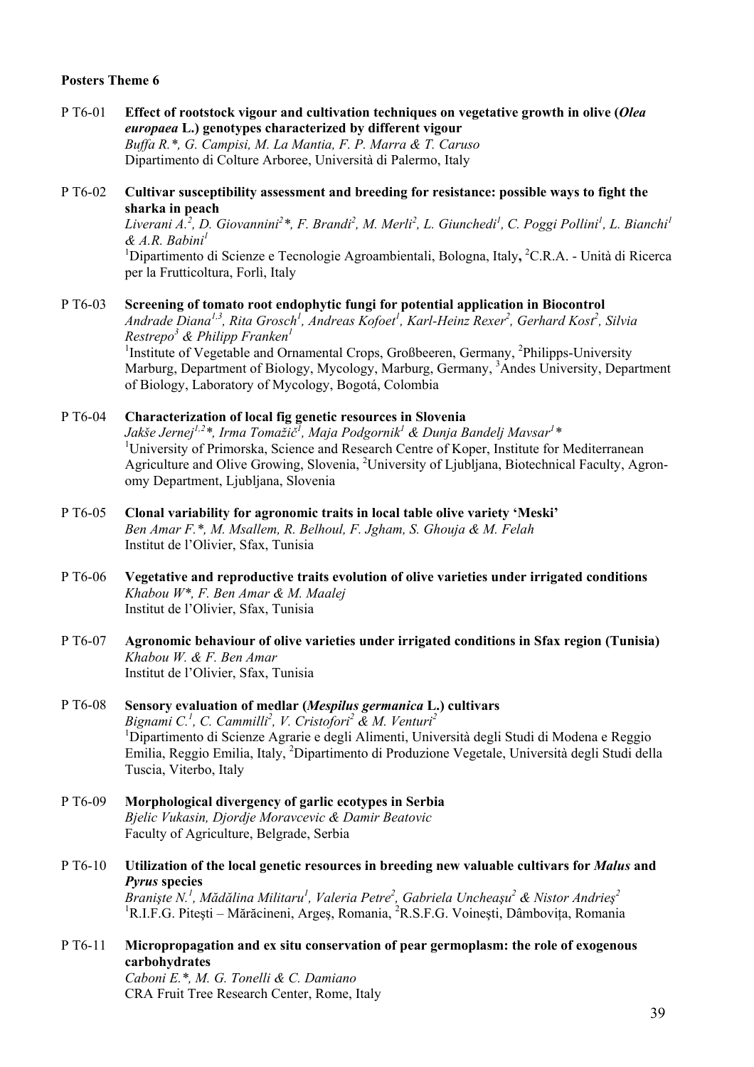**Posters Theme 6**

P T6-01 **Effect of rootstock vigour and cultivation techniques on vegetative growth in olive (*Olea europaea* L.) genotypes characterized by different vigour**
*Buffa R.\*, G. Campisi, M. La Mantia, F. P. Marra & T. Caruso*
Dipartimento di Colture Arboree, Università di Palermo, Italy

P T6-02 **Cultivar susceptibility assessment and breeding for resistance: possible ways to fight the sharka in peach**
*Liverani A.[2], D. Giovannini[2]\*, F. Brandi[2], M. Merli[2], L. Giunchedi[1], C. Poggi Pollini[1], L. Bianchi[1] & A.R. Babini[1]*
[1]Dipartimento di Scienze e Tecnologie Agroambientali, Bologna, Italy, [2]C.R.A. - Unità di Ricerca per la Frutticoltura, Forlì, Italy

P T6-03 **Screening of tomato root endophytic fungi for potential application in Biocontrol**
*Andrade Diana[1,3], Rita Grosch[1], Andreas Kofoet[1], Karl-Heinz Rexer[2], Gerhard Kost[2], Silvia Restrepo[3] & Philipp Franken[1]*
[1]Institute of Vegetable and Ornamental Crops, Großbeeren, Germany, [2]Philipps-University Marburg, Department of Biology, Mycology, Marburg, Germany, [3]Andes University, Department of Biology, Laboratory of Mycology, Bogotá, Colombia

P T6-04 **Characterization of local fig genetic resources in Slovenia**
*Jakše Jernej[1,2]\*, Irma Tomažič[1], Maja Podgornik[1] & Dunja Bandelj Mavsar[1]\**
[1]University of Primorska, Science and Research Centre of Koper, Institute for Mediterranean Agriculture and Olive Growing, Slovenia, [2]University of Ljubljana, Biotechnical Faculty, Agronomy Department, Ljubljana, Slovenia

P T6-05 **Clonal variability for agronomic traits in local table olive variety 'Meski'**
*Ben Amar F.\*, M. Msallem, R. Belhoul, F. Jgham, S. Ghouja & M. Felah*
Institut de l'Olivier, Sfax, Tunisia

P T6-06 **Vegetative and reproductive traits evolution of olive varieties under irrigated conditions**
*Khabou W\*, F. Ben Amar & M. Maalej*
Institut de l'Olivier, Sfax, Tunisia

P T6-07 **Agronomic behaviour of olive varieties under irrigated conditions in Sfax region (Tunisia)**
*Khabou W. & F. Ben Amar*
Institut de l'Olivier, Sfax, Tunisia

P T6-08 **Sensory evaluation of medlar (*Mespilus germanica* L.) cultivars**
*Bignami C.[1], C. Cammilli[2], V. Cristofori[2] & M. Venturi[2]*
[1]Dipartimento di Scienze Agrarie e degli Alimenti, Università degli Studi di Modena e Reggio Emilia, Reggio Emilia, Italy, [2]Dipartimento di Produzione Vegetale, Università degli Studi della Tuscia, Viterbo, Italy

P T6-09 **Morphological divergency of garlic ecotypes in Serbia**
*Bjelic Vukasin, Djordje Moravcevic & Damir Beatovic*
Faculty of Agriculture, Belgrade, Serbia

P T6-10 **Utilization of the local genetic resources in breeding new valuable cultivars for *Malus* and *Pyrus* species**
*Branişte N.[1], Mădălina Militaru[1], Valeria Petre[2], Gabriela Uncheaşu[2] & Nistor Andrieş[2]*
[1]R.I.F.G. Piteşti – Mărăcineni, Argeş, Romania, [2]R.S.F.G. Voineşti, Dâmboviţa, Romania

P T6-11 **Micropropagation and ex situ conservation of pear germoplasm: the role of exogenous carbohydrates**
*Caboni E.\*, M. G. Tonelli & C. Damiano*
CRA Fruit Tree Research Center, Rome, Italy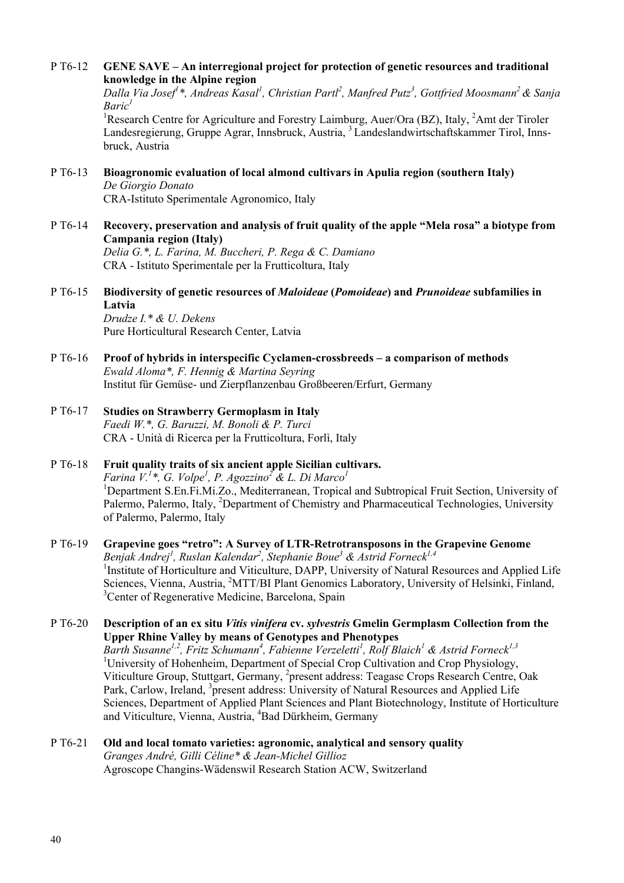P T6-12 **GENE SAVE – An interregional project for protection of genetic resources and traditional knowledge in the Alpine region**
*Dalla Via Josef[1]\*, Andreas Kasal[1], Christian Partl[2], Manfred Putz[3], Gottfried Moosmann[2] & Sanja Baric[1]*
[1]Research Centre for Agriculture and Forestry Laimburg, Auer/Ora (BZ), Italy, [2]Amt der Tiroler Landesregierung, Gruppe Agrar, Innsbruck, Austria, [3] Landeslandwirtschaftskammer Tirol, Innsbruck, Austria

P T6-13 **Bioagronomic evaluation of local almond cultivars in Apulia region (southern Italy)**
*De Giorgio Donato*
CRA-Istituto Sperimentale Agronomico, Italy

P T6-14 **Recovery, preservation and analysis of fruit quality of the apple "Mela rosa" a biotype from Campania region (Italy)**
*Delia G.\*, L. Farina, M. Buccheri, P. Rega & C. Damiano*
CRA - Istituto Sperimentale per la Frutticoltura, Italy

P T6-15 **Biodiversity of genetic resources of *Maloideae* (*Pomoideae*) and *Prunoideae* subfamilies in Latvia**
*Drudze I.\* & U. Dekens*
Pure Horticultural Research Center, Latvia

P T6-16 **Proof of hybrids in interspecific Cyclamen-crossbreeds – a comparison of methods**
*Ewald Aloma\*, F. Hennig & Martina Seyring*
Institut für Gemüse- und Zierpflanzenbau Großbeeren/Erfurt, Germany

P T6-17 **Studies on Strawberry Germoplasm in Italy**
*Faedi W.\*, G. Baruzzi, M. Bonoli & P. Turci*
CRA - Unità di Ricerca per la Frutticoltura, Forlì, Italy

P T6-18 **Fruit quality traits of six ancient apple Sicilian cultivars.**
*Farina V.[1]\*, G. Volpe[1], P. Agozzino[2] & L. Di Marco[1]*
[1]Department S.En.Fi.Mi.Zo., Mediterranean, Tropical and Subtropical Fruit Section, University of Palermo, Palermo, Italy, [2]Department of Chemistry and Pharmaceutical Technologies, University of Palermo, Palermo, Italy

P T6-19 **Grapevine goes "retro": A Survey of LTR-Retrotransposons in the Grapevine Genome**
*Benjak Andrej[1], Ruslan Kalendar[2], Stephanie Boue[3] & Astrid Forneck[1,4]*
[1]Institute of Horticulture and Viticulture, DAPP, University of Natural Resources and Applied Life Sciences, Vienna, Austria, [2]MTT/BI Plant Genomics Laboratory, University of Helsinki, Finland, [3]Center of Regenerative Medicine, Barcelona, Spain

P T6-20 **Description of an ex situ *Vitis vinifera* cv. *sylvestris* Gmelin Germplasm Collection from the Upper Rhine Valley by means of Genotypes and Phenotypes**
*Barth Susanne[1,2], Fritz Schumann[4], Fabienne Verzeletti[1], Rolf Blaich[1] & Astrid Forneck[1,3]*
[1]University of Hohenheim, Department of Special Crop Cultivation and Crop Physiology, Viticulture Group, Stuttgart, Germany, [2]present address: Teagasc Crops Research Centre, Oak Park, Carlow, Ireland, [3]present address: University of Natural Resources and Applied Life Sciences, Department of Applied Plant Sciences and Plant Biotechnology, Institute of Horticulture and Viticulture, Vienna, Austria, [4]Bad Dürkheim, Germany

P T6-21 **Old and local tomato varieties: agronomic, analytical and sensory quality**
*Granges André, Gilli Céline\* & Jean-Michel Gillioz*
Agroscope Changins-Wädenswil Research Station ACW, Switzerland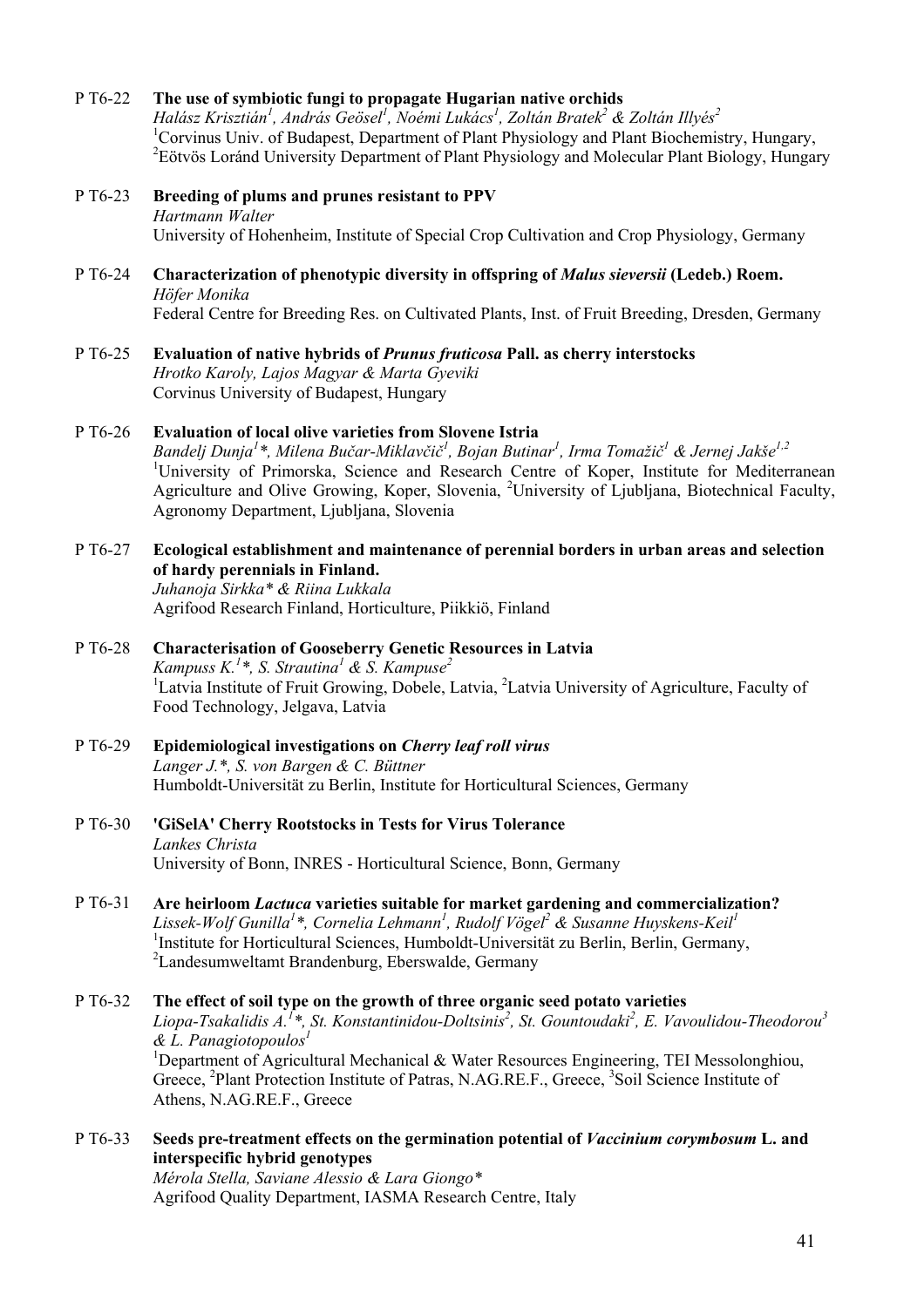P T6-22 **The use of symbiotic fungi to propagate Hugarian native orchids**
*Halász Krisztián[1], András Geösel[1], Noémi Lukács[1], Zoltán Bratek[2] & Zoltán Illyés[2]*
[1]Corvinus Univ. of Budapest, Department of Plant Physiology and Plant Biochemistry, Hungary, [2]Eötvös Loránd University Department of Plant Physiology and Molecular Plant Biology, Hungary

P T6-23 **Breeding of plums and prunes resistant to PPV**
*Hartmann Walter*
University of Hohenheim, Institute of Special Crop Cultivation and Crop Physiology, Germany

P T6-24 **Characterization of phenotypic diversity in offspring of *Malus sieversii* (Ledeb.) Roem.**
*Höfer Monika*
Federal Centre for Breeding Res. on Cultivated Plants, Inst. of Fruit Breeding, Dresden, Germany

P T6-25 **Evaluation of native hybrids of *Prunus fruticosa* Pall. as cherry interstocks**
*Hrotko Karoly, Lajos Magyar & Marta Gyeviki*
Corvinus University of Budapest, Hungary

P T6-26 **Evaluation of local olive varieties from Slovene Istria**
*Bandelj Dunja[1]*, Milena Bučar-Miklavčič[1], Bojan Butinar[1], Irma Tomažič[1] & Jernej Jakše[1,2]*
[1]University of Primorska, Science and Research Centre of Koper, Institute for Mediterranean Agriculture and Olive Growing, Koper, Slovenia, [2]University of Ljubljana, Biotechnical Faculty, Agronomy Department, Ljubljana, Slovenia

P T6-27 **Ecological establishment and maintenance of perennial borders in urban areas and selection of hardy perennials in Finland.**
*Juhanoja Sirkka* & Riina Lukkala*
Agrifood Research Finland, Horticulture, Piikkiö, Finland

P T6-28 **Characterisation of Gooseberry Genetic Resources in Latvia**
*Kampuss K.[1]*, S. Strautina[1] & S. Kampuse[2]*
[1]Latvia Institute of Fruit Growing, Dobele, Latvia, [2]Latvia University of Agriculture, Faculty of Food Technology, Jelgava, Latvia

P T6-29 **Epidemiological investigations on *Cherry leaf roll virus***
*Langer J.*, S. von Bargen & C. Büttner*
Humboldt-Universität zu Berlin, Institute for Horticultural Sciences, Germany

P T6-30 **'GiSelA' Cherry Rootstocks in Tests for Virus Tolerance**
*Lankes Christa*
University of Bonn, INRES - Horticultural Science, Bonn, Germany

P T6-31 **Are heirloom *Lactuca* varieties suitable for market gardening and commercialization?**
*Lissek-Wolf Gunilla[1]*, Cornelia Lehmann[1], Rudolf Vögel[2] & Susanne Huyskens-Keil[1]*
[1]Institute for Horticultural Sciences, Humboldt-Universität zu Berlin, Berlin, Germany, [2]Landesumweltamt Brandenburg, Eberswalde, Germany

P T6-32 **The effect of soil type on the growth of three organic seed potato varieties**
*Liopa-Tsakalidis A.[1]*, St. Konstantinidou-Doltsinis[2], St. Gountoudaki[2], E. Vavoulidou-Theodorou[3] & L. Panagiotopoulos[1]*
[1]Department of Agricultural Mechanical & Water Resources Engineering, TEI Messolonghiou, Greece, [2]Plant Protection Institute of Patras, N.AG.RE.F., Greece, [3]Soil Science Institute of Athens, N.AG.RE.F., Greece

P T6-33 **Seeds pre-treatment effects on the germination potential of *Vaccinium corymbosum* L. and interspecific hybrid genotypes**
*Mérola Stella, Saviane Alessio & Lara Giongo**
Agrifood Quality Department, IASMA Research Centre, Italy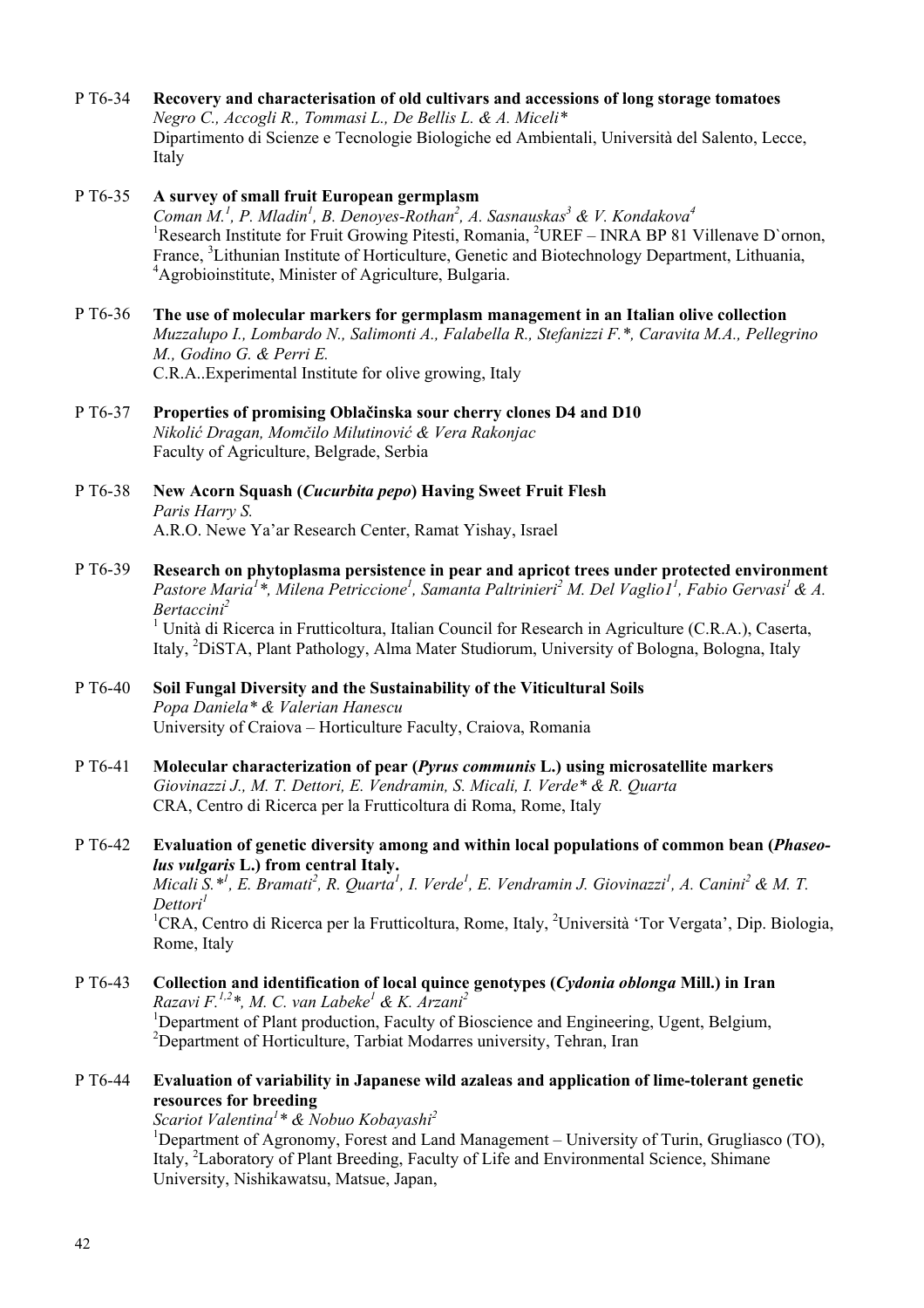P T6-34 **Recovery and characterisation of old cultivars and accessions of long storage tomatoes**
*Negro C., Accogli R., Tommasi L., De Bellis L. & A. Miceli\**
Dipartimento di Scienze e Tecnologie Biologiche ed Ambientali, Università del Salento, Lecce, Italy

P T6-35 **A survey of small fruit European germplasm**
*Coman M.[1], P. Mladin[1], B. Denoyes-Rothan[2], A. Sasnauskas[3] & V. Kondakova[4]*
[1]Research Institute for Fruit Growing Pitesti, Romania, [2]UREF – INRA BP 81 Villenave D`ornon, France, [3]Lithunian Institute of Horticulture, Genetic and Biotechnology Department, Lithuania, [4]Agrobioinstitute, Minister of Agriculture, Bulgaria.

P T6-36 **The use of molecular markers for germplasm management in an Italian olive collection**
*Muzzalupo I., Lombardo N., Salimonti A., Falabella R., Stefanizzi F.\*, Caravita M.A., Pellegrino M., Godino G. & Perri E.*
C.R.A..Experimental Institute for olive growing, Italy

P T6-37 **Properties of promising Oblačinska sour cherry clones D4 and D10**
*Nikolić Dragan, Momčilo Milutinović & Vera Rakonjac*
Faculty of Agriculture, Belgrade, Serbia

P T6-38 **New Acorn Squash (*Cucurbita pepo*) Having Sweet Fruit Flesh**
*Paris Harry S.*
A.R.O. Newe Ya'ar Research Center, Ramat Yishay, Israel

P T6-39 **Research on phytoplasma persistence in pear and apricot trees under protected environment**
*Pastore Maria[1]\*, Milena Petriccione[1], Samanta Paltrinieri[2] M. Del Vaglio1[1], Fabio Gervasi[1] & A. Bertaccini[2]*
[1] Unità di Ricerca in Frutticoltura, Italian Council for Research in Agriculture (C.R.A.), Caserta, Italy, [2]DiSTA, Plant Pathology, Alma Mater Studiorum, University of Bologna, Bologna, Italy

P T6-40 **Soil Fungal Diversity and the Sustainability of the Viticultural Soils**
*Popa Daniela\* & Valerian Hanescu*
University of Craiova – Horticulture Faculty, Craiova, Romania

P T6-41 **Molecular characterization of pear (*Pyrus communis* L.) using microsatellite markers**
*Giovinazzi J., M. T. Dettori, E. Vendramin, S. Micali, I. Verde\* & R. Quarta*
CRA, Centro di Ricerca per la Frutticoltura di Roma, Rome, Italy

P T6-42 **Evaluation of genetic diversity among and within local populations of common bean (*Phaseolus vulgaris* L.) from central Italy.**
*Micali S.\*[1], E. Bramati[2], R. Quarta[1], I. Verde[1], E. Vendramin J. Giovinazzi[1], A. Canini[2] & M. T. Dettori[1]*
[1]CRA, Centro di Ricerca per la Frutticoltura, Rome, Italy, [2]Università 'Tor Vergata', Dip. Biologia, Rome, Italy

P T6-43 **Collection and identification of local quince genotypes (*Cydonia oblonga* Mill.) in Iran**
*Razavi F.[1,2]\*, M. C. van Labeke[1] & K. Arzani[2]*
[1]Department of Plant production, Faculty of Bioscience and Engineering, Ugent, Belgium, [2]Department of Horticulture, Tarbiat Modarres university, Tehran, Iran

P T6-44 **Evaluation of variability in Japanese wild azaleas and application of lime-tolerant genetic resources for breeding**
*Scariot Valentina[1]\* & Nobuo Kobayashi[2]*
[1]Department of Agronomy, Forest and Land Management – University of Turin, Grugliasco (TO), Italy, [2]Laboratory of Plant Breeding, Faculty of Life and Environmental Science, Shimane University, Nishikawatsu, Matsue, Japan,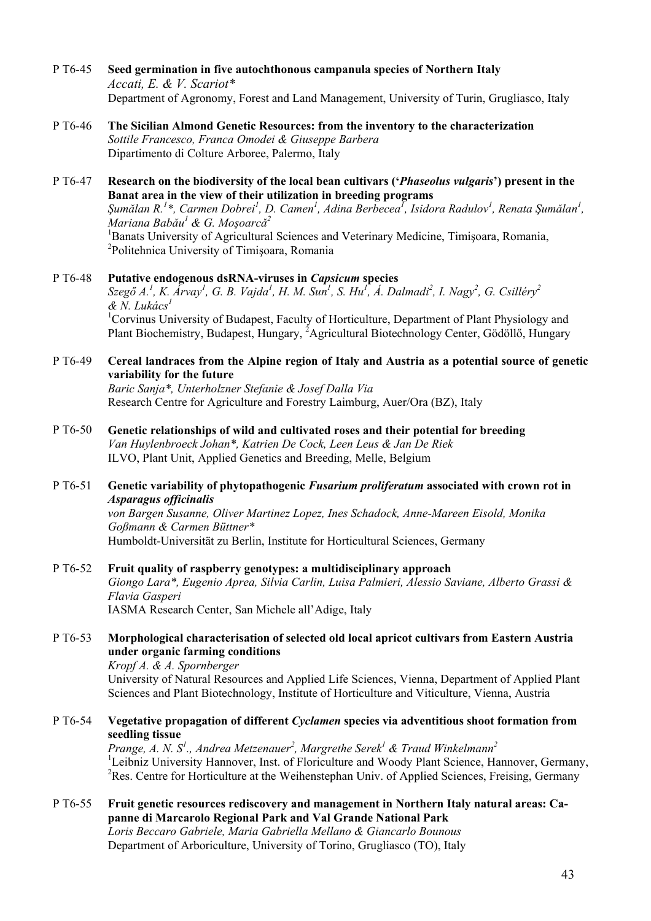P T6-45 **Seed germination in five autochthonous campanula species of Northern Italy**
*Accati, E. & V. Scariot**
Department of Agronomy, Forest and Land Management, University of Turin, Grugliasco, Italy

P T6-46 **The Sicilian Almond Genetic Resources: from the inventory to the characterization**
*Sottile Francesco, Franca Omodei & Giuseppe Barbera*
Dipartimento di Colture Arboree, Palermo, Italy

P T6-47 **Research on the biodiversity of the local bean cultivars ('*Phaseolus vulgaris*') present in the Banat area in the view of their utilization in breeding programs**
*Şumălan R.[1]*, Carmen Dobrei[1], D. Camen[1], Adina Berbecea[1], Isidora Radulov[1], Renata Şumălan[1], Mariana Babău[1] & G. Moşoarcă[2]*
[1]Banats University of Agricultural Sciences and Veterinary Medicine, Timişoara, Romania, [2]Politehnica University of Timişoara, Romania

P T6-48 **Putative endogenous dsRNA-viruses in *Capsicum* species**
*Szegő A.[1], K. Árvay[1], G. B. Vajda[1], H. M. Sun[1], S. Hu[1], Á. Dalmadi[2], I. Nagy[2], G. Csilléry[2] & N. Lukács[1]*
[1]Corvinus University of Budapest, Faculty of Horticulture, Department of Plant Physiology and Plant Biochemistry, Budapest, Hungary, [2]Agricultural Biotechnology Center, Gödöllő, Hungary

P T6-49 **Cereal landraces from the Alpine region of Italy and Austria as a potential source of genetic variability for the future**
*Baric Sanja*, Unterholzner Stefanie & Josef Dalla Via*
Research Centre for Agriculture and Forestry Laimburg, Auer/Ora (BZ), Italy

P T6-50 **Genetic relationships of wild and cultivated roses and their potential for breeding**
*Van Huylenbroeck Johan*, Katrien De Cock, Leen Leus & Jan De Riek*
ILVO, Plant Unit, Applied Genetics and Breeding, Melle, Belgium

P T6-51 **Genetic variability of phytopathogenic *Fusarium proliferatum* associated with crown rot in *Asparagus officinalis***
*von Bargen Susanne, Oliver Martinez Lopez, Ines Schadock, Anne-Mareen Eisold, Monika Goßmann & Carmen Büttner**
Humboldt-Universität zu Berlin, Institute for Horticultural Sciences, Germany

P T6-52 **Fruit quality of raspberry genotypes: a multidisciplinary approach**
*Giongo Lara*, Eugenio Aprea, Silvia Carlin, Luisa Palmieri, Alessio Saviane, Alberto Grassi & Flavia Gasperi*
IASMA Research Center, San Michele all'Adige, Italy

P T6-53 **Morphological characterisation of selected old local apricot cultivars from Eastern Austria under organic farming conditions**
*Kropf A. & A. Spornberger*
University of Natural Resources and Applied Life Sciences, Vienna, Department of Applied Plant Sciences and Plant Biotechnology, Institute of Horticulture and Viticulture, Vienna, Austria

P T6-54 **Vegetative propagation of different *Cyclamen* species via adventitious shoot formation from seedling tissue**
*Prange, A. N. S[1]., Andrea Metzenauer[2], Margrethe Serek[1] & Traud Winkelmann[2]*
[1]Leibniz University Hannover, Inst. of Floriculture and Woody Plant Science, Hannover, Germany, [2]Res. Centre for Horticulture at the Weihenstephan Univ. of Applied Sciences, Freising, Germany

P T6-55 **Fruit genetic resources rediscovery and management in Northern Italy natural areas: Capanne di Marcarolo Regional Park and Val Grande National Park**
*Loris Beccaro Gabriele, Maria Gabriella Mellano & Giancarlo Bounous*
Department of Arboriculture, University of Torino, Grugliasco (TO), Italy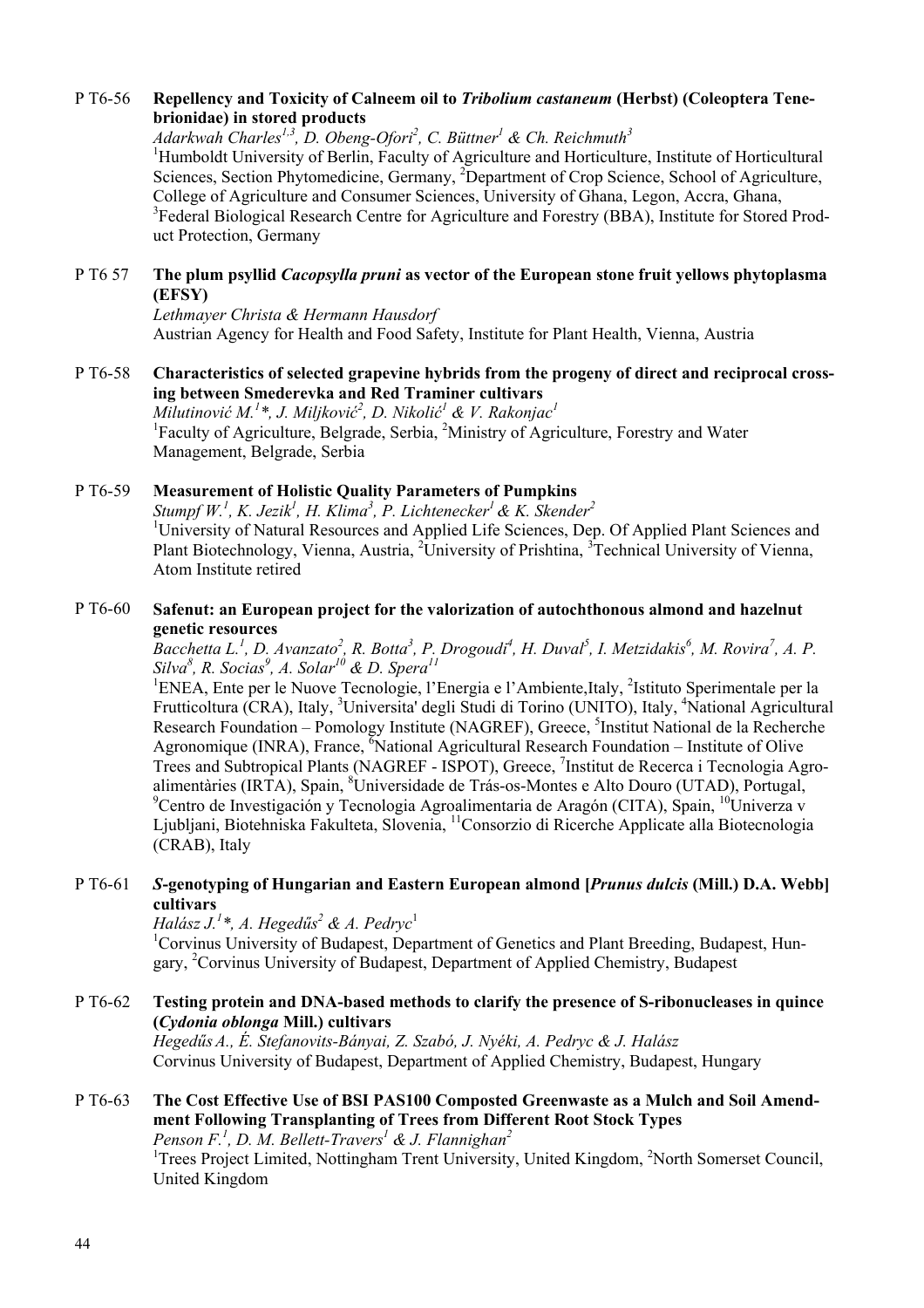**P T6-56 Repellency and Toxicity of Calneem oil to *Tribolium castaneum* (Herbst) (Coleoptera Tenebrionidae) in stored products**

*Adarkwah Charles[1,3], D. Obeng-Ofori[2], C. Büttner[1] & Ch. Reichmuth[3]*

[1]Humboldt University of Berlin, Faculty of Agriculture and Horticulture, Institute of Horticultural Sciences, Section Phytomedicine, Germany, [2]Department of Crop Science, School of Agriculture, College of Agriculture and Consumer Sciences, University of Ghana, Legon, Accra, Ghana, [3]Federal Biological Research Centre for Agriculture and Forestry (BBA), Institute for Stored Product Protection, Germany

**P T6 57 The plum psyllid *Cacopsylla pruni* as vector of the European stone fruit yellows phytoplasma (EFSY)**

*Lethmayer Christa & Hermann Hausdorf*

Austrian Agency for Health and Food Safety, Institute for Plant Health, Vienna, Austria

**P T6-58 Characteristics of selected grapevine hybrids from the progeny of direct and reciprocal crossing between Smederevka and Red Traminer cultivars**

*Milutinović M.[1]*, J. Miljković[2], D. Nikolić[1] & V. Rakonjac[1]*

[1]Faculty of Agriculture, Belgrade, Serbia, [2]Ministry of Agriculture, Forestry and Water Management, Belgrade, Serbia

**P T6-59 Measurement of Holistic Quality Parameters of Pumpkins**

*Stumpf W.[1], K. Jezik[1], H. Klima[3], P. Lichtenecker[1] & K. Skender[2]*

[1]University of Natural Resources and Applied Life Sciences, Dep. Of Applied Plant Sciences and Plant Biotechnology, Vienna, Austria, [2]University of Prishtina, [3]Technical University of Vienna, Atom Institute retired

**P T6-60 Safenut: an European project for the valorization of autochthonous almond and hazelnut genetic resources**

*Bacchetta L.[1], D. Avanzato[2], R. Botta[3], P. Drogoudi[4], H. Duval[5], I. Metzidakis[6], M. Rovira[7], A. P. Silva[8], R. Socias[9], A. Solar[10] & D. Spera[11]*

[1]ENEA, Ente per le Nuove Tecnologie, l'Energia e l'Ambiente,Italy, [2]Istituto Sperimentale per la Frutticoltura (CRA), Italy, [3]Universita' degli Studi di Torino (UNITO), Italy, [4]National Agricultural Research Foundation – Pomology Institute (NAGREF), Greece, [5]Institut National de la Recherche Agronomique (INRA), France, [6]National Agricultural Research Foundation – Institute of Olive Trees and Subtropical Plants (NAGREF - ISPOT), Greece, [7]Institut de Recerca i Tecnologia Agroalimentàries (IRTA), Spain, [8]Universidade de Trás-os-Montes e Alto Douro (UTAD), Portugal, [9]Centro de Investigación y Tecnologia Agroalimentaria de Aragón (CITA), Spain, [10]Univerza v Ljubljani, Biotehniska Fakulteta, Slovenia, [11]Consorzio di Ricerche Applicate alla Biotecnologia (CRAB), Italy

**P T6-61 *S*-genotyping of Hungarian and Eastern European almond [*Prunus dulcis* (Mill.) D.A. Webb] cultivars**

*Halász J.[1]*, A. Hegedűs[2] & A. Pedryc[1]*

[1]Corvinus University of Budapest, Department of Genetics and Plant Breeding, Budapest, Hungary, [2]Corvinus University of Budapest, Department of Applied Chemistry, Budapest

**P T6-62 Testing protein and DNA-based methods to clarify the presence of S-ribonucleases in quince (*Cydonia oblonga* Mill.) cultivars**

*Hegedűs A., É. Stefanovits-Bányai, Z. Szabó, J. Nyéki, A. Pedryc & J. Halász*

Corvinus University of Budapest, Department of Applied Chemistry, Budapest, Hungary

**P T6-63 The Cost Effective Use of BSI PAS100 Composted Greenwaste as a Mulch and Soil Amendment Following Transplanting of Trees from Different Root Stock Types**

*Penson F.[1], D. M. Bellett-Travers[1] & J. Flannighan[2]*

[1]Trees Project Limited, Nottingham Trent University, United Kingdom, [2]North Somerset Council, United Kingdom